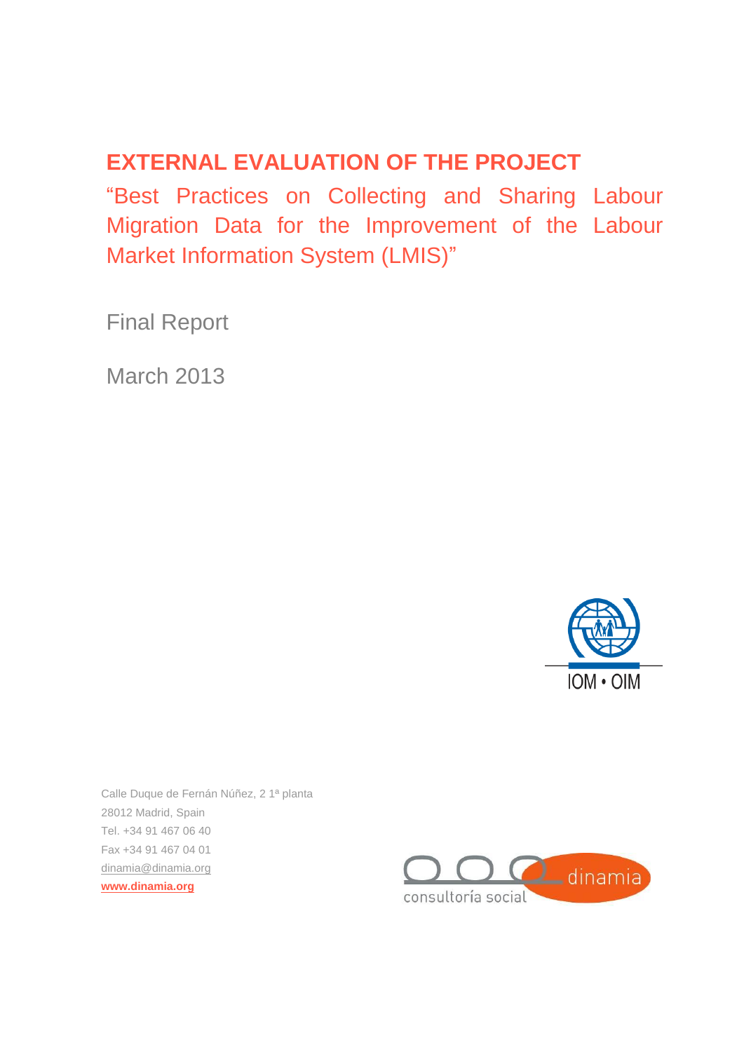# EXTERNAL EVALUATION OF THE PROJECT

## "Best Practices on Collecting and Sharing Labour Migration Data for the Improvement of the Labour Market Information System (LMIS)"

Final Report

March 2013

IOM • OIM

Calle Duque de Fernán Núñez, 2 1ª planta
28012 Madrid, Spain
Tel. +34 91 467 06 40
Fax +34 91 467 04 01
dinamia@dinamia.org
**www.dinamia.org**

dinamia
consultoría social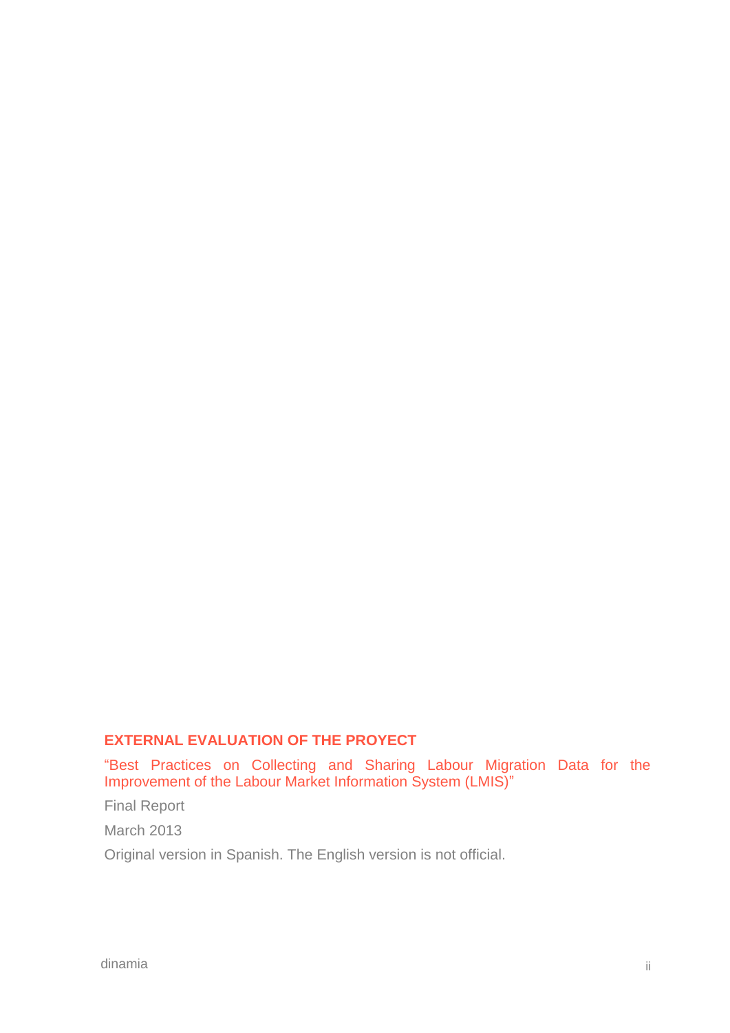**EXTERNAL EVALUATION OF THE PROYECT**

"Best Practices on Collecting and Sharing Labour Migration Data for the Improvement of the Labour Market Information System (LMIS)"

Final Report

March 2013

Original version in Spanish. The English version is not official.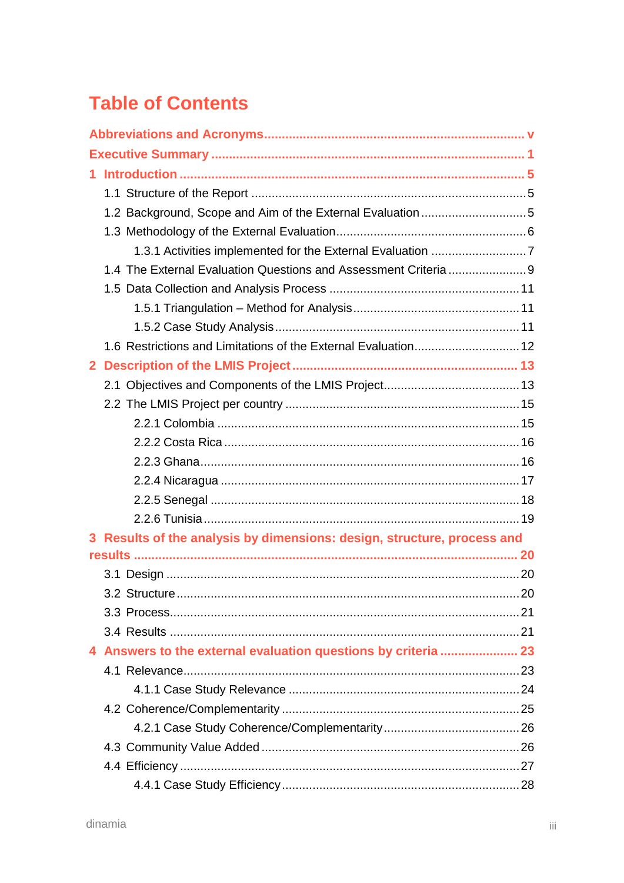# Table of Contents

**Abbreviations and Acronyms** ..... v

**Executive Summary** ..... 1

**1 Introduction** ..... 5

- 1.1 Structure of the Report ..... 5
- 1.2 Background, Scope and Aim of the External Evaluation ..... 5
- 1.3 Methodology of the External Evaluation ..... 6
  - 1.3.1 Activities implemented for the External Evaluation ..... 7
- 1.4 The External Evaluation Questions and Assessment Criteria ..... 9
- 1.5 Data Collection and Analysis Process ..... 11
  - 1.5.1 Triangulation – Method for Analysis ..... 11
  - 1.5.2 Case Study Analysis ..... 11
- 1.6 Restrictions and Limitations of the External Evaluation ..... 12

**2 Description of the LMIS Project** ..... 13

- 2.1 Objectives and Components of the LMIS Project ..... 13
- 2.2 The LMIS Project per country ..... 15
  - 2.2.1 Colombia ..... 15
  - 2.2.2 Costa Rica ..... 16
  - 2.2.3 Ghana ..... 16
  - 2.2.4 Nicaragua ..... 17
  - 2.2.5 Senegal ..... 18
  - 2.2.6 Tunisia ..... 19

**3 Results of the analysis by dimensions: design, structure, process and results** ..... 20

- 3.1 Design ..... 20
- 3.2 Structure ..... 20
- 3.3 Process ..... 21
- 3.4 Results ..... 21

**4 Answers to the external evaluation questions by criteria** ..... 23

- 4.1 Relevance ..... 23
  - 4.1.1 Case Study Relevance ..... 24
- 4.2 Coherence/Complementarity ..... 25
  - 4.2.1 Case Study Coherence/Complementarity ..... 26
- 4.3 Community Value Added ..... 26
- 4.4 Efficiency ..... 27
  - 4.4.1 Case Study Efficiency ..... 28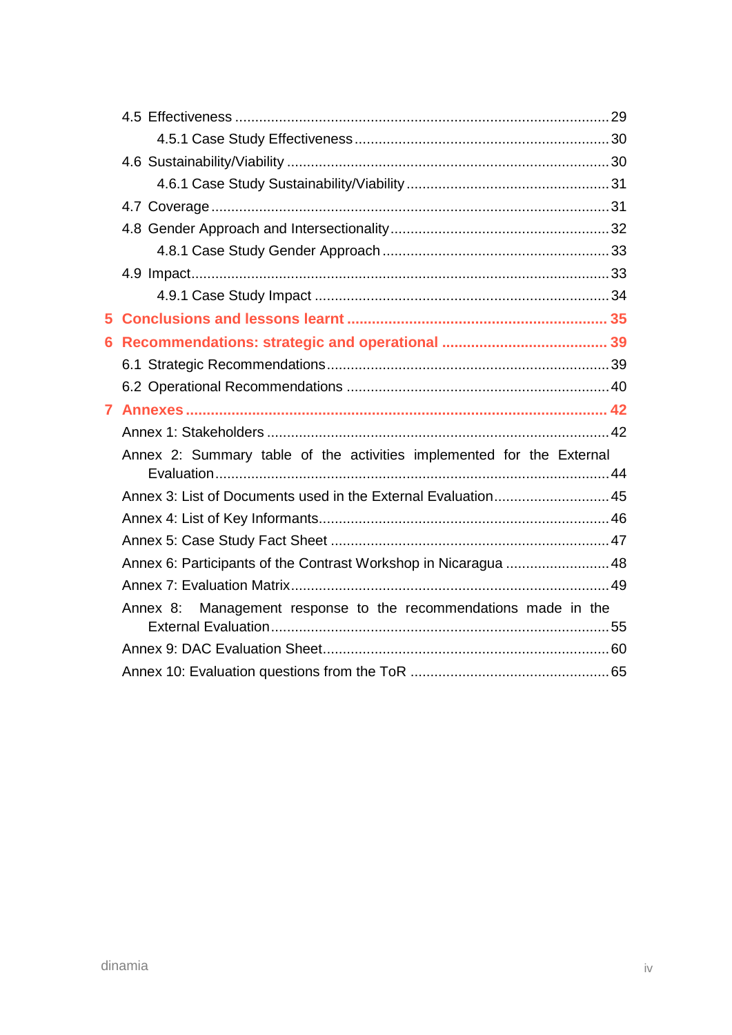4.5 Effectiveness ........................................................................................ 29

4.5.1 Case Study Effectiveness ............................................................ 30

4.6 Sustainability/Viability ............................................................................ 30

4.6.1 Case Study Sustainability/Viability .................................................. 31

4.7 Coverage .................................................................................................. 31

4.8 Gender Approach and Intersectionality ..................................................... 32

4.8.1 Case Study Gender Approach ........................................................ 33

4.9 Impact...................................................................................................... 33

4.9.1 Case Study Impact ........................................................................ 34

**5 Conclusions and lessons learnt ............................................................ 35**

**6 Recommendations: strategic and operational ....................................... 39**

6.1 Strategic Recommendations...................................................................... 39

6.2 Operational Recommendations ................................................................. 40

**7 Annexes ................................................................................................... 42**

Annex 1: Stakeholders .................................................................................... 42

Annex 2: Summary table of the activities implemented for the External Evaluation................................................................................................................ 44

Annex 3: List of Documents used in the External Evaluation............................ 45

Annex 4: List of Key Informants........................................................................ 46

Annex 5: Case Study Fact Sheet ..................................................................... 47

Annex 6: Participants of the Contrast Workshop in Nicaragua .......................... 48

Annex 7: Evaluation Matrix............................................................................... 49

Annex 8: Management response to the recommendations made in the External Evaluation................................................................................................... 55

Annex 9: DAC Evaluation Sheet....................................................................... 60

Annex 10: Evaluation questions from the ToR ................................................. 65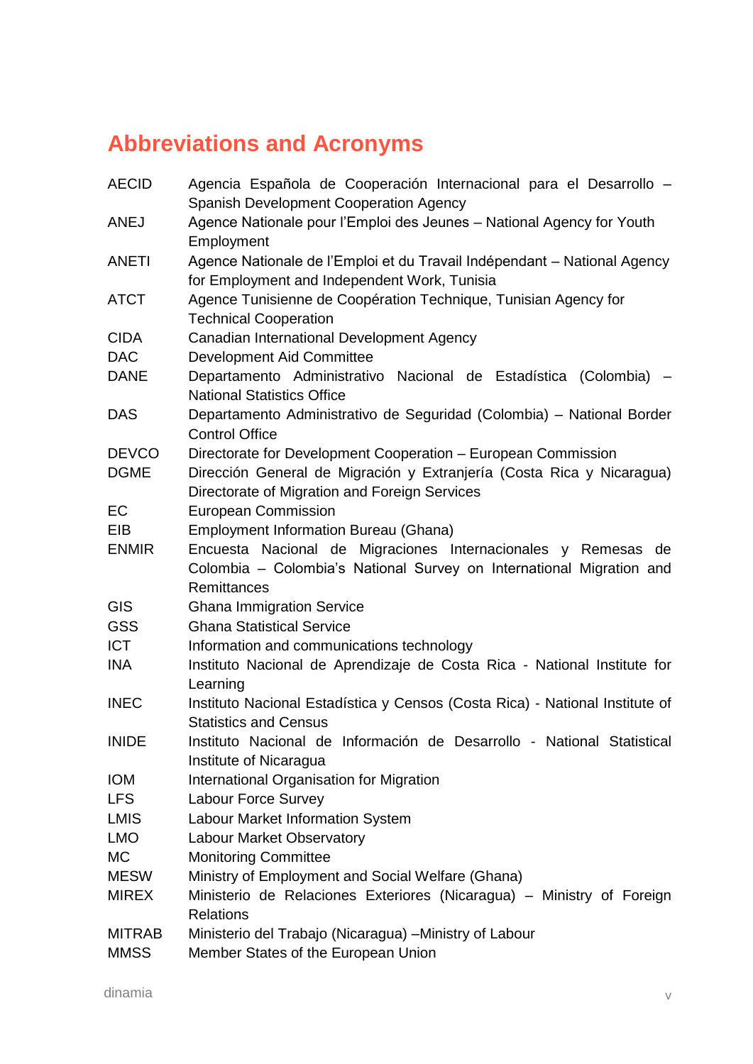# Abbreviations and Acronyms

| | |
|---|---|
| AECID | Agencia Española de Cooperación Internacional para el Desarrollo – Spanish Development Cooperation Agency |
| ANEJ | Agence Nationale pour l'Emploi des Jeunes – National Agency for Youth Employment |
| ANETI | Agence Nationale de l'Emploi et du Travail Indépendant – National Agency for Employment and Independent Work, Tunisia |
| ATCT | Agence Tunisienne de Coopération Technique, Tunisian Agency for Technical Cooperation |
| CIDA | Canadian International Development Agency |
| DAC | Development Aid Committee |
| DANE | Departamento Administrativo Nacional de Estadística (Colombia) – National Statistics Office |
| DAS | Departamento Administrativo de Seguridad (Colombia) – National Border Control Office |
| DEVCO | Directorate for Development Cooperation – European Commission |
| DGME | Dirección General de Migración y Extranjería (Costa Rica y Nicaragua) Directorate of Migration and Foreign Services |
| EC | European Commission |
| EIB | Employment Information Bureau (Ghana) |
| ENMIR | Encuesta Nacional de Migraciones Internacionales y Remesas de Colombia – Colombia's National Survey on International Migration and Remittances |
| GIS | Ghana Immigration Service |
| GSS | Ghana Statistical Service |
| ICT | Information and communications technology |
| INA | Instituto Nacional de Aprendizaje de Costa Rica - National Institute for Learning |
| INEC | Instituto Nacional Estadística y Censos (Costa Rica) - National Institute of Statistics and Census |
| INIDE | Instituto Nacional de Información de Desarrollo - National Statistical Institute of Nicaragua |
| IOM | International Organisation for Migration |
| LFS | Labour Force Survey |
| LMIS | Labour Market Information System |
| LMO | Labour Market Observatory |
| MC | Monitoring Committee |
| MESW | Ministry of Employment and Social Welfare (Ghana) |
| MIREX | Ministerio de Relaciones Exteriores (Nicaragua) – Ministry of Foreign Relations |
| MITRAB | Ministerio del Trabajo (Nicaragua) –Ministry of Labour |
| MMSS | Member States of the European Union |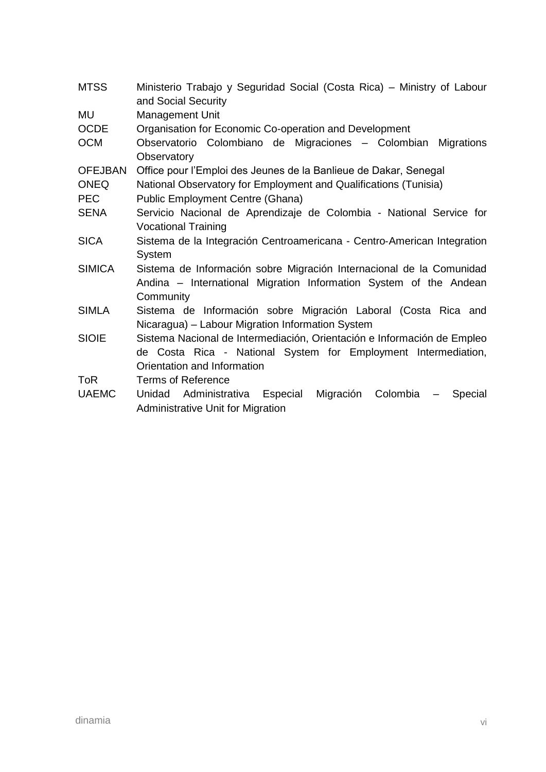| | |
|---|---|
| MTSS | Ministerio Trabajo y Seguridad Social (Costa Rica) – Ministry of Labour and Social Security |
| MU | Management Unit |
| OCDE | Organisation for Economic Co-operation and Development |
| OCM | Observatorio Colombiano de Migraciones – Colombian Migrations Observatory |
| OFEJBAN | Office pour l'Emploi des Jeunes de la Banlieue de Dakar, Senegal |
| ONEQ | National Observatory for Employment and Qualifications (Tunisia) |
| PEC | Public Employment Centre (Ghana) |
| SENA | Servicio Nacional de Aprendizaje de Colombia - National Service for Vocational Training |
| SICA | Sistema de la Integración Centroamericana - Centro-American Integration System |
| SIMICA | Sistema de Información sobre Migración Internacional de la Comunidad Andina – International Migration Information System of the Andean Community |
| SIMLA | Sistema de Información sobre Migración Laboral (Costa Rica and Nicaragua) – Labour Migration Information System |
| SIOIE | Sistema Nacional de Intermediación, Orientación e Información de Empleo de Costa Rica - National System for Employment Intermediation, Orientation and Information |
| ToR | Terms of Reference |
| UAEMC | Unidad Administrativa Especial Migración Colombia – Special Administrative Unit for Migration |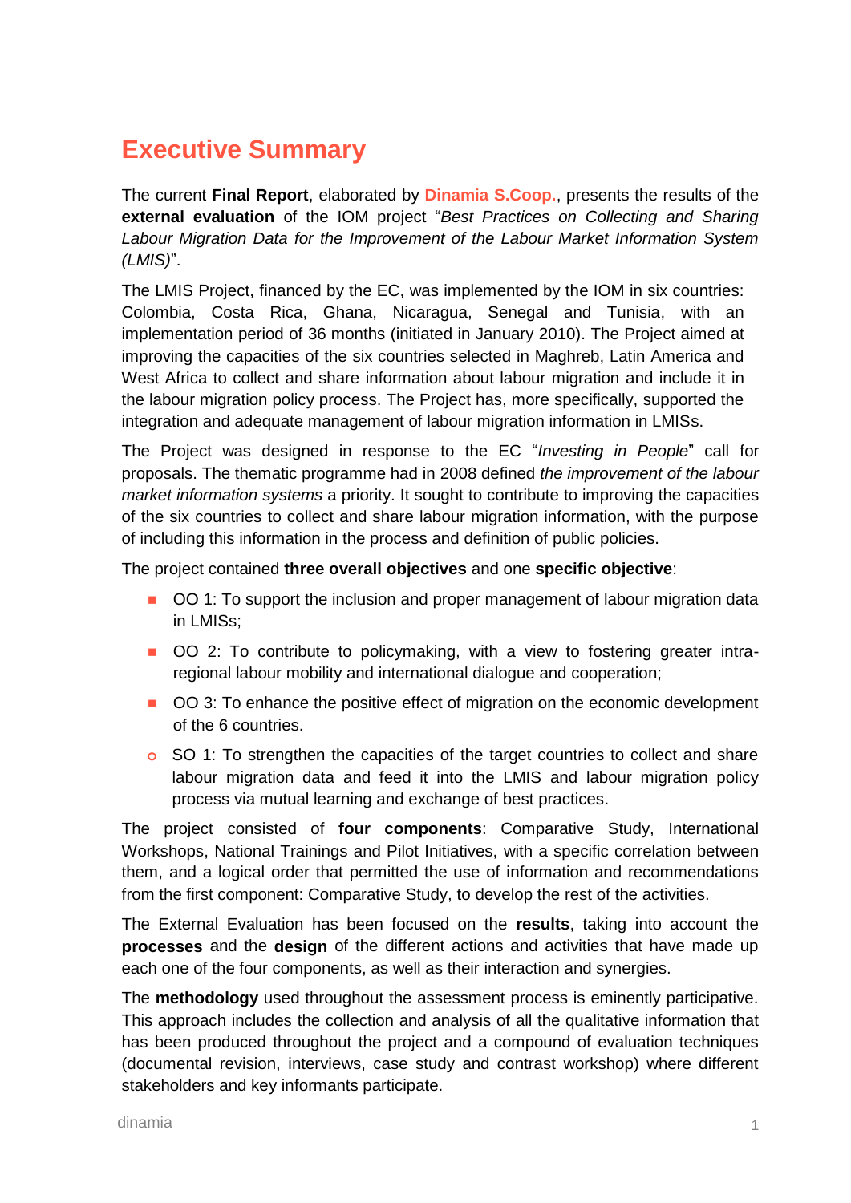# Executive Summary

The current **Final Report**, elaborated by **Dinamia S.Coop.**, presents the results of the **external evaluation** of the IOM project "*Best Practices on Collecting and Sharing Labour Migration Data for the Improvement of the Labour Market Information System (LMIS)*".

The LMIS Project, financed by the EC, was implemented by the IOM in six countries: Colombia, Costa Rica, Ghana, Nicaragua, Senegal and Tunisia, with an implementation period of 36 months (initiated in January 2010). The Project aimed at improving the capacities of the six countries selected in Maghreb, Latin America and West Africa to collect and share information about labour migration and include it in the labour migration policy process. The Project has, more specifically, supported the integration and adequate management of labour migration information in LMISs.

The Project was designed in response to the EC "*Investing in People*" call for proposals. The thematic programme had in 2008 defined *the improvement of the labour market information systems* a priority. It sought to contribute to improving the capacities of the six countries to collect and share labour migration information, with the purpose of including this information in the process and definition of public policies.

The project contained **three overall objectives** and one **specific objective**:

- OO 1: To support the inclusion and proper management of labour migration data in LMISs;
- OO 2: To contribute to policymaking, with a view to fostering greater intra-regional labour mobility and international dialogue and cooperation;
- OO 3: To enhance the positive effect of migration on the economic development of the 6 countries.
    - SO 1: To strengthen the capacities of the target countries to collect and share labour migration data and feed it into the LMIS and labour migration policy process via mutual learning and exchange of best practices.

The project consisted of **four components**: Comparative Study, International Workshops, National Trainings and Pilot Initiatives, with a specific correlation between them, and a logical order that permitted the use of information and recommendations from the first component: Comparative Study, to develop the rest of the activities.

The External Evaluation has been focused on the **results**, taking into account the **processes** and the **design** of the different actions and activities that have made up each one of the four components, as well as their interaction and synergies.

The **methodology** used throughout the assessment process is eminently participative. This approach includes the collection and analysis of all the qualitative information that has been produced throughout the project and a compound of evaluation techniques (documental revision, interviews, case study and contrast workshop) where different stakeholders and key informants participate.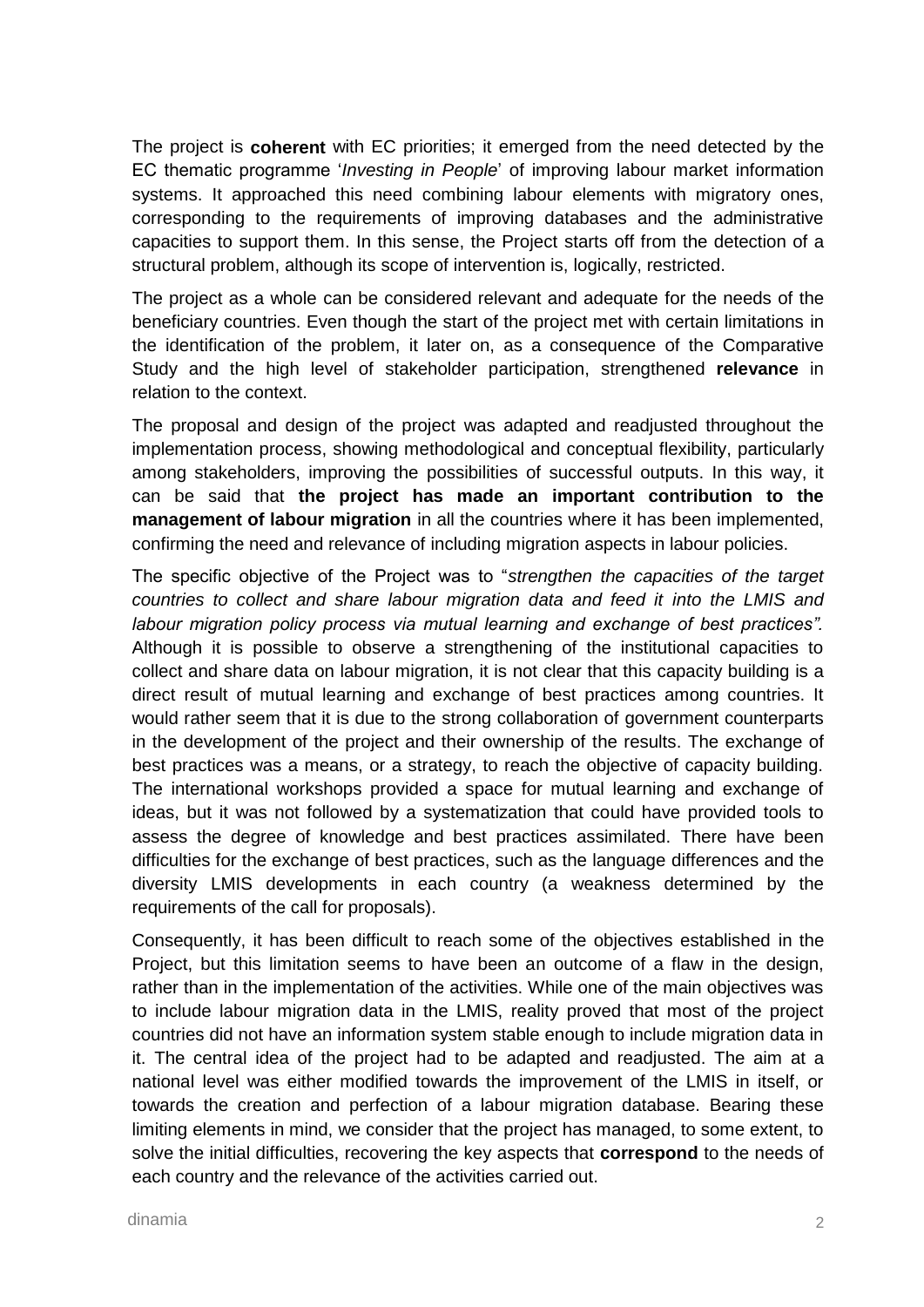The project is **coherent** with EC priorities; it emerged from the need detected by the EC thematic programme '*Investing in People*' of improving labour market information systems. It approached this need combining labour elements with migratory ones, corresponding to the requirements of improving databases and the administrative capacities to support them. In this sense, the Project starts off from the detection of a structural problem, although its scope of intervention is, logically, restricted.

The project as a whole can be considered relevant and adequate for the needs of the beneficiary countries. Even though the start of the project met with certain limitations in the identification of the problem, it later on, as a consequence of the Comparative Study and the high level of stakeholder participation, strengthened **relevance** in relation to the context.

The proposal and design of the project was adapted and readjusted throughout the implementation process, showing methodological and conceptual flexibility, particularly among stakeholders, improving the possibilities of successful outputs. In this way, it can be said that **the project has made an important contribution to the management of labour migration** in all the countries where it has been implemented, confirming the need and relevance of including migration aspects in labour policies.

The specific objective of the Project was to "*strengthen the capacities of the target countries to collect and share labour migration data and feed it into the LMIS and labour migration policy process via mutual learning and exchange of best practices".* Although it is possible to observe a strengthening of the institutional capacities to collect and share data on labour migration, it is not clear that this capacity building is a direct result of mutual learning and exchange of best practices among countries. It would rather seem that it is due to the strong collaboration of government counterparts in the development of the project and their ownership of the results. The exchange of best practices was a means, or a strategy, to reach the objective of capacity building. The international workshops provided a space for mutual learning and exchange of ideas, but it was not followed by a systematization that could have provided tools to assess the degree of knowledge and best practices assimilated. There have been difficulties for the exchange of best practices, such as the language differences and the diversity LMIS developments in each country (a weakness determined by the requirements of the call for proposals).

Consequently, it has been difficult to reach some of the objectives established in the Project, but this limitation seems to have been an outcome of a flaw in the design, rather than in the implementation of the activities. While one of the main objectives was to include labour migration data in the LMIS, reality proved that most of the project countries did not have an information system stable enough to include migration data in it. The central idea of the project had to be adapted and readjusted. The aim at a national level was either modified towards the improvement of the LMIS in itself, or towards the creation and perfection of a labour migration database. Bearing these limiting elements in mind, we consider that the project has managed, to some extent, to solve the initial difficulties, recovering the key aspects that **correspond** to the needs of each country and the relevance of the activities carried out.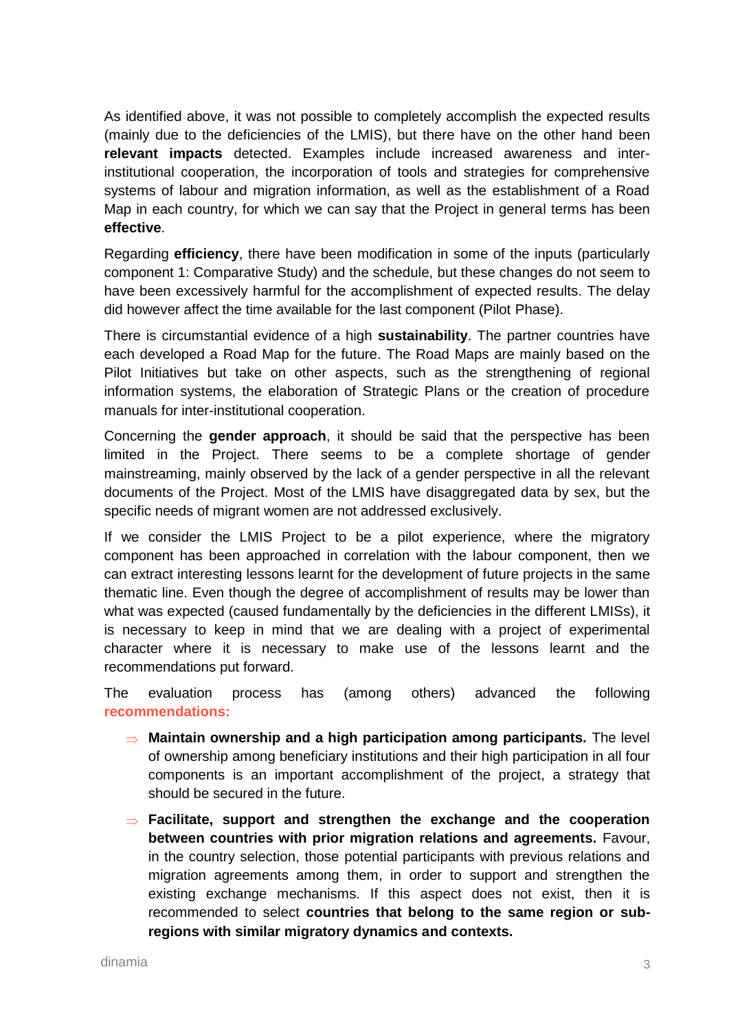As identified above, it was not possible to completely accomplish the expected results (mainly due to the deficiencies of the LMIS), but there have on the other hand been **relevant impacts** detected. Examples include increased awareness and inter-institutional cooperation, the incorporation of tools and strategies for comprehensive systems of labour and migration information, as well as the establishment of a Road Map in each country, for which we can say that the Project in general terms has been **effective**.

Regarding **efficiency**, there have been modification in some of the inputs (particularly component 1: Comparative Study) and the schedule, but these changes do not seem to have been excessively harmful for the accomplishment of expected results. The delay did however affect the time available for the last component (Pilot Phase).

There is circumstantial evidence of a high **sustainability**. The partner countries have each developed a Road Map for the future. The Road Maps are mainly based on the Pilot Initiatives but take on other aspects, such as the strengthening of regional information systems, the elaboration of Strategic Plans or the creation of procedure manuals for inter-institutional cooperation.

Concerning the **gender approach**, it should be said that the perspective has been limited in the Project. There seems to be a complete shortage of gender mainstreaming, mainly observed by the lack of a gender perspective in all the relevant documents of the Project. Most of the LMIS have disaggregated data by sex, but the specific needs of migrant women are not addressed exclusively.

If we consider the LMIS Project to be a pilot experience, where the migratory component has been approached in correlation with the labour component, then we can extract interesting lessons learnt for the development of future projects in the same thematic line. Even though the degree of accomplishment of results may be lower than what was expected (caused fundamentally by the deficiencies in the different LMISs), it is necessary to keep in mind that we are dealing with a project of experimental character where it is necessary to make use of the lessons learnt and the recommendations put forward.

The evaluation process has (among others) advanced the following **recommendations:**

- ⇒ **Maintain ownership and a high participation among participants.** The level of ownership among beneficiary institutions and their high participation in all four components is an important accomplishment of the project, a strategy that should be secured in the future.

- ⇒ **Facilitate, support and strengthen the exchange and the cooperation between countries with prior migration relations and agreements.** Favour, in the country selection, those potential participants with previous relations and migration agreements among them, in order to support and strengthen the existing exchange mechanisms. If this aspect does not exist, then it is recommended to select **countries that belong to the same region or sub-regions with similar migratory dynamics and contexts.**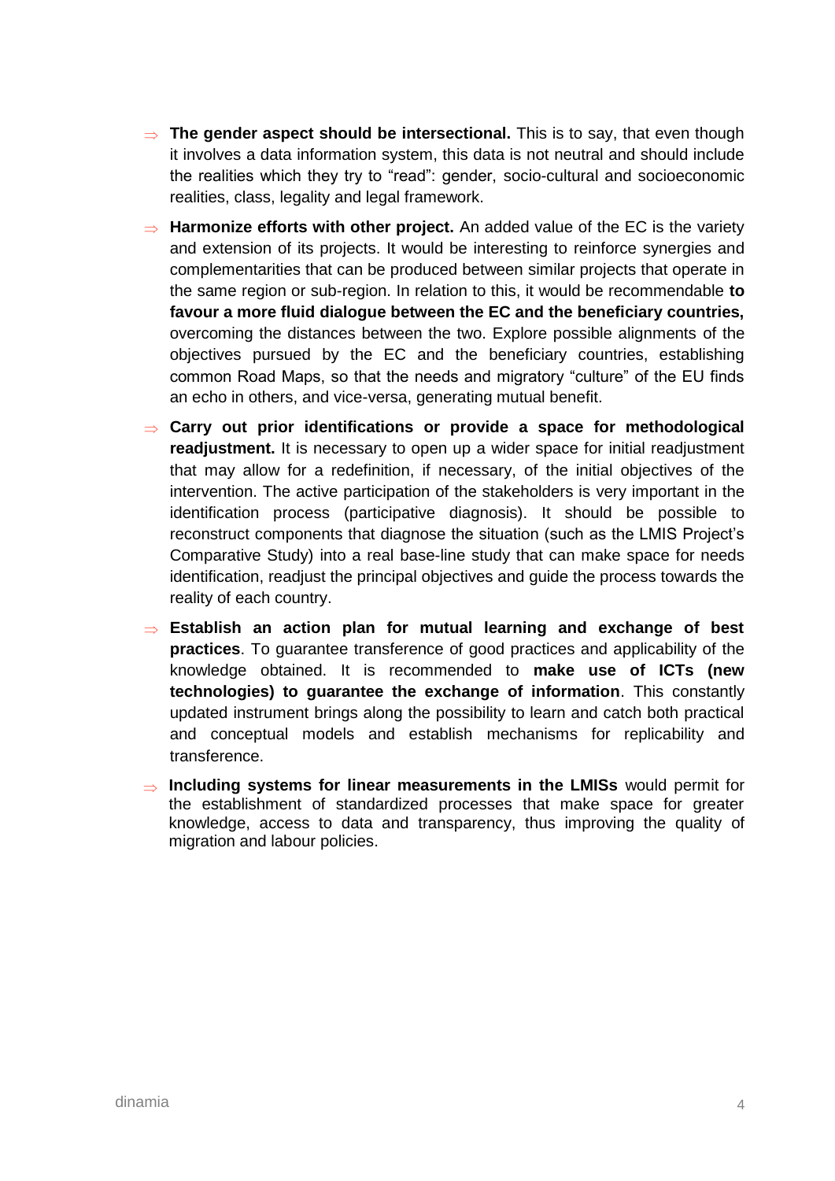- ⇒ **The gender aspect should be intersectional.** This is to say, that even though it involves a data information system, this data is not neutral and should include the realities which they try to "read": gender, socio-cultural and socioeconomic realities, class, legality and legal framework.

- ⇒ **Harmonize efforts with other project.** An added value of the EC is the variety and extension of its projects. It would be interesting to reinforce synergies and complementarities that can be produced between similar projects that operate in the same region or sub-region. In relation to this, it would be recommendable **to favour a more fluid dialogue between the EC and the beneficiary countries,** overcoming the distances between the two. Explore possible alignments of the objectives pursued by the EC and the beneficiary countries, establishing common Road Maps, so that the needs and migratory "culture" of the EU finds an echo in others, and vice-versa, generating mutual benefit.

- ⇒ **Carry out prior identifications or provide a space for methodological readjustment.** It is necessary to open up a wider space for initial readjustment that may allow for a redefinition, if necessary, of the initial objectives of the intervention. The active participation of the stakeholders is very important in the identification process (participative diagnosis). It should be possible to reconstruct components that diagnose the situation (such as the LMIS Project's Comparative Study) into a real base-line study that can make space for needs identification, readjust the principal objectives and guide the process towards the reality of each country.

- ⇒ **Establish an action plan for mutual learning and exchange of best practices**. To guarantee transference of good practices and applicability of the knowledge obtained. It is recommended to **make use of ICTs (new technologies) to guarantee the exchange of information**. This constantly updated instrument brings along the possibility to learn and catch both practical and conceptual models and establish mechanisms for replicability and transference.

- ⇒ **Including systems for linear measurements in the LMISs** would permit for the establishment of standardized processes that make space for greater knowledge, access to data and transparency, thus improving the quality of migration and labour policies.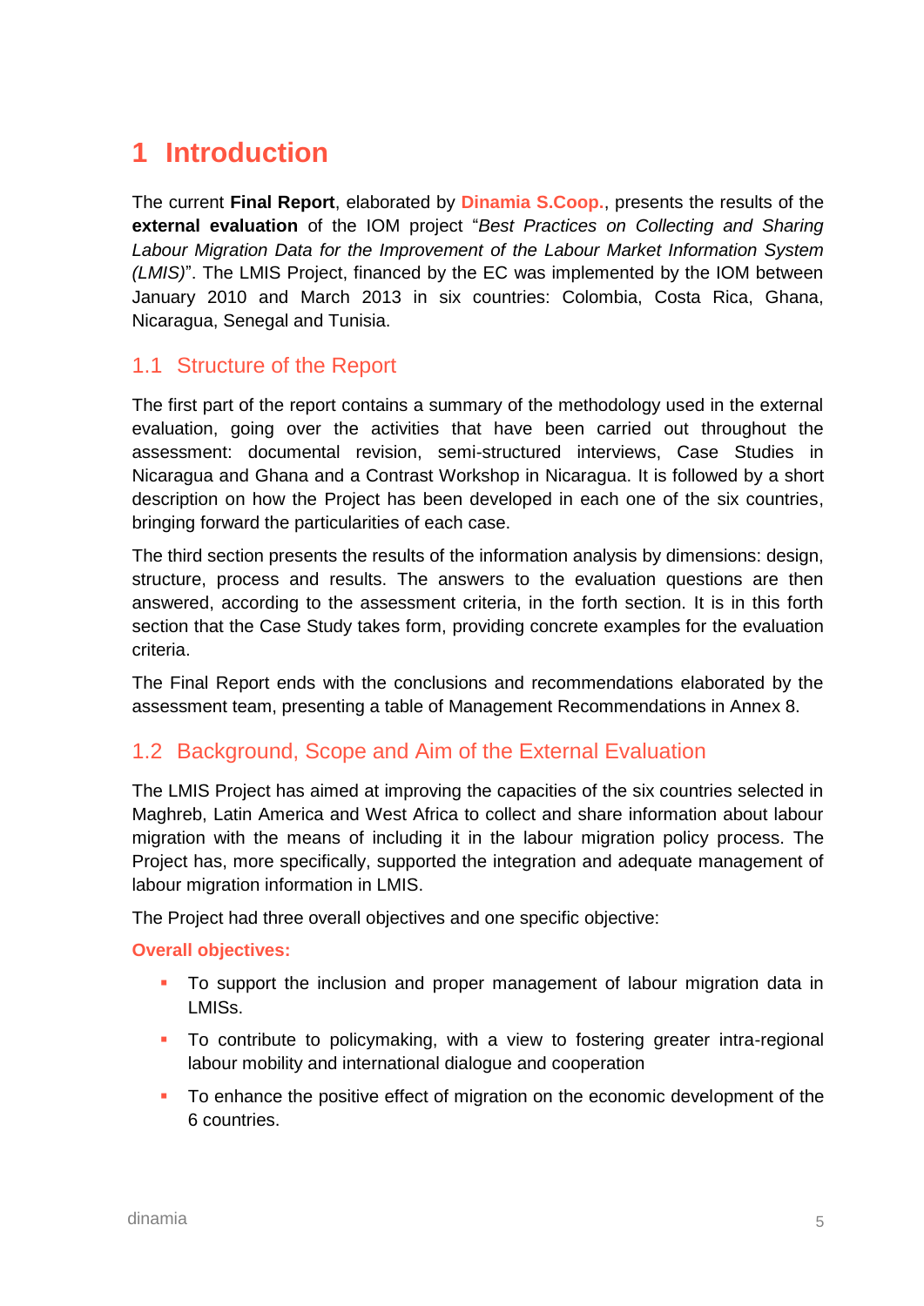# 1 Introduction

The current **Final Report**, elaborated by **Dinamia S.Coop.**, presents the results of the **external evaluation** of the IOM project "*Best Practices on Collecting and Sharing Labour Migration Data for the Improvement of the Labour Market Information System (LMIS)*". The LMIS Project, financed by the EC was implemented by the IOM between January 2010 and March 2013 in six countries: Colombia, Costa Rica, Ghana, Nicaragua, Senegal and Tunisia.

## 1.1 Structure of the Report

The first part of the report contains a summary of the methodology used in the external evaluation, going over the activities that have been carried out throughout the assessment: documental revision, semi-structured interviews, Case Studies in Nicaragua and Ghana and a Contrast Workshop in Nicaragua. It is followed by a short description on how the Project has been developed in each one of the six countries, bringing forward the particularities of each case.

The third section presents the results of the information analysis by dimensions: design, structure, process and results. The answers to the evaluation questions are then answered, according to the assessment criteria, in the forth section. It is in this forth section that the Case Study takes form, providing concrete examples for the evaluation criteria.

The Final Report ends with the conclusions and recommendations elaborated by the assessment team, presenting a table of Management Recommendations in Annex 8.

## 1.2 Background, Scope and Aim of the External Evaluation

The LMIS Project has aimed at improving the capacities of the six countries selected in Maghreb, Latin America and West Africa to collect and share information about labour migration with the means of including it in the labour migration policy process. The Project has, more specifically, supported the integration and adequate management of labour migration information in LMIS.

The Project had three overall objectives and one specific objective:

**Overall objectives:**

- To support the inclusion and proper management of labour migration data in LMISs.
- To contribute to policymaking, with a view to fostering greater intra-regional labour mobility and international dialogue and cooperation
- To enhance the positive effect of migration on the economic development of the 6 countries.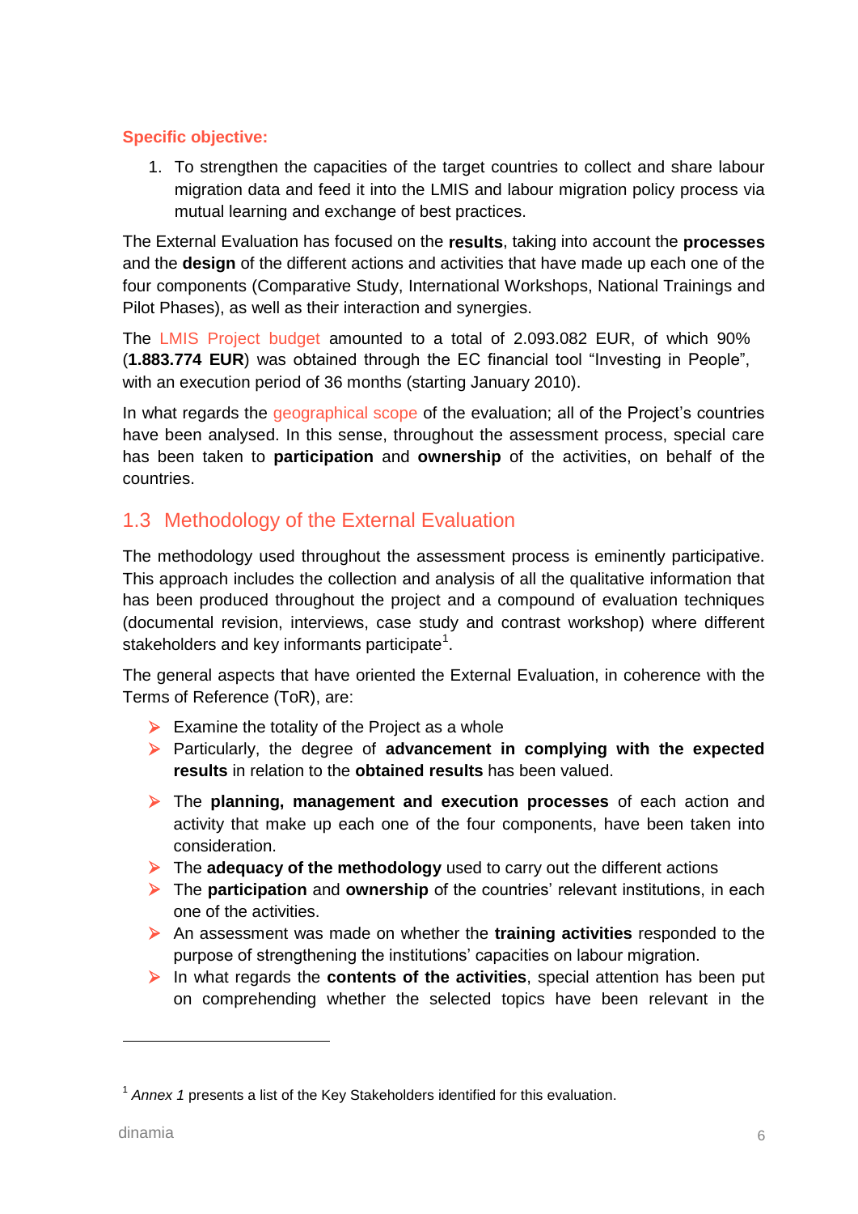**Specific objective:**

1. To strengthen the capacities of the target countries to collect and share labour migration data and feed it into the LMIS and labour migration policy process via mutual learning and exchange of best practices.

The External Evaluation has focused on the **results**, taking into account the **processes** and the **design** of the different actions and activities that have made up each one of the four components (Comparative Study, International Workshops, National Trainings and Pilot Phases), as well as their interaction and synergies.

The LMIS Project budget amounted to a total of 2.093.082 EUR, of which 90% (**1.883.774 EUR**) was obtained through the EC financial tool "Investing in People", with an execution period of 36 months (starting January 2010).

In what regards the geographical scope of the evaluation; all of the Project's countries have been analysed. In this sense, throughout the assessment process, special care has been taken to **participation** and **ownership** of the activities, on behalf of the countries.

## 1.3 Methodology of the External Evaluation

The methodology used throughout the assessment process is eminently participative. This approach includes the collection and analysis of all the qualitative information that has been produced throughout the project and a compound of evaluation techniques (documental revision, interviews, case study and contrast workshop) where different stakeholders and key informants participate[1].

The general aspects that have oriented the External Evaluation, in coherence with the Terms of Reference (ToR), are:

- Examine the totality of the Project as a whole
- Particularly, the degree of **advancement in complying with the expected results** in relation to the **obtained results** has been valued.
- The **planning, management and execution processes** of each action and activity that make up each one of the four components, have been taken into consideration.
- The **adequacy of the methodology** used to carry out the different actions
- The **participation** and **ownership** of the countries' relevant institutions, in each one of the activities.
- An assessment was made on whether the **training activities** responded to the purpose of strengthening the institutions' capacities on labour migration.
- In what regards the **contents of the activities**, special attention has been put on comprehending whether the selected topics have been relevant in the

[1] *Annex 1* presents a list of the Key Stakeholders identified for this evaluation.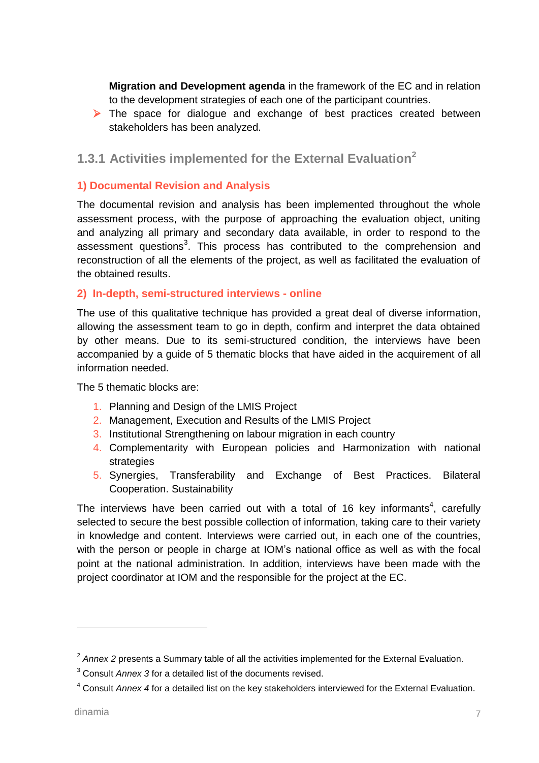**Migration and Development agenda** in the framework of the EC and in relation to the development strategies of each one of the participant countries.

- The space for dialogue and exchange of best practices created between stakeholders has been analyzed.

### 1.3.1 Activities implemented for the External Evaluation[2]

#### 1) Documental Revision and Analysis

The documental revision and analysis has been implemented throughout the whole assessment process, with the purpose of approaching the evaluation object, uniting and analyzing all primary and secondary data available, in order to respond to the assessment questions[3]. This process has contributed to the comprehension and reconstruction of all the elements of the project, as well as facilitated the evaluation of the obtained results.

#### 2) In-depth, semi-structured interviews - online

The use of this qualitative technique has provided a great deal of diverse information, allowing the assessment team to go in depth, confirm and interpret the data obtained by other means. Due to its semi-structured condition, the interviews have been accompanied by a guide of 5 thematic blocks that have aided in the acquirement of all information needed.

The 5 thematic blocks are:

1. Planning and Design of the LMIS Project
2. Management, Execution and Results of the LMIS Project
3. Institutional Strengthening on labour migration in each country
4. Complementarity with European policies and Harmonization with national strategies
5. Synergies, Transferability and Exchange of Best Practices. Bilateral Cooperation. Sustainability

The interviews have been carried out with a total of 16 key informants[4], carefully selected to secure the best possible collection of information, taking care to their variety in knowledge and content. Interviews were carried out, in each one of the countries, with the person or people in charge at IOM's national office as well as with the focal point at the national administration. In addition, interviews have been made with the project coordinator at IOM and the responsible for the project at the EC.

---

[2] *Annex 2* presents a Summary table of all the activities implemented for the External Evaluation.

[3] Consult *Annex 3* for a detailed list of the documents revised.

[4] Consult *Annex 4* for a detailed list on the key stakeholders interviewed for the External Evaluation.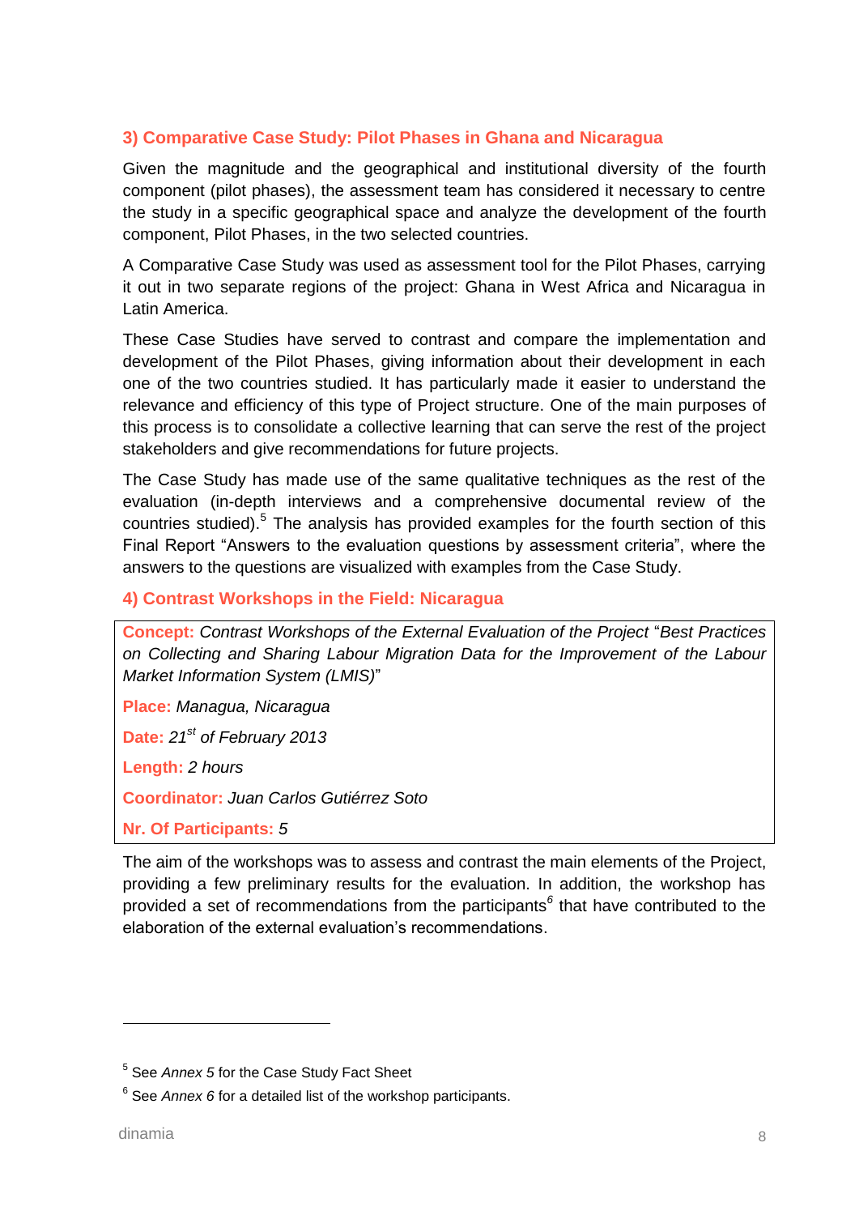### 3) Comparative Case Study: Pilot Phases in Ghana and Nicaragua

Given the magnitude and the geographical and institutional diversity of the fourth component (pilot phases), the assessment team has considered it necessary to centre the study in a specific geographical space and analyze the development of the fourth component, Pilot Phases, in the two selected countries.

A Comparative Case Study was used as assessment tool for the Pilot Phases, carrying it out in two separate regions of the project: Ghana in West Africa and Nicaragua in Latin America.

These Case Studies have served to contrast and compare the implementation and development of the Pilot Phases, giving information about their development in each one of the two countries studied. It has particularly made it easier to understand the relevance and efficiency of this type of Project structure. One of the main purposes of this process is to consolidate a collective learning that can serve the rest of the project stakeholders and give recommendations for future projects.

The Case Study has made use of the same qualitative techniques as the rest of the evaluation (in-depth interviews and a comprehensive documental review of the countries studied).[5] The analysis has provided examples for the fourth section of this Final Report "Answers to the evaluation questions by assessment criteria", where the answers to the questions are visualized with examples from the Case Study.

### 4) Contrast Workshops in the Field: Nicaragua

**Concept:** *Contrast Workshops of the External Evaluation of the Project* "*Best Practices on Collecting and Sharing Labour Migration Data for the Improvement of the Labour Market Information System (LMIS)*"

**Place:** *Managua, Nicaragua*

**Date:** *21st of February 2013*

**Length:** *2 hours*

**Coordinator:** *Juan Carlos Gutiérrez Soto*

**Nr. Of Participants:** *5*

The aim of the workshops was to assess and contrast the main elements of the Project, providing a few preliminary results for the evaluation. In addition, the workshop has provided a set of recommendations from the participants[6] that have contributed to the elaboration of the external evaluation's recommendations.

---

[5] See *Annex 5* for the Case Study Fact Sheet

[6] See *Annex 6* for a detailed list of the workshop participants.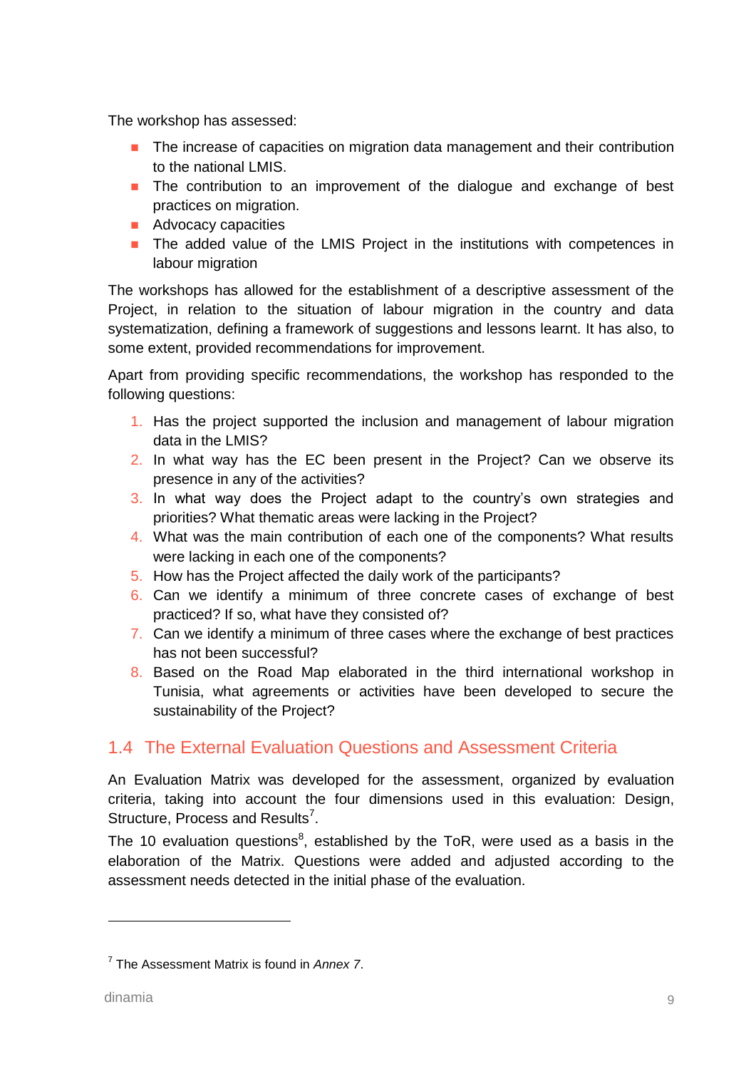The workshop has assessed:

- The increase of capacities on migration data management and their contribution to the national LMIS.
- The contribution to an improvement of the dialogue and exchange of best practices on migration.
- Advocacy capacities
- The added value of the LMIS Project in the institutions with competences in labour migration

The workshops has allowed for the establishment of a descriptive assessment of the Project, in relation to the situation of labour migration in the country and data systematization, defining a framework of suggestions and lessons learnt. It has also, to some extent, provided recommendations for improvement.

Apart from providing specific recommendations, the workshop has responded to the following questions:

1. Has the project supported the inclusion and management of labour migration data in the LMIS?
2. In what way has the EC been present in the Project? Can we observe its presence in any of the activities?
3. In what way does the Project adapt to the country's own strategies and priorities? What thematic areas were lacking in the Project?
4. What was the main contribution of each one of the components? What results were lacking in each one of the components?
5. How has the Project affected the daily work of the participants?
6. Can we identify a minimum of three concrete cases of exchange of best practiced? If so, what have they consisted of?
7. Can we identify a minimum of three cases where the exchange of best practices has not been successful?
8. Based on the Road Map elaborated in the third international workshop in Tunisia, what agreements or activities have been developed to secure the sustainability of the Project?

## 1.4 The External Evaluation Questions and Assessment Criteria

An Evaluation Matrix was developed for the assessment, organized by evaluation criteria, taking into account the four dimensions used in this evaluation: Design, Structure, Process and Results[7].

The 10 evaluation questions[8], established by the ToR, were used as a basis in the elaboration of the Matrix. Questions were added and adjusted according to the assessment needs detected in the initial phase of the evaluation.

---

[7] The Assessment Matrix is found in *Annex 7*.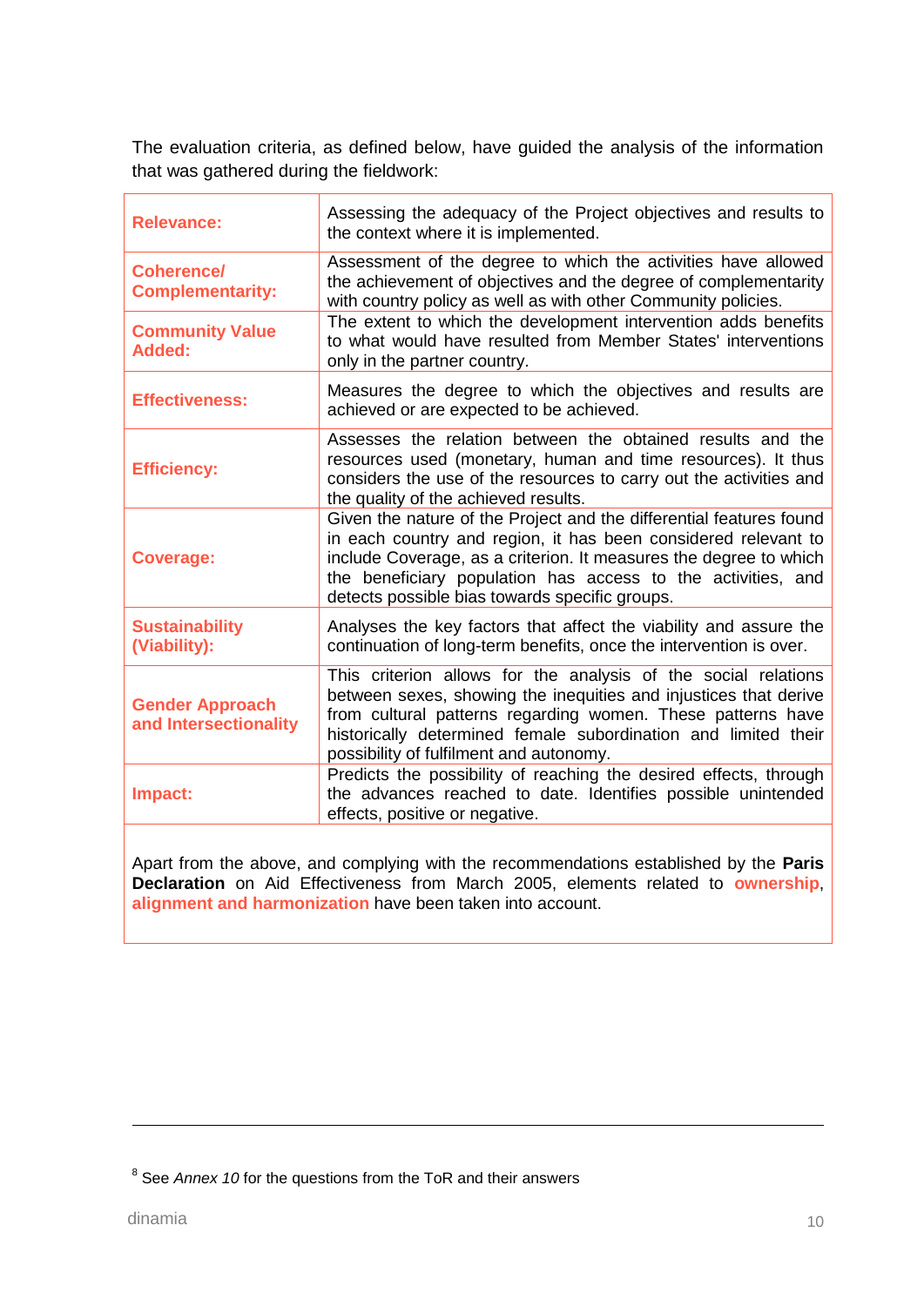The evaluation criteria, as defined below, have guided the analysis of the information that was gathered during the fieldwork:

| Criterion | Definition |
|---|---|
| **Relevance:** | Assessing the adequacy of the Project objectives and results to the context where it is implemented. |
| **Coherence/ Complementarity:** | Assessment of the degree to which the activities have allowed the achievement of objectives and the degree of complementarity with country policy as well as with other Community policies. |
| **Community Value Added:** | The extent to which the development intervention adds benefits to what would have resulted from Member States' interventions only in the partner country. |
| **Effectiveness:** | Measures the degree to which the objectives and results are achieved or are expected to be achieved. |
| **Efficiency:** | Assesses the relation between the obtained results and the resources used (monetary, human and time resources). It thus considers the use of the resources to carry out the activities and the quality of the achieved results. |
| **Coverage:** | Given the nature of the Project and the differential features found in each country and region, it has been considered relevant to include Coverage, as a criterion. It measures the degree to which the beneficiary population has access to the activities, and detects possible bias towards specific groups. |
| **Sustainability (Viability):** | Analyses the key factors that affect the viability and assure the continuation of long-term benefits, once the intervention is over. |
| **Gender Approach and Intersectionality** | This criterion allows for the analysis of the social relations between sexes, showing the inequities and injustices that derive from cultural patterns regarding women. These patterns have historically determined female subordination and limited their possibility of fulfilment and autonomy. |
| **Impact:** | Predicts the possibility of reaching the desired effects, through the advances reached to date. Identifies possible unintended effects, positive or negative. |

Apart from the above, and complying with the recommendations established by the **Paris Declaration** on Aid Effectiveness from March 2005, elements related to **ownership**, **alignment and harmonization** have been taken into account.

[8] See *Annex 10* for the questions from the ToR and their answers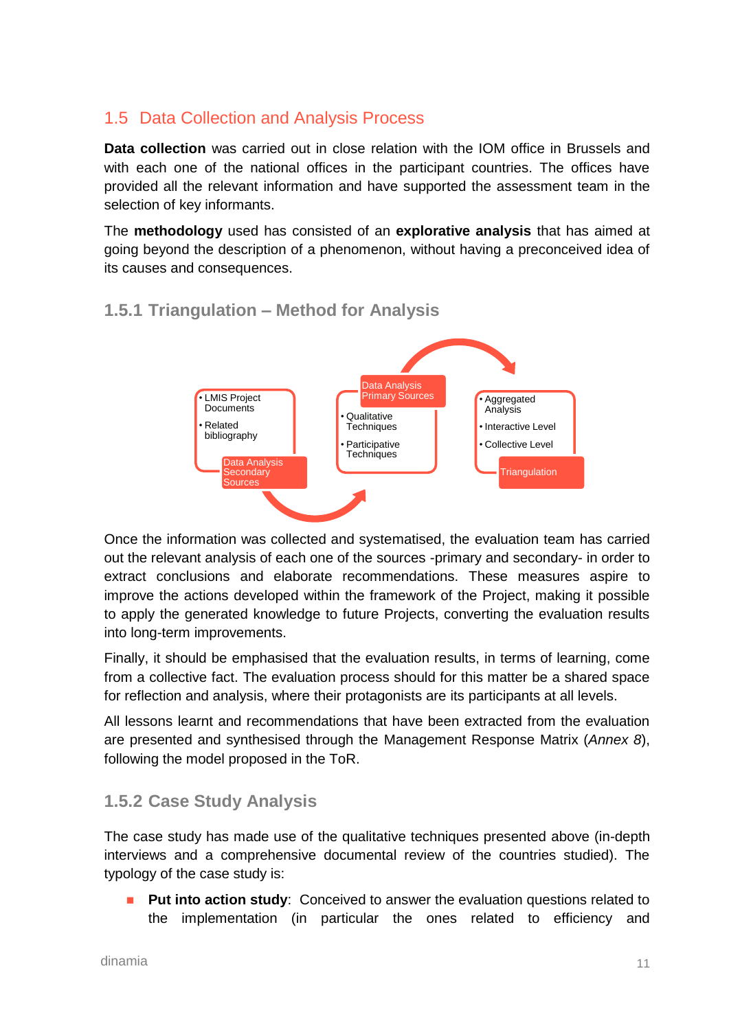## 1.5 Data Collection and Analysis Process

**Data collection** was carried out in close relation with the IOM office in Brussels and with each one of the national offices in the participant countries. The offices have provided all the relevant information and have supported the assessment team in the selection of key informants.

The **methodology** used has consisted of an **explorative analysis** that has aimed at going beyond the description of a phenomenon, without having a preconceived idea of its causes and consequences.

### 1.5.1 Triangulation – Method for Analysis

**Data Analysis Secondary Sources**
- LMIS Project Documents
- Related bibliography

**Data Analysis Primary Sources**
- Qualitative Techniques
- Participative Techniques

**Triangulation**
- Aggregated Analysis
- Interactive Level
- Collective Level

Once the information was collected and systematised, the evaluation team has carried out the relevant analysis of each one of the sources -primary and secondary- in order to extract conclusions and elaborate recommendations. These measures aspire to improve the actions developed within the framework of the Project, making it possible to apply the generated knowledge to future Projects, converting the evaluation results into long-term improvements.

Finally, it should be emphasised that the evaluation results, in terms of learning, come from a collective fact. The evaluation process should for this matter be a shared space for reflection and analysis, where their protagonists are its participants at all levels.

All lessons learnt and recommendations that have been extracted from the evaluation are presented and synthesised through the Management Response Matrix (*Annex 8*), following the model proposed in the ToR.

### 1.5.2 Case Study Analysis

The case study has made use of the qualitative techniques presented above (in-depth interviews and a comprehensive documental review of the countries studied). The typology of the case study is:

- **Put into action study**: Conceived to answer the evaluation questions related to the implementation (in particular the ones related to efficiency and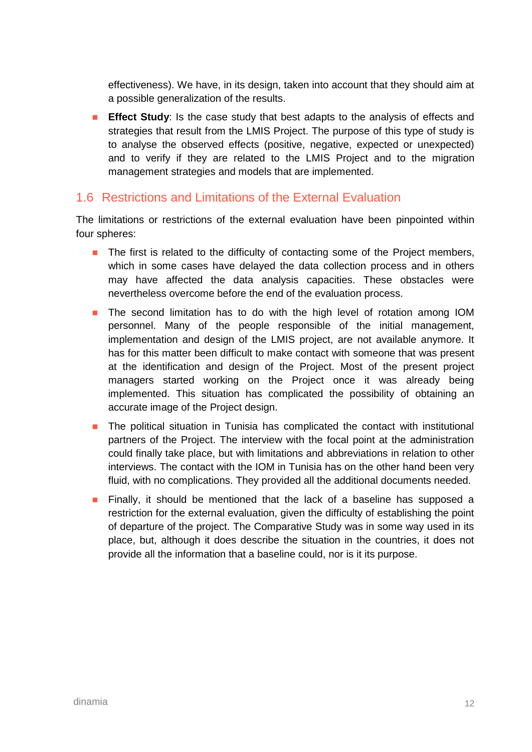effectiveness). We have, in its design, taken into account that they should aim at a possible generalization of the results.

- **Effect Study**: Is the case study that best adapts to the analysis of effects and strategies that result from the LMIS Project. The purpose of this type of study is to analyse the observed effects (positive, negative, expected or unexpected) and to verify if they are related to the LMIS Project and to the migration management strategies and models that are implemented.

## 1.6 Restrictions and Limitations of the External Evaluation

The limitations or restrictions of the external evaluation have been pinpointed within four spheres:

- The first is related to the difficulty of contacting some of the Project members, which in some cases have delayed the data collection process and in others may have affected the data analysis capacities. These obstacles were nevertheless overcome before the end of the evaluation process.
- The second limitation has to do with the high level of rotation among IOM personnel. Many of the people responsible of the initial management, implementation and design of the LMIS project, are not available anymore. It has for this matter been difficult to make contact with someone that was present at the identification and design of the Project. Most of the present project managers started working on the Project once it was already being implemented. This situation has complicated the possibility of obtaining an accurate image of the Project design.
- The political situation in Tunisia has complicated the contact with institutional partners of the Project. The interview with the focal point at the administration could finally take place, but with limitations and abbreviations in relation to other interviews. The contact with the IOM in Tunisia has on the other hand been very fluid, with no complications. They provided all the additional documents needed.
- Finally, it should be mentioned that the lack of a baseline has supposed a restriction for the external evaluation, given the difficulty of establishing the point of departure of the project. The Comparative Study was in some way used in its place, but, although it does describe the situation in the countries, it does not provide all the information that a baseline could, nor is it its purpose.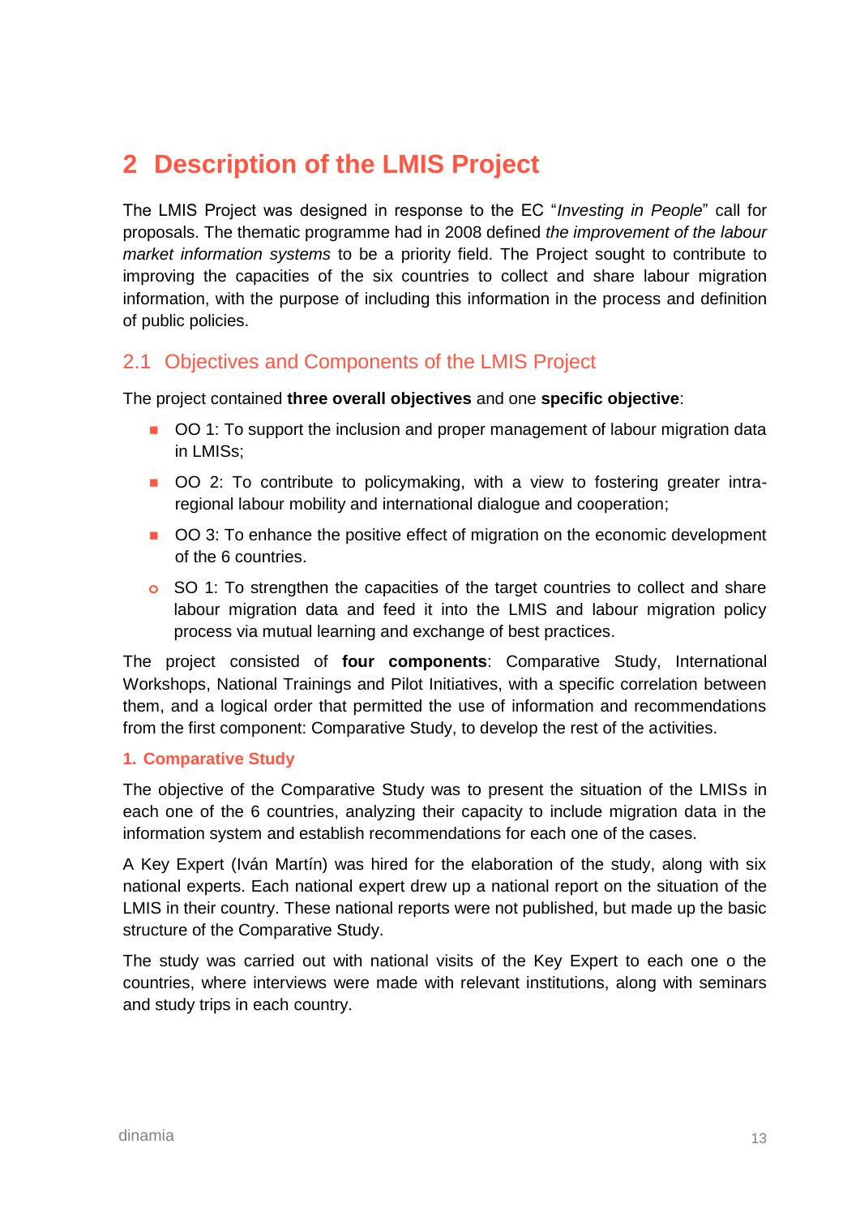# 2 Description of the LMIS Project

The LMIS Project was designed in response to the EC "*Investing in People*" call for proposals. The thematic programme had in 2008 defined *the improvement of the labour market information systems* to be a priority field. The Project sought to contribute to improving the capacities of the six countries to collect and share labour migration information, with the purpose of including this information in the process and definition of public policies.

## 2.1 Objectives and Components of the LMIS Project

The project contained **three overall objectives** and one **specific objective**:

- OO 1: To support the inclusion and proper management of labour migration data in LMISs;
- OO 2: To contribute to policymaking, with a view to fostering greater intra-regional labour mobility and international dialogue and cooperation;
- OO 3: To enhance the positive effect of migration on the economic development of the 6 countries.
- SO 1: To strengthen the capacities of the target countries to collect and share labour migration data and feed it into the LMIS and labour migration policy process via mutual learning and exchange of best practices.

The project consisted of **four components**: Comparative Study, International Workshops, National Trainings and Pilot Initiatives, with a specific correlation between them, and a logical order that permitted the use of information and recommendations from the first component: Comparative Study, to develop the rest of the activities.

### 1. Comparative Study

The objective of the Comparative Study was to present the situation of the LMISs in each one of the 6 countries, analyzing their capacity to include migration data in the information system and establish recommendations for each one of the cases.

A Key Expert (Iván Martín) was hired for the elaboration of the study, along with six national experts. Each national expert drew up a national report on the situation of the LMIS in their country. These national reports were not published, but made up the basic structure of the Comparative Study.

The study was carried out with national visits of the Key Expert to each one o the countries, where interviews were made with relevant institutions, along with seminars and study trips in each country.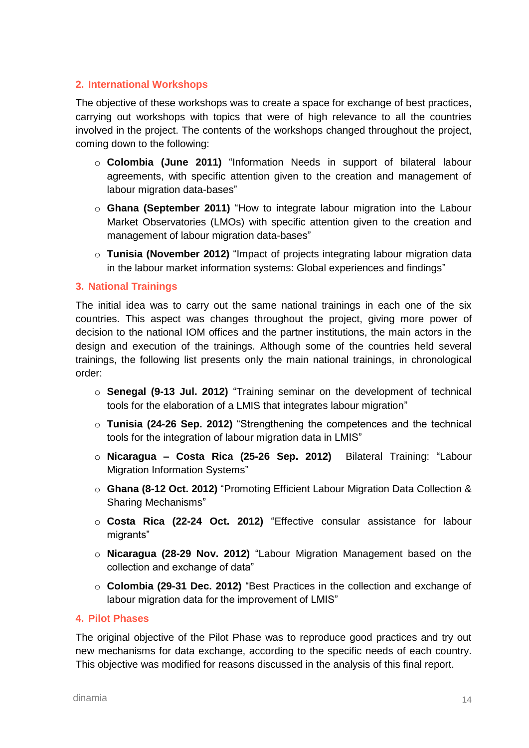## 2. International Workshops

The objective of these workshops was to create a space for exchange of best practices, carrying out workshops with topics that were of high relevance to all the countries involved in the project. The contents of the workshops changed throughout the project, coming down to the following:

- **Colombia (June 2011)** “Information Needs in support of bilateral labour agreements, with specific attention given to the creation and management of labour migration data-bases”
- **Ghana (September 2011)** “How to integrate labour migration into the Labour Market Observatories (LMOs) with specific attention given to the creation and management of labour migration data-bases”
- **Tunisia (November 2012)** “Impact of projects integrating labour migration data in the labour market information systems: Global experiences and findings”

## 3. National Trainings

The initial idea was to carry out the same national trainings in each one of the six countries. This aspect was changes throughout the project, giving more power of decision to the national IOM offices and the partner institutions, the main actors in the design and execution of the trainings. Although some of the countries held several trainings, the following list presents only the main national trainings, in chronological order:

- **Senegal (9-13 Jul. 2012)** “Training seminar on the development of technical tools for the elaboration of a LMIS that integrates labour migration”
- **Tunisia (24-26 Sep. 2012)** “Strengthening the competences and the technical tools for the integration of labour migration data in LMIS”
- **Nicaragua – Costa Rica (25-26 Sep. 2012)** Bilateral Training: “Labour Migration Information Systems”
- **Ghana (8-12 Oct. 2012)** “Promoting Efficient Labour Migration Data Collection & Sharing Mechanisms”
- **Costa Rica (22-24 Oct. 2012)** “Effective consular assistance for labour migrants”
- **Nicaragua (28-29 Nov. 2012)** “Labour Migration Management based on the collection and exchange of data”
- **Colombia (29-31 Dec. 2012)** “Best Practices in the collection and exchange of labour migration data for the improvement of LMIS”

## 4. Pilot Phases

The original objective of the Pilot Phase was to reproduce good practices and try out new mechanisms for data exchange, according to the specific needs of each country. This objective was modified for reasons discussed in the analysis of this final report.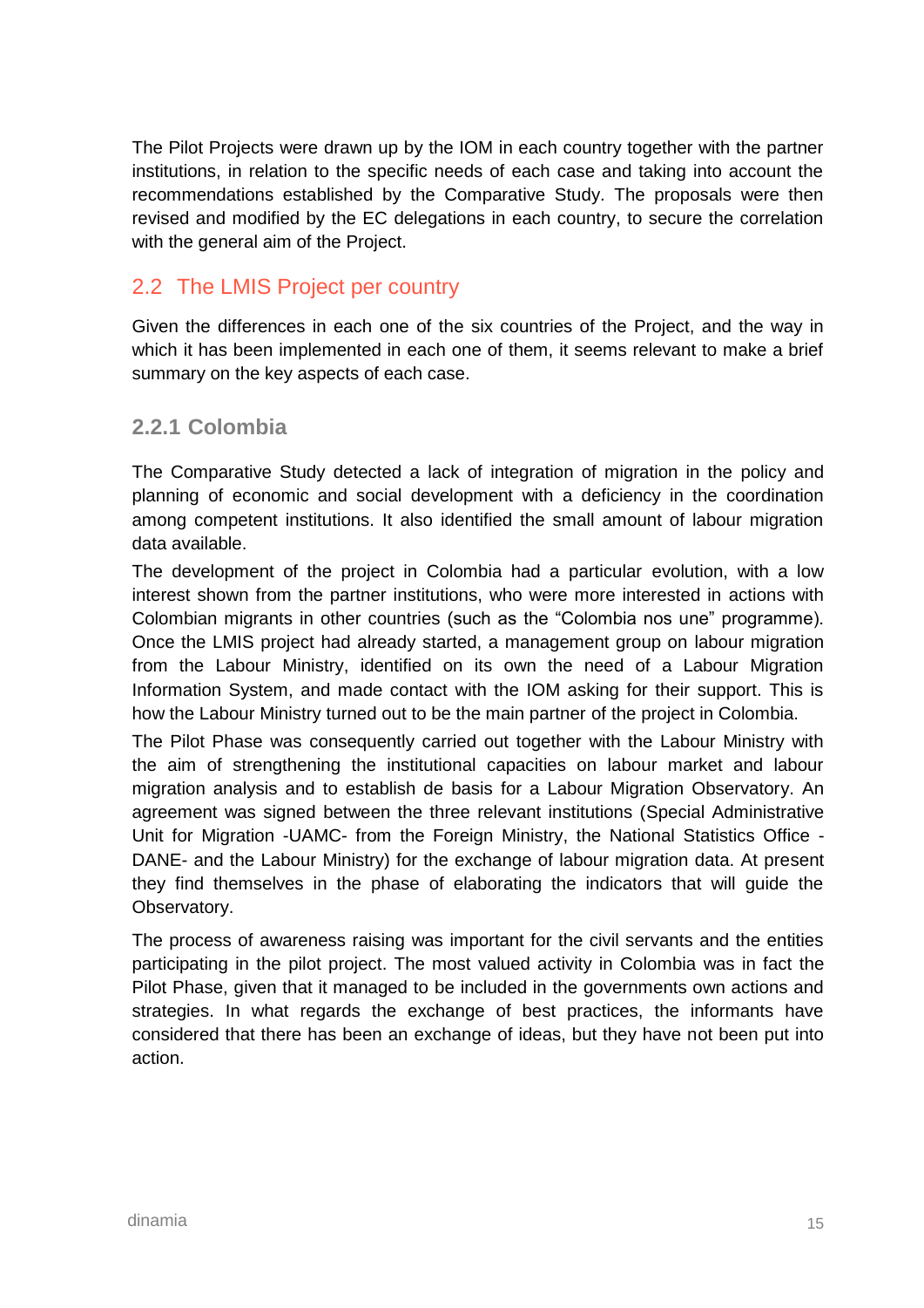The Pilot Projects were drawn up by the IOM in each country together with the partner institutions, in relation to the specific needs of each case and taking into account the recommendations established by the Comparative Study. The proposals were then revised and modified by the EC delegations in each country, to secure the correlation with the general aim of the Project.

## 2.2 The LMIS Project per country

Given the differences in each one of the six countries of the Project, and the way in which it has been implemented in each one of them, it seems relevant to make a brief summary on the key aspects of each case.

### 2.2.1 Colombia

The Comparative Study detected a lack of integration of migration in the policy and planning of economic and social development with a deficiency in the coordination among competent institutions. It also identified the small amount of labour migration data available.

The development of the project in Colombia had a particular evolution, with a low interest shown from the partner institutions, who were more interested in actions with Colombian migrants in other countries (such as the "Colombia nos une" programme). Once the LMIS project had already started, a management group on labour migration from the Labour Ministry, identified on its own the need of a Labour Migration Information System, and made contact with the IOM asking for their support. This is how the Labour Ministry turned out to be the main partner of the project in Colombia.

The Pilot Phase was consequently carried out together with the Labour Ministry with the aim of strengthening the institutional capacities on labour market and labour migration analysis and to establish de basis for a Labour Migration Observatory. An agreement was signed between the three relevant institutions (Special Administrative Unit for Migration -UAMC- from the Foreign Ministry, the National Statistics Office -DANE- and the Labour Ministry) for the exchange of labour migration data. At present they find themselves in the phase of elaborating the indicators that will guide the Observatory.

The process of awareness raising was important for the civil servants and the entities participating in the pilot project. The most valued activity in Colombia was in fact the Pilot Phase, given that it managed to be included in the governments own actions and strategies. In what regards the exchange of best practices, the informants have considered that there has been an exchange of ideas, but they have not been put into action.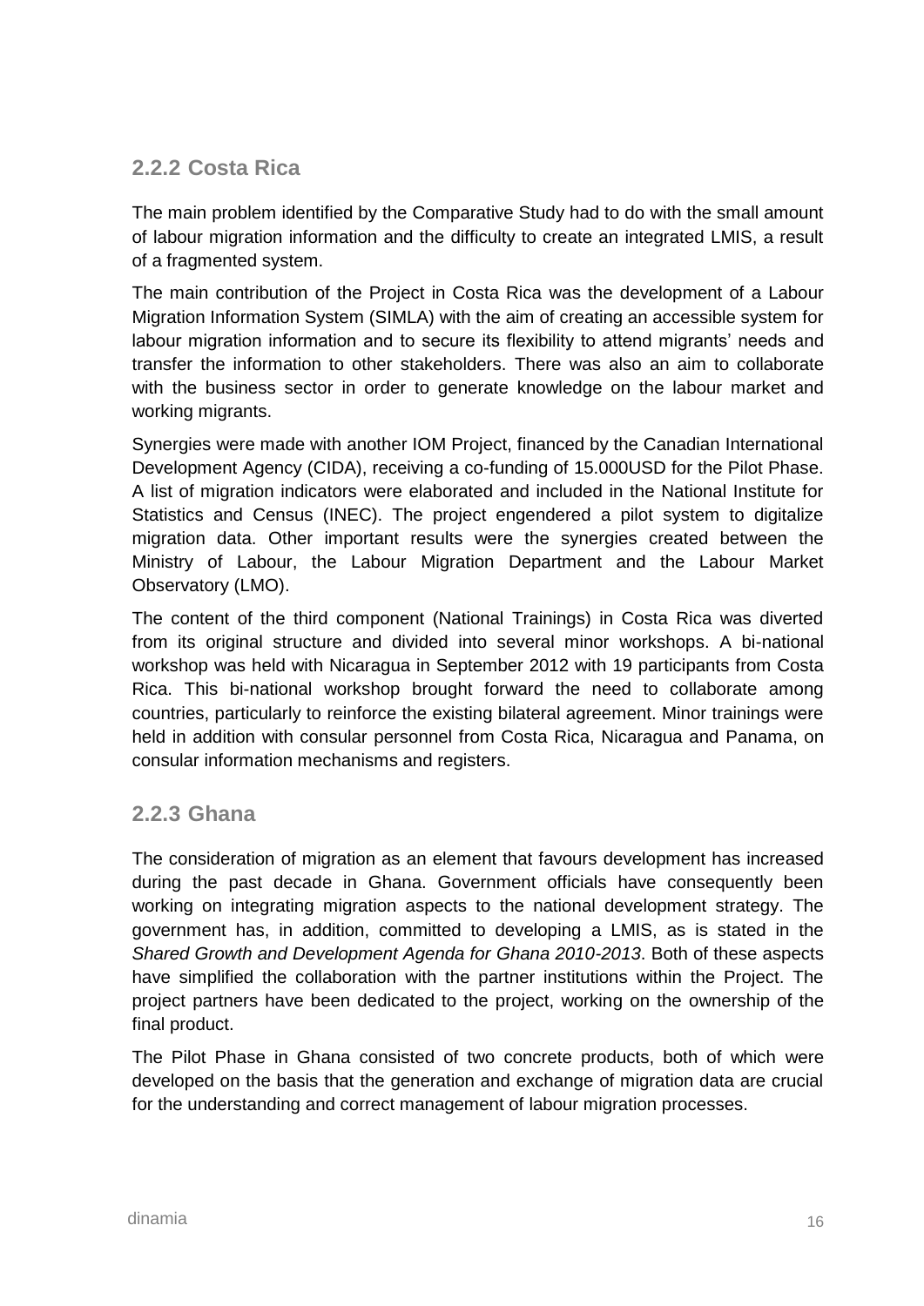### 2.2.2 Costa Rica

The main problem identified by the Comparative Study had to do with the small amount of labour migration information and the difficulty to create an integrated LMIS, a result of a fragmented system.

The main contribution of the Project in Costa Rica was the development of a Labour Migration Information System (SIMLA) with the aim of creating an accessible system for labour migration information and to secure its flexibility to attend migrants' needs and transfer the information to other stakeholders. There was also an aim to collaborate with the business sector in order to generate knowledge on the labour market and working migrants.

Synergies were made with another IOM Project, financed by the Canadian International Development Agency (CIDA), receiving a co-funding of 15.000USD for the Pilot Phase. A list of migration indicators were elaborated and included in the National Institute for Statistics and Census (INEC). The project engendered a pilot system to digitalize migration data. Other important results were the synergies created between the Ministry of Labour, the Labour Migration Department and the Labour Market Observatory (LMO).

The content of the third component (National Trainings) in Costa Rica was diverted from its original structure and divided into several minor workshops. A bi-national workshop was held with Nicaragua in September 2012 with 19 participants from Costa Rica. This bi-national workshop brought forward the need to collaborate among countries, particularly to reinforce the existing bilateral agreement. Minor trainings were held in addition with consular personnel from Costa Rica, Nicaragua and Panama, on consular information mechanisms and registers.

### 2.2.3 Ghana

The consideration of migration as an element that favours development has increased during the past decade in Ghana. Government officials have consequently been working on integrating migration aspects to the national development strategy. The government has, in addition, committed to developing a LMIS, as is stated in the *Shared Growth and Development Agenda for Ghana 2010-2013*. Both of these aspects have simplified the collaboration with the partner institutions within the Project. The project partners have been dedicated to the project, working on the ownership of the final product.

The Pilot Phase in Ghana consisted of two concrete products, both of which were developed on the basis that the generation and exchange of migration data are crucial for the understanding and correct management of labour migration processes.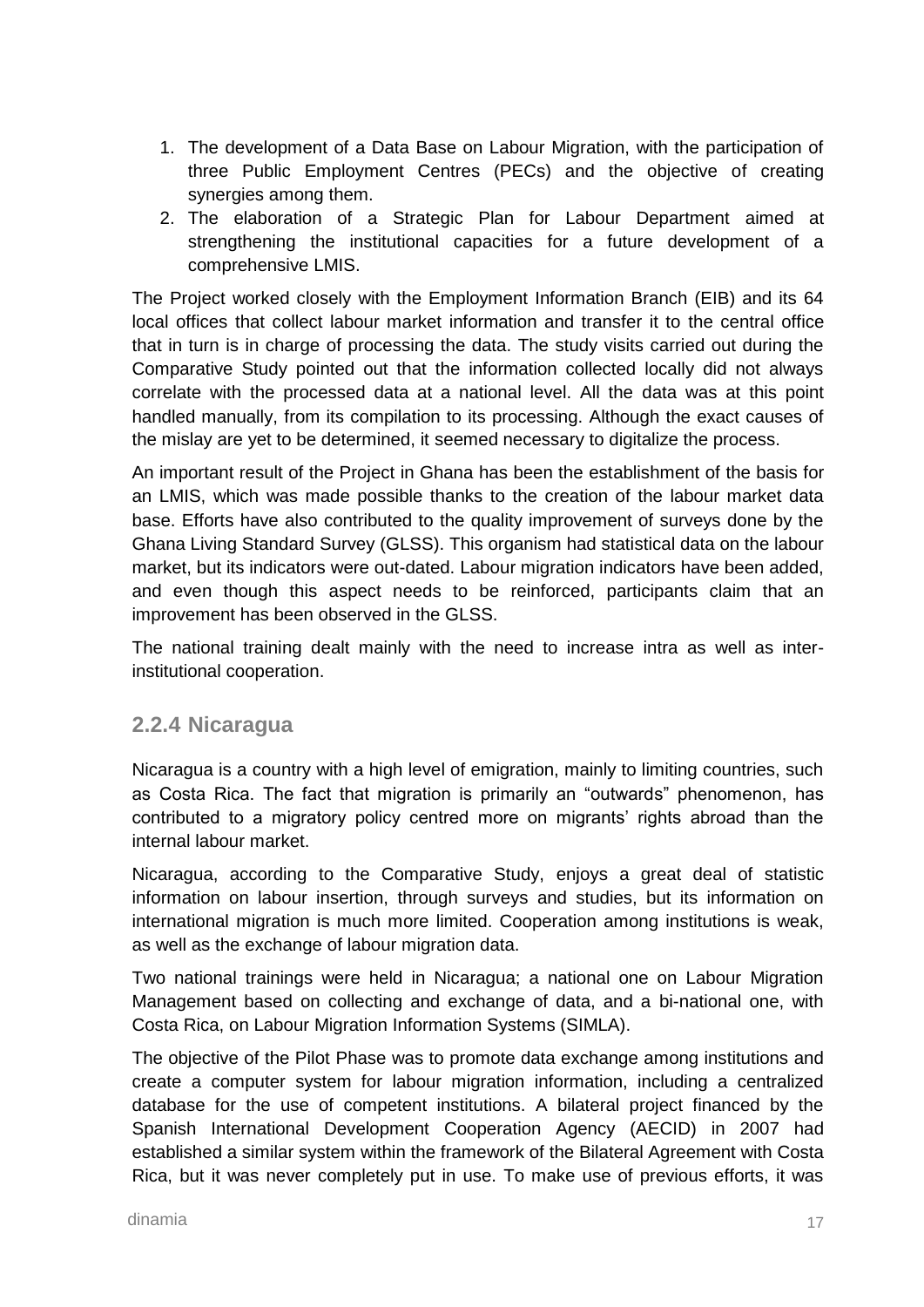1. The development of a Data Base on Labour Migration, with the participation of three Public Employment Centres (PECs) and the objective of creating synergies among them.
2. The elaboration of a Strategic Plan for Labour Department aimed at strengthening the institutional capacities for a future development of a comprehensive LMIS.

The Project worked closely with the Employment Information Branch (EIB) and its 64 local offices that collect labour market information and transfer it to the central office that in turn is in charge of processing the data. The study visits carried out during the Comparative Study pointed out that the information collected locally did not always correlate with the processed data at a national level. All the data was at this point handled manually, from its compilation to its processing. Although the exact causes of the mislay are yet to be determined, it seemed necessary to digitalize the process.

An important result of the Project in Ghana has been the establishment of the basis for an LMIS, which was made possible thanks to the creation of the labour market data base. Efforts have also contributed to the quality improvement of surveys done by the Ghana Living Standard Survey (GLSS). This organism had statistical data on the labour market, but its indicators were out-dated. Labour migration indicators have been added, and even though this aspect needs to be reinforced, participants claim that an improvement has been observed in the GLSS.

The national training dealt mainly with the need to increase intra as well as inter-institutional cooperation.

### 2.2.4 Nicaragua

Nicaragua is a country with a high level of emigration, mainly to limiting countries, such as Costa Rica. The fact that migration is primarily an "outwards" phenomenon, has contributed to a migratory policy centred more on migrants' rights abroad than the internal labour market.

Nicaragua, according to the Comparative Study, enjoys a great deal of statistic information on labour insertion, through surveys and studies, but its information on international migration is much more limited. Cooperation among institutions is weak, as well as the exchange of labour migration data.

Two national trainings were held in Nicaragua; a national one on Labour Migration Management based on collecting and exchange of data, and a bi-national one, with Costa Rica, on Labour Migration Information Systems (SIMLA).

The objective of the Pilot Phase was to promote data exchange among institutions and create a computer system for labour migration information, including a centralized database for the use of competent institutions. A bilateral project financed by the Spanish International Development Cooperation Agency (AECID) in 2007 had established a similar system within the framework of the Bilateral Agreement with Costa Rica, but it was never completely put in use. To make use of previous efforts, it was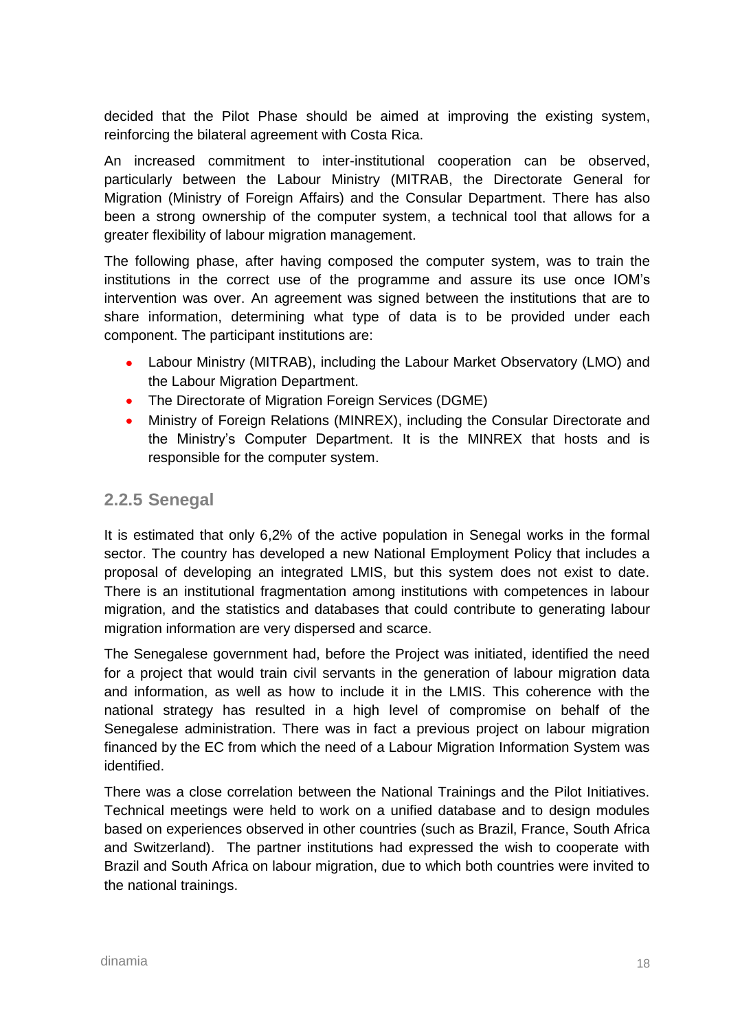decided that the Pilot Phase should be aimed at improving the existing system, reinforcing the bilateral agreement with Costa Rica.

An increased commitment to inter-institutional cooperation can be observed, particularly between the Labour Ministry (MITRAB, the Directorate General for Migration (Ministry of Foreign Affairs) and the Consular Department. There has also been a strong ownership of the computer system, a technical tool that allows for a greater flexibility of labour migration management.

The following phase, after having composed the computer system, was to train the institutions in the correct use of the programme and assure its use once IOM's intervention was over. An agreement was signed between the institutions that are to share information, determining what type of data is to be provided under each component. The participant institutions are:

- Labour Ministry (MITRAB), including the Labour Market Observatory (LMO) and the Labour Migration Department.
- The Directorate of Migration Foreign Services (DGME)
- Ministry of Foreign Relations (MINREX), including the Consular Directorate and the Ministry's Computer Department. It is the MINREX that hosts and is responsible for the computer system.

### 2.2.5 Senegal

It is estimated that only 6,2% of the active population in Senegal works in the formal sector. The country has developed a new National Employment Policy that includes a proposal of developing an integrated LMIS, but this system does not exist to date. There is an institutional fragmentation among institutions with competences in labour migration, and the statistics and databases that could contribute to generating labour migration information are very dispersed and scarce.

The Senegalese government had, before the Project was initiated, identified the need for a project that would train civil servants in the generation of labour migration data and information, as well as how to include it in the LMIS. This coherence with the national strategy has resulted in a high level of compromise on behalf of the Senegalese administration. There was in fact a previous project on labour migration financed by the EC from which the need of a Labour Migration Information System was identified.

There was a close correlation between the National Trainings and the Pilot Initiatives. Technical meetings were held to work on a unified database and to design modules based on experiences observed in other countries (such as Brazil, France, South Africa and Switzerland). The partner institutions had expressed the wish to cooperate with Brazil and South Africa on labour migration, due to which both countries were invited to the national trainings.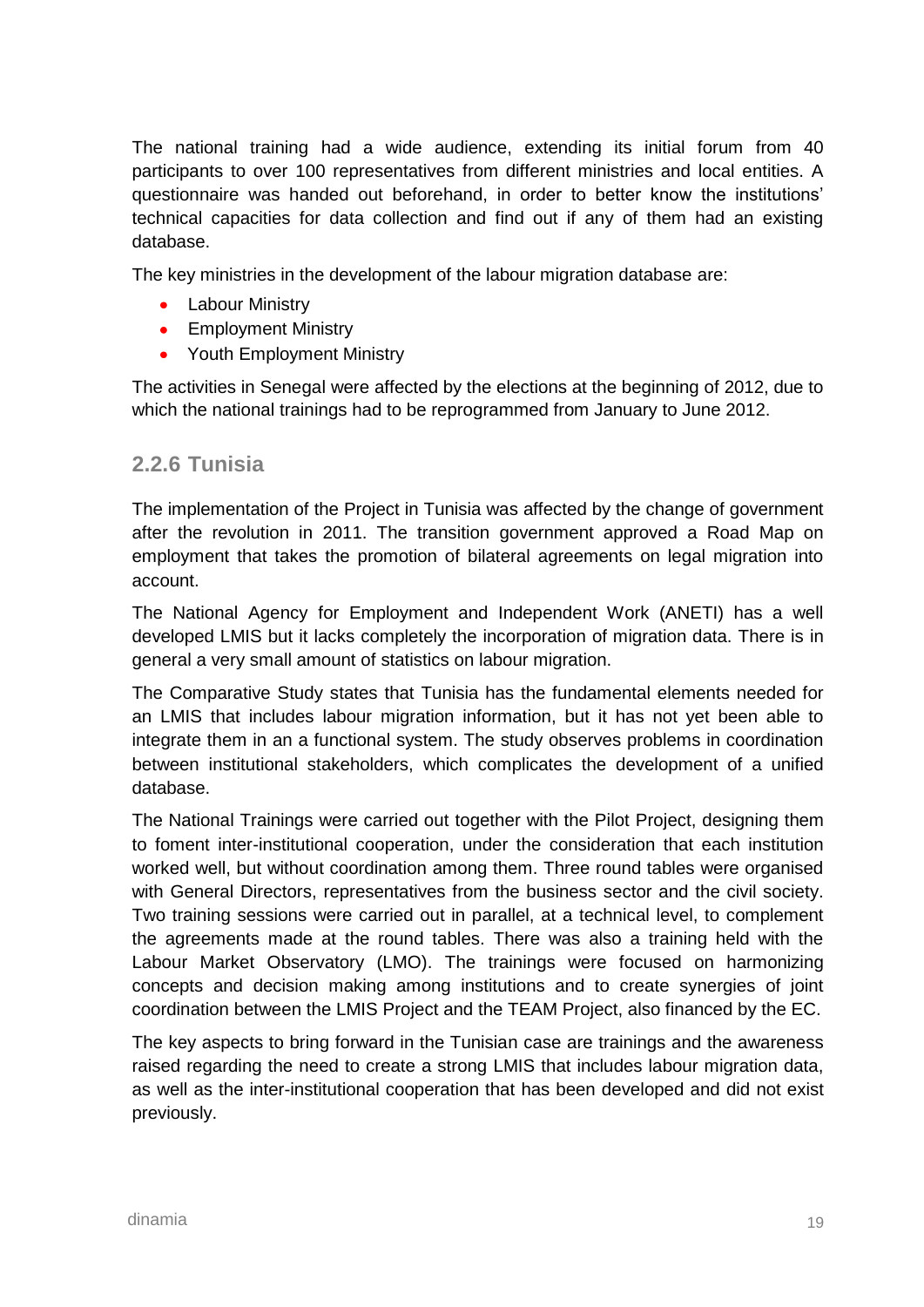The national training had a wide audience, extending its initial forum from 40 participants to over 100 representatives from different ministries and local entities. A questionnaire was handed out beforehand, in order to better know the institutions' technical capacities for data collection and find out if any of them had an existing database.

The key ministries in the development of the labour migration database are:

- Labour Ministry
- Employment Ministry
- Youth Employment Ministry

The activities in Senegal were affected by the elections at the beginning of 2012, due to which the national trainings had to be reprogrammed from January to June 2012.

### 2.2.6 Tunisia

The implementation of the Project in Tunisia was affected by the change of government after the revolution in 2011. The transition government approved a Road Map on employment that takes the promotion of bilateral agreements on legal migration into account.

The National Agency for Employment and Independent Work (ANETI) has a well developed LMIS but it lacks completely the incorporation of migration data. There is in general a very small amount of statistics on labour migration.

The Comparative Study states that Tunisia has the fundamental elements needed for an LMIS that includes labour migration information, but it has not yet been able to integrate them in an a functional system. The study observes problems in coordination between institutional stakeholders, which complicates the development of a unified database.

The National Trainings were carried out together with the Pilot Project, designing them to foment inter-institutional cooperation, under the consideration that each institution worked well, but without coordination among them. Three round tables were organised with General Directors, representatives from the business sector and the civil society. Two training sessions were carried out in parallel, at a technical level, to complement the agreements made at the round tables. There was also a training held with the Labour Market Observatory (LMO). The trainings were focused on harmonizing concepts and decision making among institutions and to create synergies of joint coordination between the LMIS Project and the TEAM Project, also financed by the EC.

The key aspects to bring forward in the Tunisian case are trainings and the awareness raised regarding the need to create a strong LMIS that includes labour migration data, as well as the inter-institutional cooperation that has been developed and did not exist previously.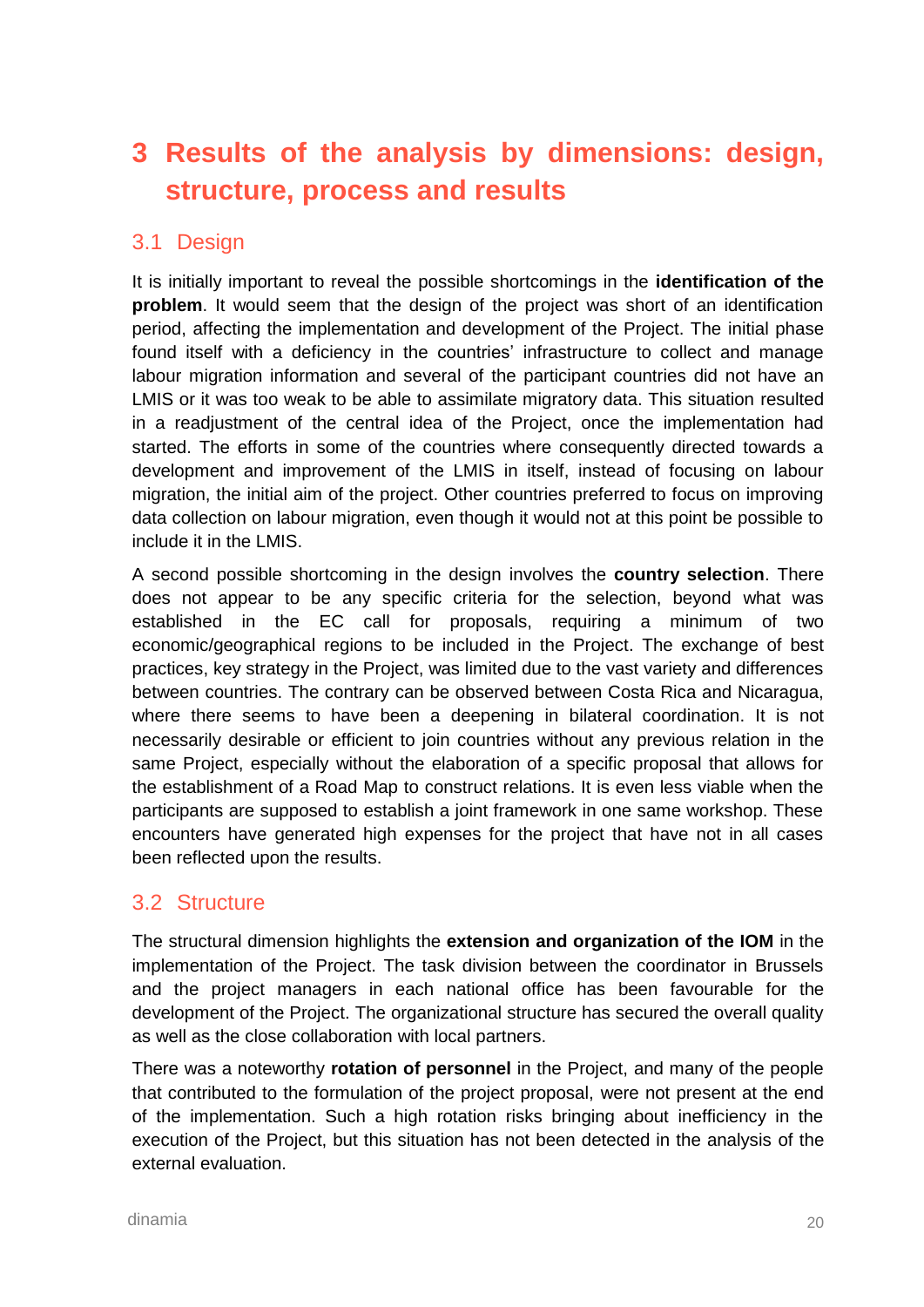# 3 Results of the analysis by dimensions: design, structure, process and results

## 3.1 Design

It is initially important to reveal the possible shortcomings in the **identification of the problem**. It would seem that the design of the project was short of an identification period, affecting the implementation and development of the Project. The initial phase found itself with a deficiency in the countries' infrastructure to collect and manage labour migration information and several of the participant countries did not have an LMIS or it was too weak to be able to assimilate migratory data. This situation resulted in a readjustment of the central idea of the Project, once the implementation had started. The efforts in some of the countries where consequently directed towards a development and improvement of the LMIS in itself, instead of focusing on labour migration, the initial aim of the project. Other countries preferred to focus on improving data collection on labour migration, even though it would not at this point be possible to include it in the LMIS.

A second possible shortcoming in the design involves the **country selection**. There does not appear to be any specific criteria for the selection, beyond what was established in the EC call for proposals, requiring a minimum of two economic/geographical regions to be included in the Project. The exchange of best practices, key strategy in the Project, was limited due to the vast variety and differences between countries. The contrary can be observed between Costa Rica and Nicaragua, where there seems to have been a deepening in bilateral coordination. It is not necessarily desirable or efficient to join countries without any previous relation in the same Project, especially without the elaboration of a specific proposal that allows for the establishment of a Road Map to construct relations. It is even less viable when the participants are supposed to establish a joint framework in one same workshop. These encounters have generated high expenses for the project that have not in all cases been reflected upon the results.

## 3.2 Structure

The structural dimension highlights the **extension and organization of the IOM** in the implementation of the Project. The task division between the coordinator in Brussels and the project managers in each national office has been favourable for the development of the Project. The organizational structure has secured the overall quality as well as the close collaboration with local partners.

There was a noteworthy **rotation of personnel** in the Project, and many of the people that contributed to the formulation of the project proposal, were not present at the end of the implementation. Such a high rotation risks bringing about inefficiency in the execution of the Project, but this situation has not been detected in the analysis of the external evaluation.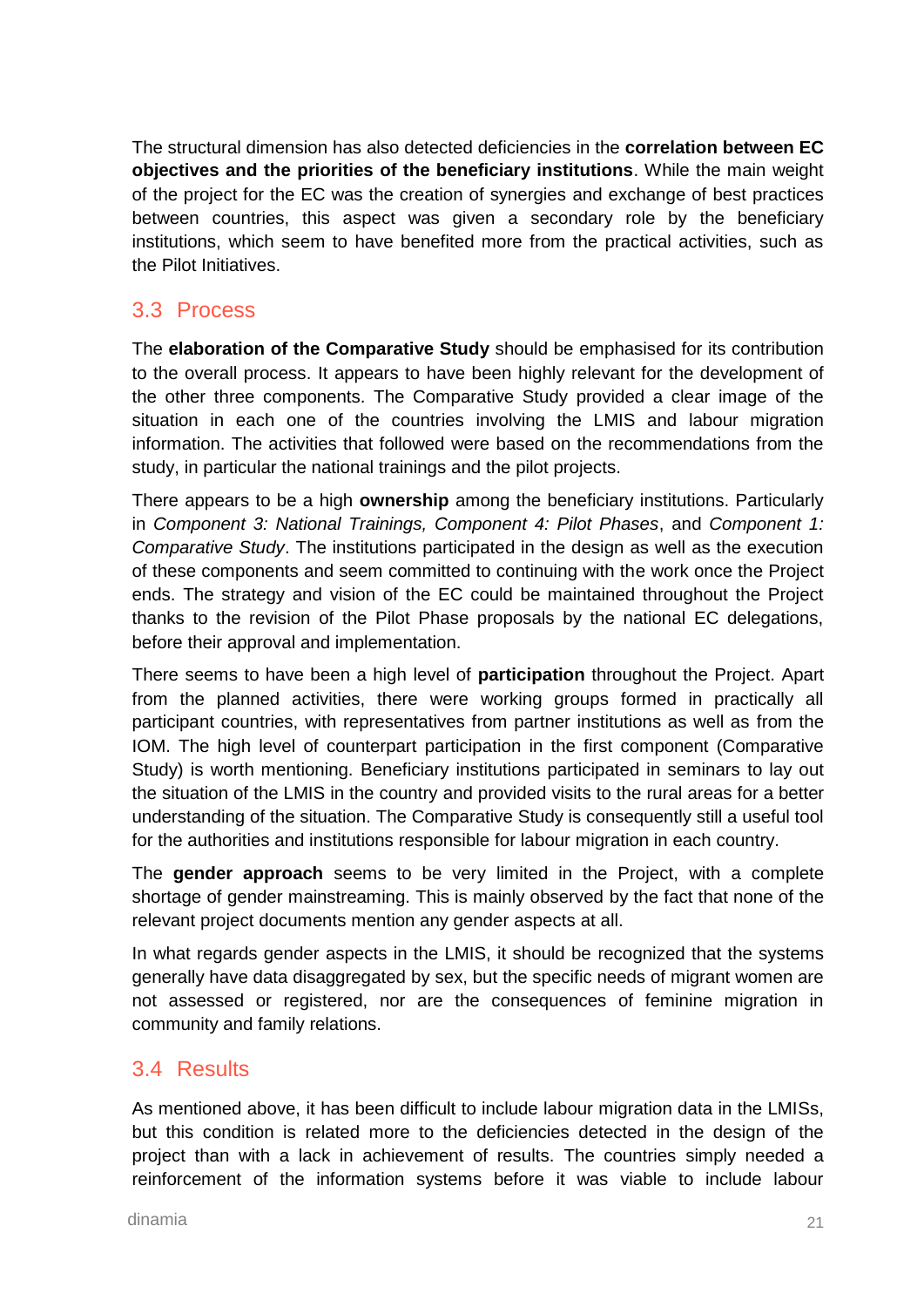The structural dimension has also detected deficiencies in the **correlation between EC objectives and the priorities of the beneficiary institutions**. While the main weight of the project for the EC was the creation of synergies and exchange of best practices between countries, this aspect was given a secondary role by the beneficiary institutions, which seem to have benefited more from the practical activities, such as the Pilot Initiatives.

## 3.3 Process

The **elaboration of the Comparative Study** should be emphasised for its contribution to the overall process. It appears to have been highly relevant for the development of the other three components. The Comparative Study provided a clear image of the situation in each one of the countries involving the LMIS and labour migration information. The activities that followed were based on the recommendations from the study, in particular the national trainings and the pilot projects.

There appears to be a high **ownership** among the beneficiary institutions. Particularly in *Component 3: National Trainings, Component 4: Pilot Phases*, and *Component 1: Comparative Study*. The institutions participated in the design as well as the execution of these components and seem committed to continuing with the work once the Project ends. The strategy and vision of the EC could be maintained throughout the Project thanks to the revision of the Pilot Phase proposals by the national EC delegations, before their approval and implementation.

There seems to have been a high level of **participation** throughout the Project. Apart from the planned activities, there were working groups formed in practically all participant countries, with representatives from partner institutions as well as from the IOM. The high level of counterpart participation in the first component (Comparative Study) is worth mentioning. Beneficiary institutions participated in seminars to lay out the situation of the LMIS in the country and provided visits to the rural areas for a better understanding of the situation. The Comparative Study is consequently still a useful tool for the authorities and institutions responsible for labour migration in each country.

The **gender approach** seems to be very limited in the Project, with a complete shortage of gender mainstreaming. This is mainly observed by the fact that none of the relevant project documents mention any gender aspects at all.

In what regards gender aspects in the LMIS, it should be recognized that the systems generally have data disaggregated by sex, but the specific needs of migrant women are not assessed or registered, nor are the consequences of feminine migration in community and family relations.

## 3.4 Results

As mentioned above, it has been difficult to include labour migration data in the LMISs, but this condition is related more to the deficiencies detected in the design of the project than with a lack in achievement of results. The countries simply needed a reinforcement of the information systems before it was viable to include labour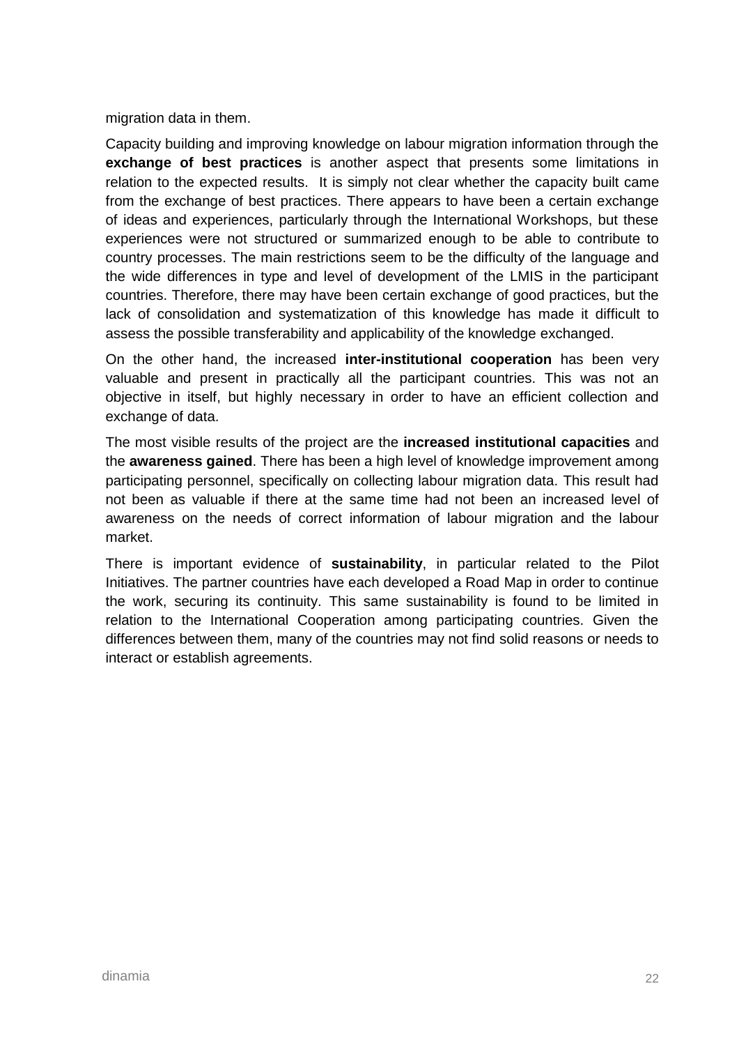migration data in them.

Capacity building and improving knowledge on labour migration information through the **exchange of best practices** is another aspect that presents some limitations in relation to the expected results. It is simply not clear whether the capacity built came from the exchange of best practices. There appears to have been a certain exchange of ideas and experiences, particularly through the International Workshops, but these experiences were not structured or summarized enough to be able to contribute to country processes. The main restrictions seem to be the difficulty of the language and the wide differences in type and level of development of the LMIS in the participant countries. Therefore, there may have been certain exchange of good practices, but the lack of consolidation and systematization of this knowledge has made it difficult to assess the possible transferability and applicability of the knowledge exchanged.

On the other hand, the increased **inter-institutional cooperation** has been very valuable and present in practically all the participant countries. This was not an objective in itself, but highly necessary in order to have an efficient collection and exchange of data.

The most visible results of the project are the **increased institutional capacities** and the **awareness gained**. There has been a high level of knowledge improvement among participating personnel, specifically on collecting labour migration data. This result had not been as valuable if there at the same time had not been an increased level of awareness on the needs of correct information of labour migration and the labour market.

There is important evidence of **sustainability**, in particular related to the Pilot Initiatives. The partner countries have each developed a Road Map in order to continue the work, securing its continuity. This same sustainability is found to be limited in relation to the International Cooperation among participating countries. Given the differences between them, many of the countries may not find solid reasons or needs to interact or establish agreements.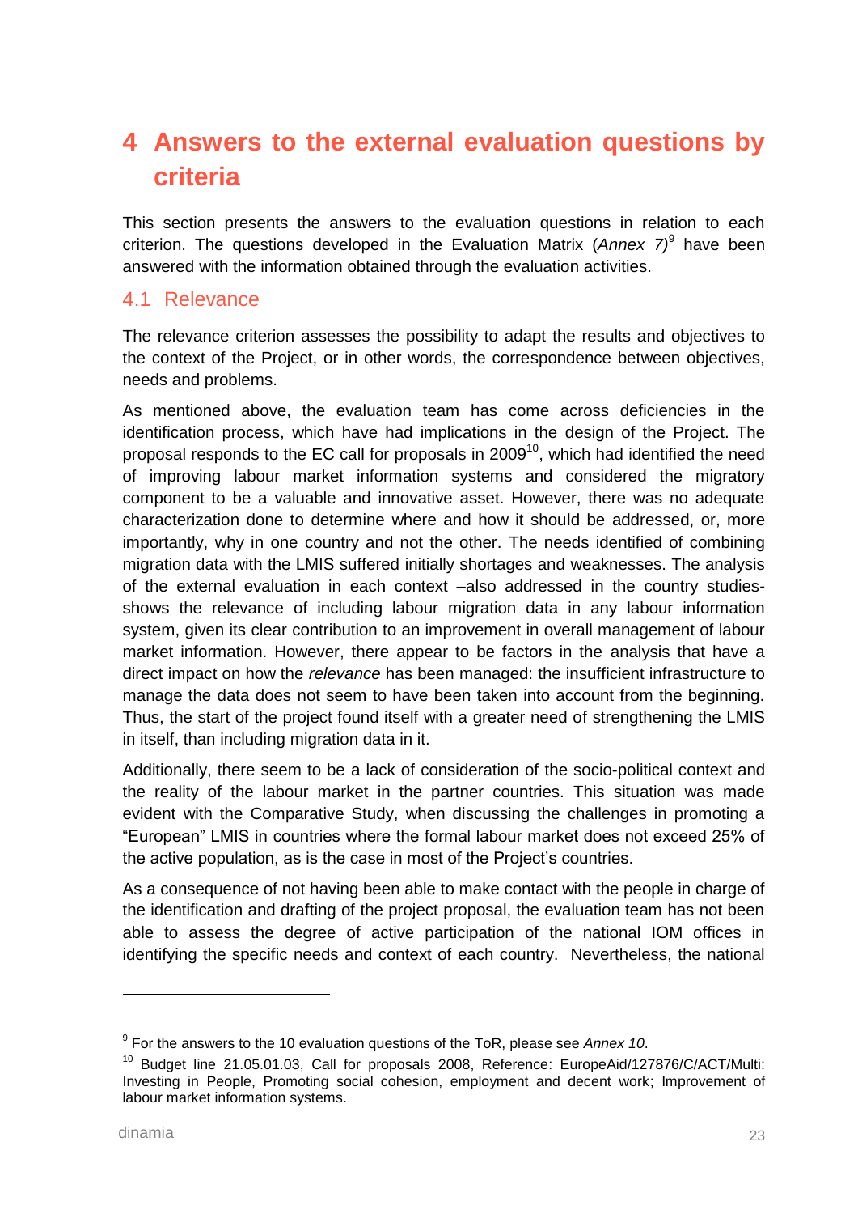# 4 Answers to the external evaluation questions by criteria

This section presents the answers to the evaluation questions in relation to each criterion. The questions developed in the Evaluation Matrix (*Annex 7)*[9] have been answered with the information obtained through the evaluation activities.

## 4.1 Relevance

The relevance criterion assesses the possibility to adapt the results and objectives to the context of the Project, or in other words, the correspondence between objectives, needs and problems.

As mentioned above, the evaluation team has come across deficiencies in the identification process, which have had implications in the design of the Project. The proposal responds to the EC call for proposals in 2009[10], which had identified the need of improving labour market information systems and considered the migratory component to be a valuable and innovative asset. However, there was no adequate characterization done to determine where and how it should be addressed, or, more importantly, why in one country and not the other. The needs identified of combining migration data with the LMIS suffered initially shortages and weaknesses. The analysis of the external evaluation in each context –also addressed in the country studies- shows the relevance of including labour migration data in any labour information system, given its clear contribution to an improvement in overall management of labour market information. However, there appear to be factors in the analysis that have a direct impact on how the *relevance* has been managed: the insufficient infrastructure to manage the data does not seem to have been taken into account from the beginning. Thus, the start of the project found itself with a greater need of strengthening the LMIS in itself, than including migration data in it.

Additionally, there seem to be a lack of consideration of the socio-political context and the reality of the labour market in the partner countries. This situation was made evident with the Comparative Study, when discussing the challenges in promoting a "European" LMIS in countries where the formal labour market does not exceed 25% of the active population, as is the case in most of the Project's countries.

As a consequence of not having been able to make contact with the people in charge of the identification and drafting of the project proposal, the evaluation team has not been able to assess the degree of active participation of the national IOM offices in identifying the specific needs and context of each country. Nevertheless, the national

---

[9] For the answers to the 10 evaluation questions of the ToR, please see *Annex 10*.

[10] Budget line 21.05.01.03, Call for proposals 2008, Reference: EuropeAid/127876/C/ACT/Multi: Investing in People, Promoting social cohesion, employment and decent work; Improvement of labour market information systems.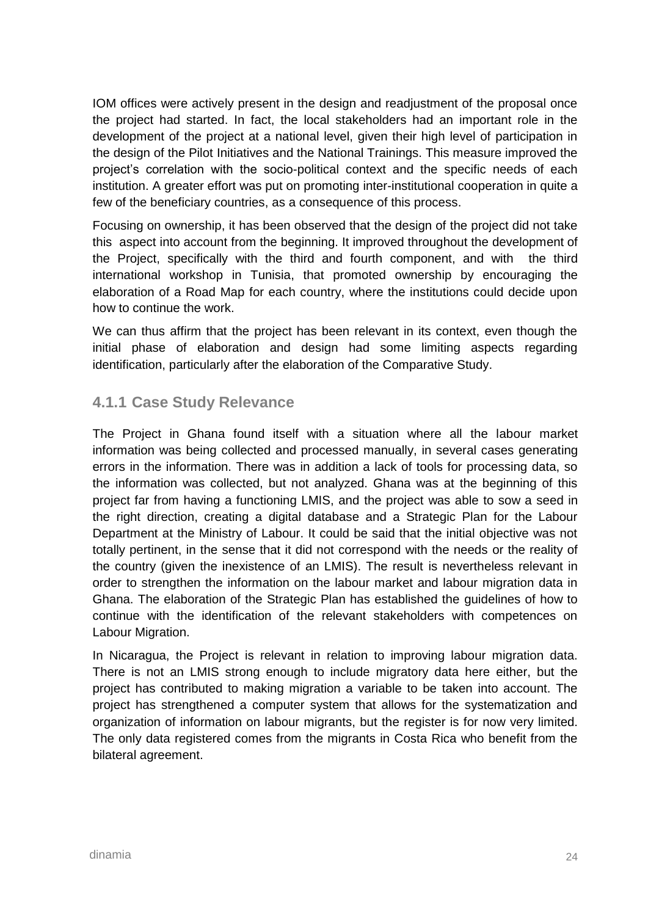IOM offices were actively present in the design and readjustment of the proposal once the project had started. In fact, the local stakeholders had an important role in the development of the project at a national level, given their high level of participation in the design of the Pilot Initiatives and the National Trainings. This measure improved the project's correlation with the socio-political context and the specific needs of each institution. A greater effort was put on promoting inter-institutional cooperation in quite a few of the beneficiary countries, as a consequence of this process.

Focusing on ownership, it has been observed that the design of the project did not take this aspect into account from the beginning. It improved throughout the development of the Project, specifically with the third and fourth component, and with the third international workshop in Tunisia, that promoted ownership by encouraging the elaboration of a Road Map for each country, where the institutions could decide upon how to continue the work.

We can thus affirm that the project has been relevant in its context, even though the initial phase of elaboration and design had some limiting aspects regarding identification, particularly after the elaboration of the Comparative Study.

### 4.1.1 Case Study Relevance

The Project in Ghana found itself with a situation where all the labour market information was being collected and processed manually, in several cases generating errors in the information. There was in addition a lack of tools for processing data, so the information was collected, but not analyzed. Ghana was at the beginning of this project far from having a functioning LMIS, and the project was able to sow a seed in the right direction, creating a digital database and a Strategic Plan for the Labour Department at the Ministry of Labour. It could be said that the initial objective was not totally pertinent, in the sense that it did not correspond with the needs or the reality of the country (given the inexistence of an LMIS). The result is nevertheless relevant in order to strengthen the information on the labour market and labour migration data in Ghana. The elaboration of the Strategic Plan has established the guidelines of how to continue with the identification of the relevant stakeholders with competences on Labour Migration.

In Nicaragua, the Project is relevant in relation to improving labour migration data. There is not an LMIS strong enough to include migratory data here either, but the project has contributed to making migration a variable to be taken into account. The project has strengthened a computer system that allows for the systematization and organization of information on labour migrants, but the register is for now very limited. The only data registered comes from the migrants in Costa Rica who benefit from the bilateral agreement.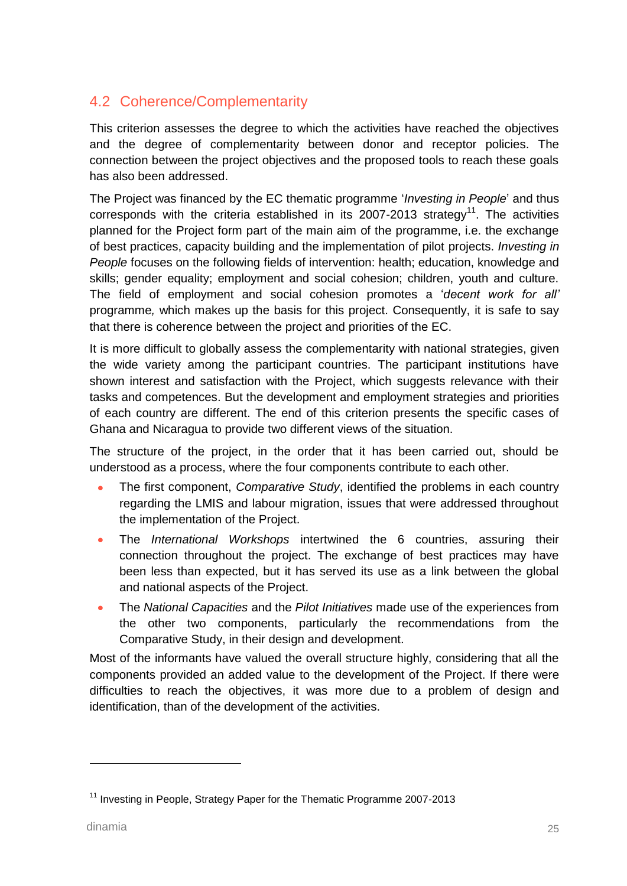## 4.2 Coherence/Complementarity

This criterion assesses the degree to which the activities have reached the objectives and the degree of complementarity between donor and receptor policies. The connection between the project objectives and the proposed tools to reach these goals has also been addressed.

The Project was financed by the EC thematic programme '*Investing in People*' and thus corresponds with the criteria established in its 2007-2013 strategy[11]. The activities planned for the Project form part of the main aim of the programme, i.e. the exchange of best practices, capacity building and the implementation of pilot projects. *Investing in People* focuses on the following fields of intervention: health; education, knowledge and skills; gender equality; employment and social cohesion; children, youth and culture. The field of employment and social cohesion promotes a '*decent work for all'* programme*,* which makes up the basis for this project. Consequently, it is safe to say that there is coherence between the project and priorities of the EC.

It is more difficult to globally assess the complementarity with national strategies, given the wide variety among the participant countries. The participant institutions have shown interest and satisfaction with the Project, which suggests relevance with their tasks and competences. But the development and employment strategies and priorities of each country are different. The end of this criterion presents the specific cases of Ghana and Nicaragua to provide two different views of the situation.

The structure of the project, in the order that it has been carried out, should be understood as a process, where the four components contribute to each other.

- The first component, *Comparative Study*, identified the problems in each country regarding the LMIS and labour migration, issues that were addressed throughout the implementation of the Project.
- The *International Workshops* intertwined the 6 countries, assuring their connection throughout the project. The exchange of best practices may have been less than expected, but it has served its use as a link between the global and national aspects of the Project.
- The *National Capacities* and the *Pilot Initiatives* made use of the experiences from the other two components, particularly the recommendations from the Comparative Study, in their design and development.

Most of the informants have valued the overall structure highly, considering that all the components provided an added value to the development of the Project. If there were difficulties to reach the objectives, it was more due to a problem of design and identification, than of the development of the activities.

---

[11] Investing in People, Strategy Paper for the Thematic Programme 2007-2013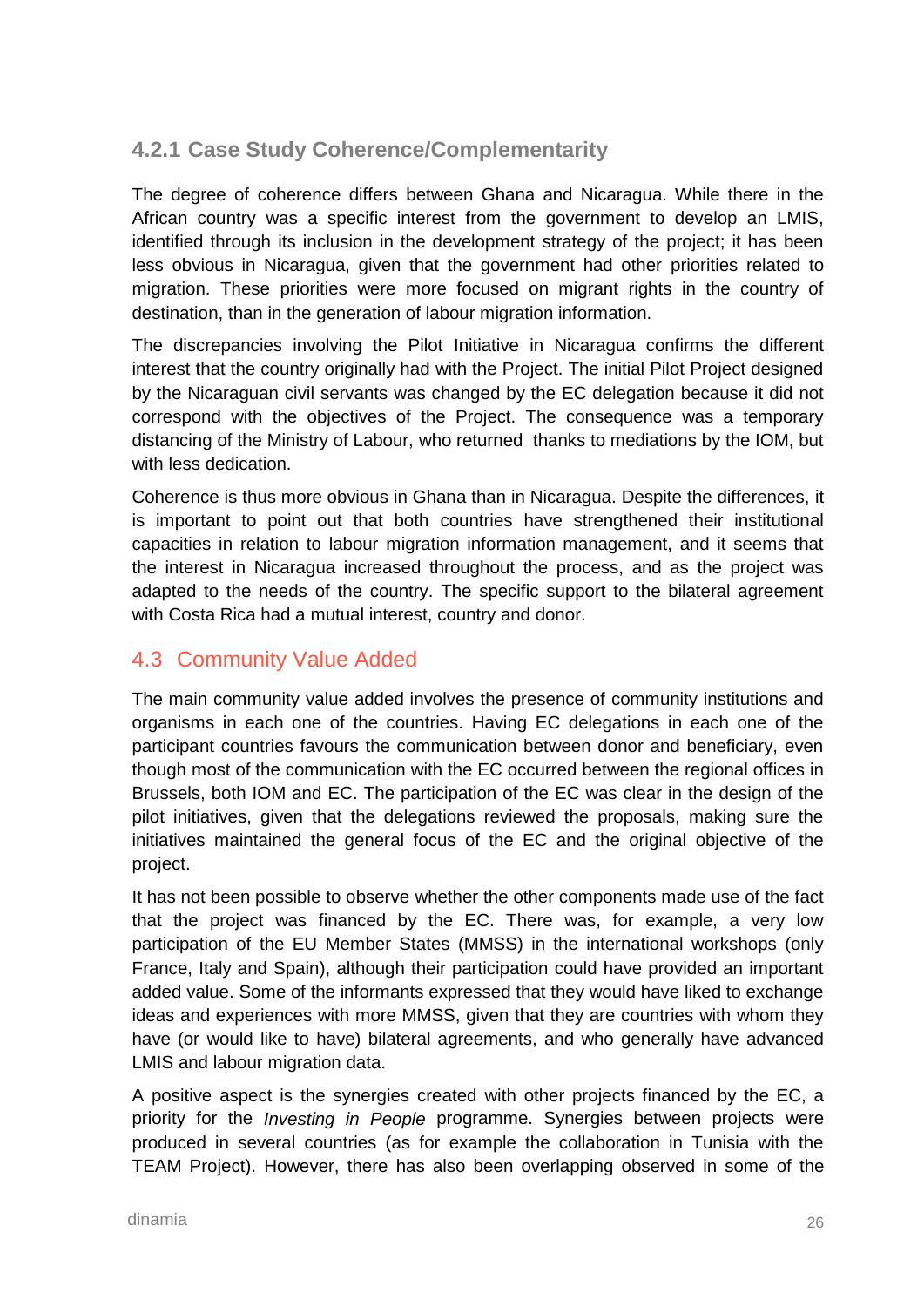### 4.2.1 Case Study Coherence/Complementarity

The degree of coherence differs between Ghana and Nicaragua. While there in the African country was a specific interest from the government to develop an LMIS, identified through its inclusion in the development strategy of the project; it has been less obvious in Nicaragua, given that the government had other priorities related to migration. These priorities were more focused on migrant rights in the country of destination, than in the generation of labour migration information.

The discrepancies involving the Pilot Initiative in Nicaragua confirms the different interest that the country originally had with the Project. The initial Pilot Project designed by the Nicaraguan civil servants was changed by the EC delegation because it did not correspond with the objectives of the Project. The consequence was a temporary distancing of the Ministry of Labour, who returned thanks to mediations by the IOM, but with less dedication.

Coherence is thus more obvious in Ghana than in Nicaragua. Despite the differences, it is important to point out that both countries have strengthened their institutional capacities in relation to labour migration information management, and it seems that the interest in Nicaragua increased throughout the process, and as the project was adapted to the needs of the country. The specific support to the bilateral agreement with Costa Rica had a mutual interest, country and donor.

## 4.3 Community Value Added

The main community value added involves the presence of community institutions and organisms in each one of the countries. Having EC delegations in each one of the participant countries favours the communication between donor and beneficiary, even though most of the communication with the EC occurred between the regional offices in Brussels, both IOM and EC. The participation of the EC was clear in the design of the pilot initiatives, given that the delegations reviewed the proposals, making sure the initiatives maintained the general focus of the EC and the original objective of the project.

It has not been possible to observe whether the other components made use of the fact that the project was financed by the EC. There was, for example, a very low participation of the EU Member States (MMSS) in the international workshops (only France, Italy and Spain), although their participation could have provided an important added value. Some of the informants expressed that they would have liked to exchange ideas and experiences with more MMSS, given that they are countries with whom they have (or would like to have) bilateral agreements, and who generally have advanced LMIS and labour migration data.

A positive aspect is the synergies created with other projects financed by the EC, a priority for the *Investing in People* programme. Synergies between projects were produced in several countries (as for example the collaboration in Tunisia with the TEAM Project). However, there has also been overlapping observed in some of the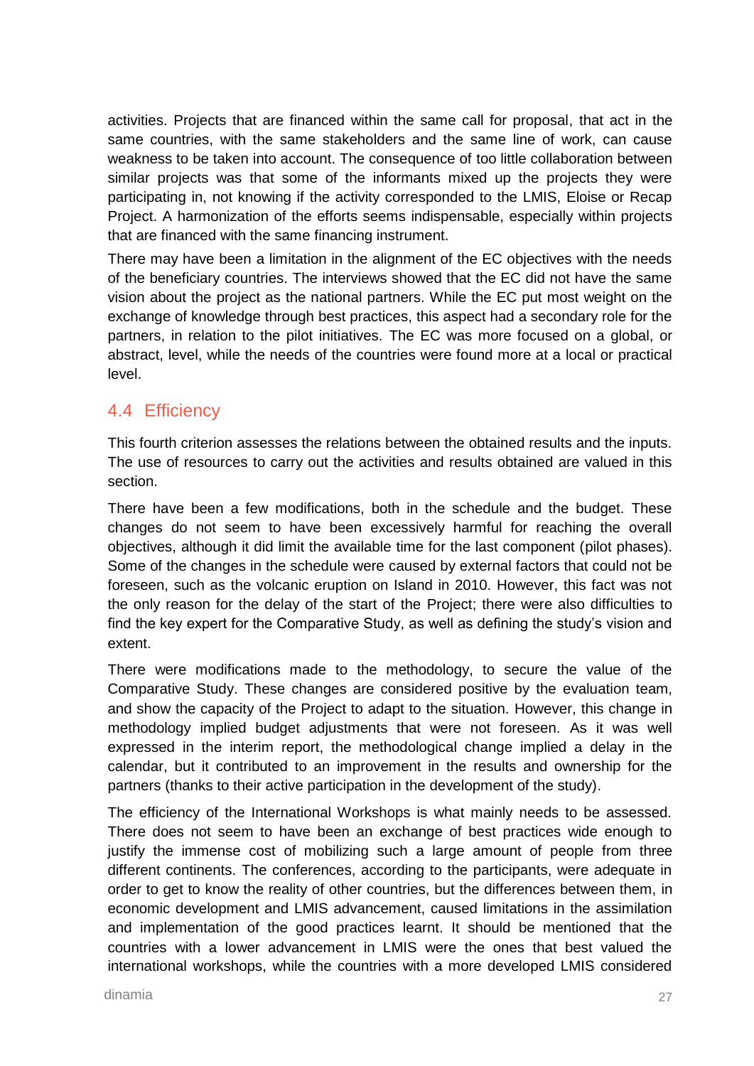activities. Projects that are financed within the same call for proposal, that act in the same countries, with the same stakeholders and the same line of work, can cause weakness to be taken into account. The consequence of too little collaboration between similar projects was that some of the informants mixed up the projects they were participating in, not knowing if the activity corresponded to the LMIS, Eloise or Recap Project. A harmonization of the efforts seems indispensable, especially within projects that are financed with the same financing instrument.

There may have been a limitation in the alignment of the EC objectives with the needs of the beneficiary countries. The interviews showed that the EC did not have the same vision about the project as the national partners. While the EC put most weight on the exchange of knowledge through best practices, this aspect had a secondary role for the partners, in relation to the pilot initiatives. The EC was more focused on a global, or abstract, level, while the needs of the countries were found more at a local or practical level.

## 4.4 Efficiency

This fourth criterion assesses the relations between the obtained results and the inputs. The use of resources to carry out the activities and results obtained are valued in this section.

There have been a few modifications, both in the schedule and the budget. These changes do not seem to have been excessively harmful for reaching the overall objectives, although it did limit the available time for the last component (pilot phases). Some of the changes in the schedule were caused by external factors that could not be foreseen, such as the volcanic eruption on Island in 2010. However, this fact was not the only reason for the delay of the start of the Project; there were also difficulties to find the key expert for the Comparative Study, as well as defining the study's vision and extent.

There were modifications made to the methodology, to secure the value of the Comparative Study. These changes are considered positive by the evaluation team, and show the capacity of the Project to adapt to the situation. However, this change in methodology implied budget adjustments that were not foreseen. As it was well expressed in the interim report, the methodological change implied a delay in the calendar, but it contributed to an improvement in the results and ownership for the partners (thanks to their active participation in the development of the study).

The efficiency of the International Workshops is what mainly needs to be assessed. There does not seem to have been an exchange of best practices wide enough to justify the immense cost of mobilizing such a large amount of people from three different continents. The conferences, according to the participants, were adequate in order to get to know the reality of other countries, but the differences between them, in economic development and LMIS advancement, caused limitations in the assimilation and implementation of the good practices learnt. It should be mentioned that the countries with a lower advancement in LMIS were the ones that best valued the international workshops, while the countries with a more developed LMIS considered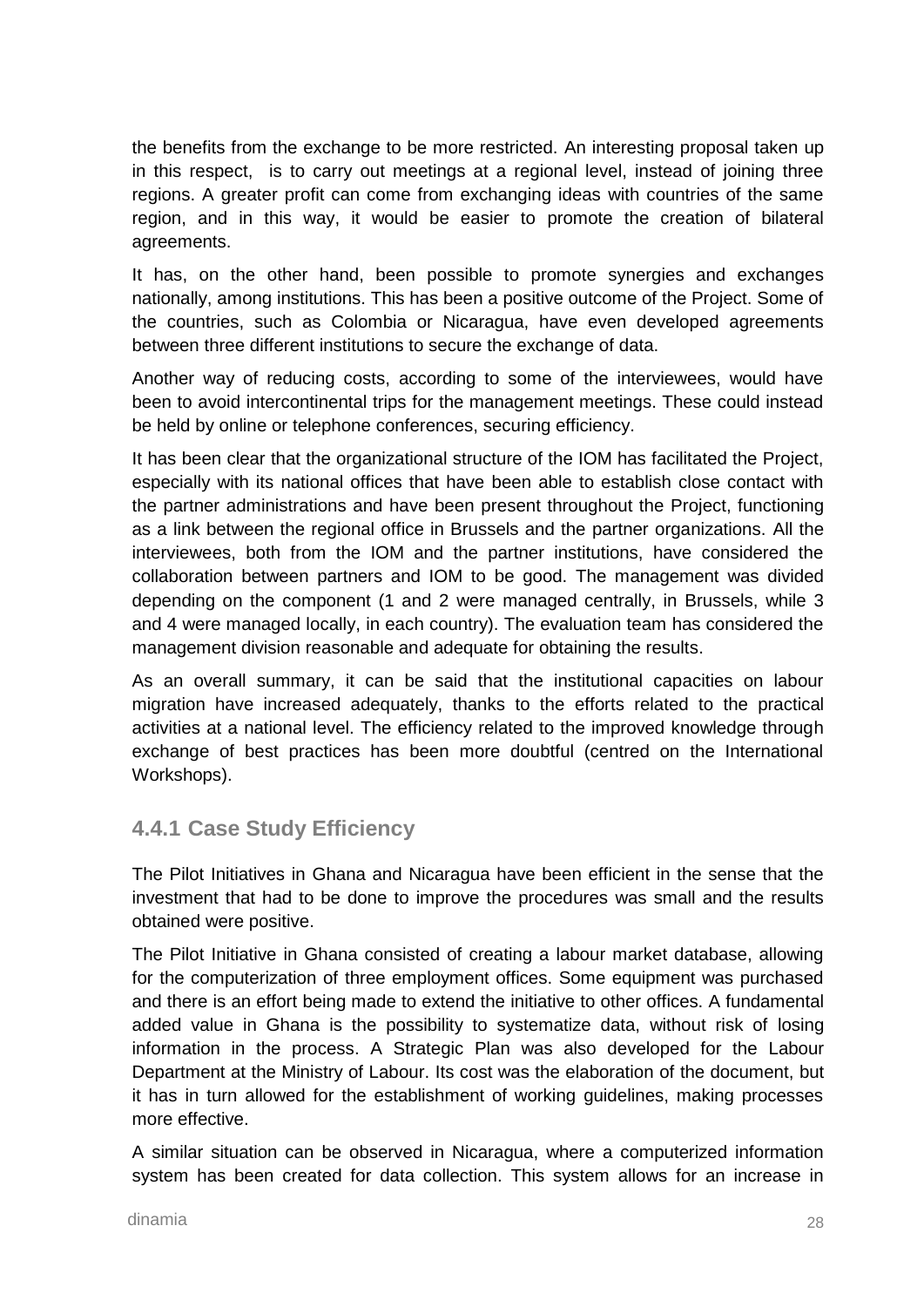the benefits from the exchange to be more restricted. An interesting proposal taken up in this respect, is to carry out meetings at a regional level, instead of joining three regions. A greater profit can come from exchanging ideas with countries of the same region, and in this way, it would be easier to promote the creation of bilateral agreements.

It has, on the other hand, been possible to promote synergies and exchanges nationally, among institutions. This has been a positive outcome of the Project. Some of the countries, such as Colombia or Nicaragua, have even developed agreements between three different institutions to secure the exchange of data.

Another way of reducing costs, according to some of the interviewees, would have been to avoid intercontinental trips for the management meetings. These could instead be held by online or telephone conferences, securing efficiency.

It has been clear that the organizational structure of the IOM has facilitated the Project, especially with its national offices that have been able to establish close contact with the partner administrations and have been present throughout the Project, functioning as a link between the regional office in Brussels and the partner organizations. All the interviewees, both from the IOM and the partner institutions, have considered the collaboration between partners and IOM to be good. The management was divided depending on the component (1 and 2 were managed centrally, in Brussels, while 3 and 4 were managed locally, in each country). The evaluation team has considered the management division reasonable and adequate for obtaining the results.

As an overall summary, it can be said that the institutional capacities on labour migration have increased adequately, thanks to the efforts related to the practical activities at a national level. The efficiency related to the improved knowledge through exchange of best practices has been more doubtful (centred on the International Workshops).

### 4.4.1 Case Study Efficiency

The Pilot Initiatives in Ghana and Nicaragua have been efficient in the sense that the investment that had to be done to improve the procedures was small and the results obtained were positive.

The Pilot Initiative in Ghana consisted of creating a labour market database, allowing for the computerization of three employment offices. Some equipment was purchased and there is an effort being made to extend the initiative to other offices. A fundamental added value in Ghana is the possibility to systematize data, without risk of losing information in the process. A Strategic Plan was also developed for the Labour Department at the Ministry of Labour. Its cost was the elaboration of the document, but it has in turn allowed for the establishment of working guidelines, making processes more effective.

A similar situation can be observed in Nicaragua, where a computerized information system has been created for data collection. This system allows for an increase in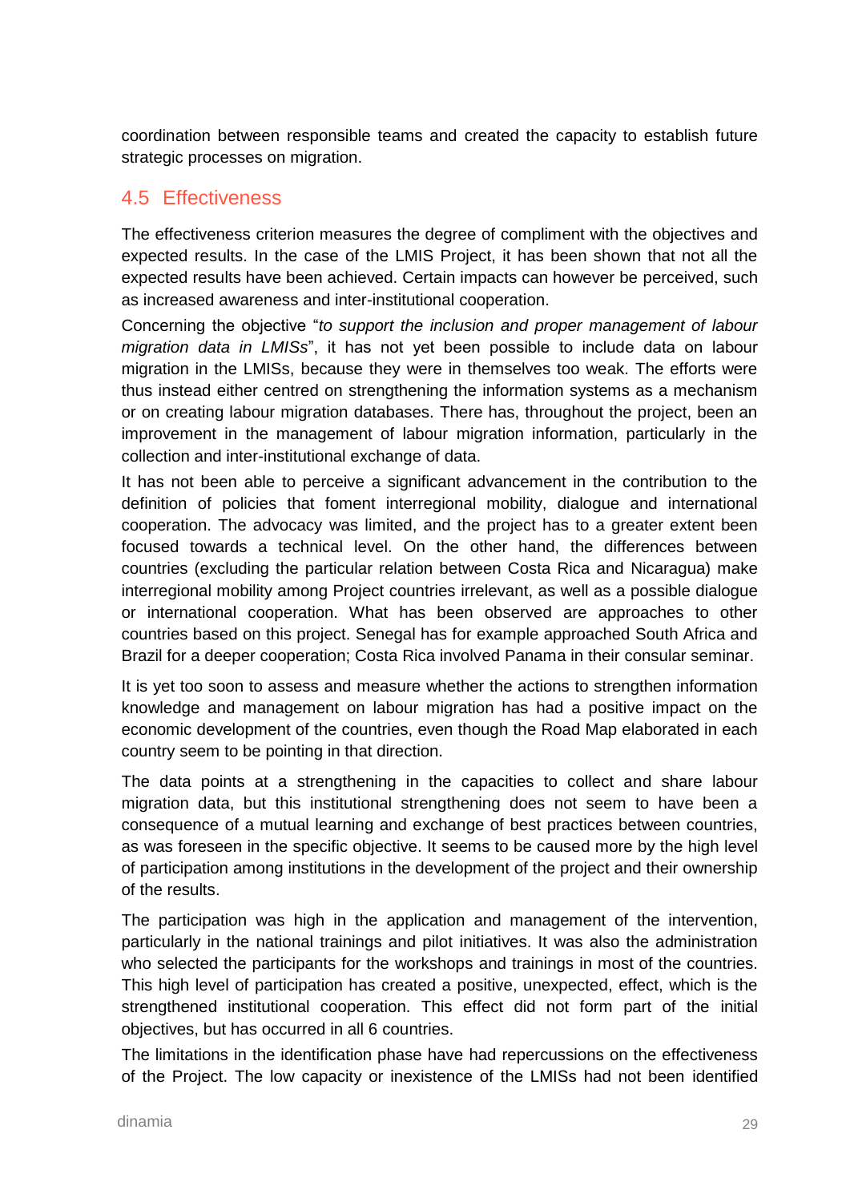coordination between responsible teams and created the capacity to establish future strategic processes on migration.

## 4.5 Effectiveness

The effectiveness criterion measures the degree of compliment with the objectives and expected results. In the case of the LMIS Project, it has been shown that not all the expected results have been achieved. Certain impacts can however be perceived, such as increased awareness and inter-institutional cooperation.

Concerning the objective "*to support the inclusion and proper management of labour migration data in LMISs*", it has not yet been possible to include data on labour migration in the LMISs, because they were in themselves too weak. The efforts were thus instead either centred on strengthening the information systems as a mechanism or on creating labour migration databases. There has, throughout the project, been an improvement in the management of labour migration information, particularly in the collection and inter-institutional exchange of data.

It has not been able to perceive a significant advancement in the contribution to the definition of policies that foment interregional mobility, dialogue and international cooperation. The advocacy was limited, and the project has to a greater extent been focused towards a technical level. On the other hand, the differences between countries (excluding the particular relation between Costa Rica and Nicaragua) make interregional mobility among Project countries irrelevant, as well as a possible dialogue or international cooperation. What has been observed are approaches to other countries based on this project. Senegal has for example approached South Africa and Brazil for a deeper cooperation; Costa Rica involved Panama in their consular seminar.

It is yet too soon to assess and measure whether the actions to strengthen information knowledge and management on labour migration has had a positive impact on the economic development of the countries, even though the Road Map elaborated in each country seem to be pointing in that direction.

The data points at a strengthening in the capacities to collect and share labour migration data, but this institutional strengthening does not seem to have been a consequence of a mutual learning and exchange of best practices between countries, as was foreseen in the specific objective. It seems to be caused more by the high level of participation among institutions in the development of the project and their ownership of the results.

The participation was high in the application and management of the intervention, particularly in the national trainings and pilot initiatives. It was also the administration who selected the participants for the workshops and trainings in most of the countries. This high level of participation has created a positive, unexpected, effect, which is the strengthened institutional cooperation. This effect did not form part of the initial objectives, but has occurred in all 6 countries.

The limitations in the identification phase have had repercussions on the effectiveness of the Project. The low capacity or inexistence of the LMISs had not been identified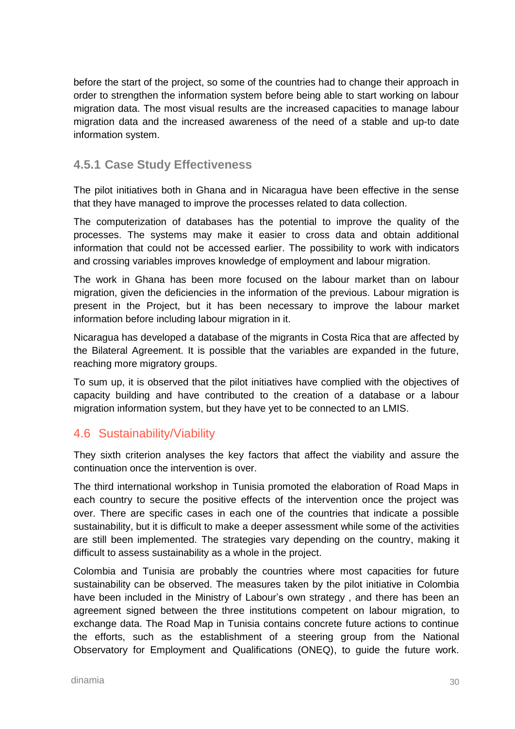before the start of the project, so some of the countries had to change their approach in order to strengthen the information system before being able to start working on labour migration data. The most visual results are the increased capacities to manage labour migration data and the increased awareness of the need of a stable and up-to date information system.

### 4.5.1 Case Study Effectiveness

The pilot initiatives both in Ghana and in Nicaragua have been effective in the sense that they have managed to improve the processes related to data collection.

The computerization of databases has the potential to improve the quality of the processes. The systems may make it easier to cross data and obtain additional information that could not be accessed earlier. The possibility to work with indicators and crossing variables improves knowledge of employment and labour migration.

The work in Ghana has been more focused on the labour market than on labour migration, given the deficiencies in the information of the previous. Labour migration is present in the Project, but it has been necessary to improve the labour market information before including labour migration in it.

Nicaragua has developed a database of the migrants in Costa Rica that are affected by the Bilateral Agreement. It is possible that the variables are expanded in the future, reaching more migratory groups.

To sum up, it is observed that the pilot initiatives have complied with the objectives of capacity building and have contributed to the creation of a database or a labour migration information system, but they have yet to be connected to an LMIS.

## 4.6 Sustainability/Viability

They sixth criterion analyses the key factors that affect the viability and assure the continuation once the intervention is over.

The third international workshop in Tunisia promoted the elaboration of Road Maps in each country to secure the positive effects of the intervention once the project was over. There are specific cases in each one of the countries that indicate a possible sustainability, but it is difficult to make a deeper assessment while some of the activities are still been implemented. The strategies vary depending on the country, making it difficult to assess sustainability as a whole in the project.

Colombia and Tunisia are probably the countries where most capacities for future sustainability can be observed. The measures taken by the pilot initiative in Colombia have been included in the Ministry of Labour's own strategy , and there has been an agreement signed between the three institutions competent on labour migration, to exchange data. The Road Map in Tunisia contains concrete future actions to continue the efforts, such as the establishment of a steering group from the National Observatory for Employment and Qualifications (ONEQ), to guide the future work.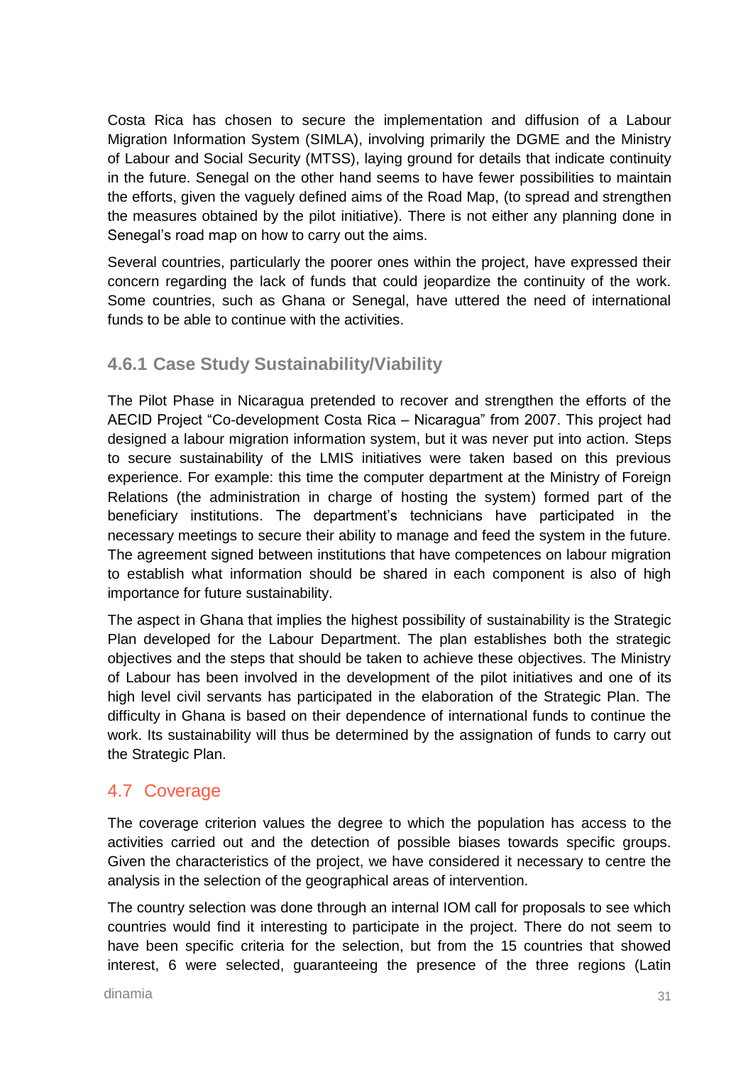Costa Rica has chosen to secure the implementation and diffusion of a Labour Migration Information System (SIMLA), involving primarily the DGME and the Ministry of Labour and Social Security (MTSS), laying ground for details that indicate continuity in the future. Senegal on the other hand seems to have fewer possibilities to maintain the efforts, given the vaguely defined aims of the Road Map, (to spread and strengthen the measures obtained by the pilot initiative). There is not either any planning done in Senegal's road map on how to carry out the aims.

Several countries, particularly the poorer ones within the project, have expressed their concern regarding the lack of funds that could jeopardize the continuity of the work. Some countries, such as Ghana or Senegal, have uttered the need of international funds to be able to continue with the activities.

### 4.6.1 Case Study Sustainability/Viability

The Pilot Phase in Nicaragua pretended to recover and strengthen the efforts of the AECID Project "Co-development Costa Rica – Nicaragua" from 2007. This project had designed a labour migration information system, but it was never put into action. Steps to secure sustainability of the LMIS initiatives were taken based on this previous experience. For example: this time the computer department at the Ministry of Foreign Relations (the administration in charge of hosting the system) formed part of the beneficiary institutions. The department's technicians have participated in the necessary meetings to secure their ability to manage and feed the system in the future. The agreement signed between institutions that have competences on labour migration to establish what information should be shared in each component is also of high importance for future sustainability.

The aspect in Ghana that implies the highest possibility of sustainability is the Strategic Plan developed for the Labour Department. The plan establishes both the strategic objectives and the steps that should be taken to achieve these objectives. The Ministry of Labour has been involved in the development of the pilot initiatives and one of its high level civil servants has participated in the elaboration of the Strategic Plan. The difficulty in Ghana is based on their dependence of international funds to continue the work. Its sustainability will thus be determined by the assignation of funds to carry out the Strategic Plan.

## 4.7 Coverage

The coverage criterion values the degree to which the population has access to the activities carried out and the detection of possible biases towards specific groups. Given the characteristics of the project, we have considered it necessary to centre the analysis in the selection of the geographical areas of intervention.

The country selection was done through an internal IOM call for proposals to see which countries would find it interesting to participate in the project. There do not seem to have been specific criteria for the selection, but from the 15 countries that showed interest, 6 were selected, guaranteeing the presence of the three regions (Latin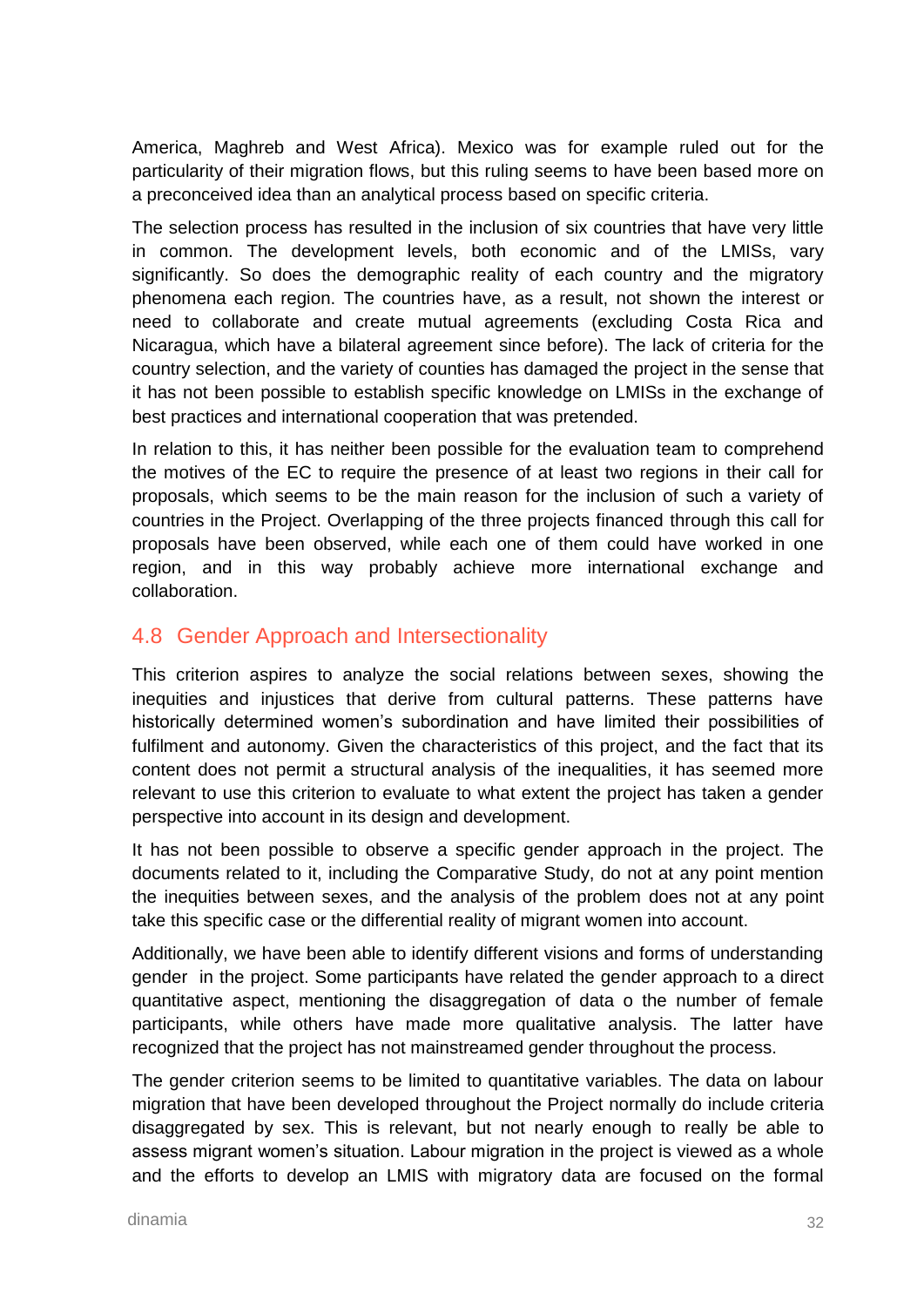America, Maghreb and West Africa). Mexico was for example ruled out for the particularity of their migration flows, but this ruling seems to have been based more on a preconceived idea than an analytical process based on specific criteria.

The selection process has resulted in the inclusion of six countries that have very little in common. The development levels, both economic and of the LMISs, vary significantly. So does the demographic reality of each country and the migratory phenomena each region. The countries have, as a result, not shown the interest or need to collaborate and create mutual agreements (excluding Costa Rica and Nicaragua, which have a bilateral agreement since before). The lack of criteria for the country selection, and the variety of counties has damaged the project in the sense that it has not been possible to establish specific knowledge on LMISs in the exchange of best practices and international cooperation that was pretended.

In relation to this, it has neither been possible for the evaluation team to comprehend the motives of the EC to require the presence of at least two regions in their call for proposals, which seems to be the main reason for the inclusion of such a variety of countries in the Project. Overlapping of the three projects financed through this call for proposals have been observed, while each one of them could have worked in one region, and in this way probably achieve more international exchange and collaboration.

## 4.8 Gender Approach and Intersectionality

This criterion aspires to analyze the social relations between sexes, showing the inequities and injustices that derive from cultural patterns. These patterns have historically determined women's subordination and have limited their possibilities of fulfilment and autonomy. Given the characteristics of this project, and the fact that its content does not permit a structural analysis of the inequalities, it has seemed more relevant to use this criterion to evaluate to what extent the project has taken a gender perspective into account in its design and development.

It has not been possible to observe a specific gender approach in the project. The documents related to it, including the Comparative Study, do not at any point mention the inequities between sexes, and the analysis of the problem does not at any point take this specific case or the differential reality of migrant women into account.

Additionally, we have been able to identify different visions and forms of understanding gender in the project. Some participants have related the gender approach to a direct quantitative aspect, mentioning the disaggregation of data o the number of female participants, while others have made more qualitative analysis. The latter have recognized that the project has not mainstreamed gender throughout the process.

The gender criterion seems to be limited to quantitative variables. The data on labour migration that have been developed throughout the Project normally do include criteria disaggregated by sex. This is relevant, but not nearly enough to really be able to assess migrant women's situation. Labour migration in the project is viewed as a whole and the efforts to develop an LMIS with migratory data are focused on the formal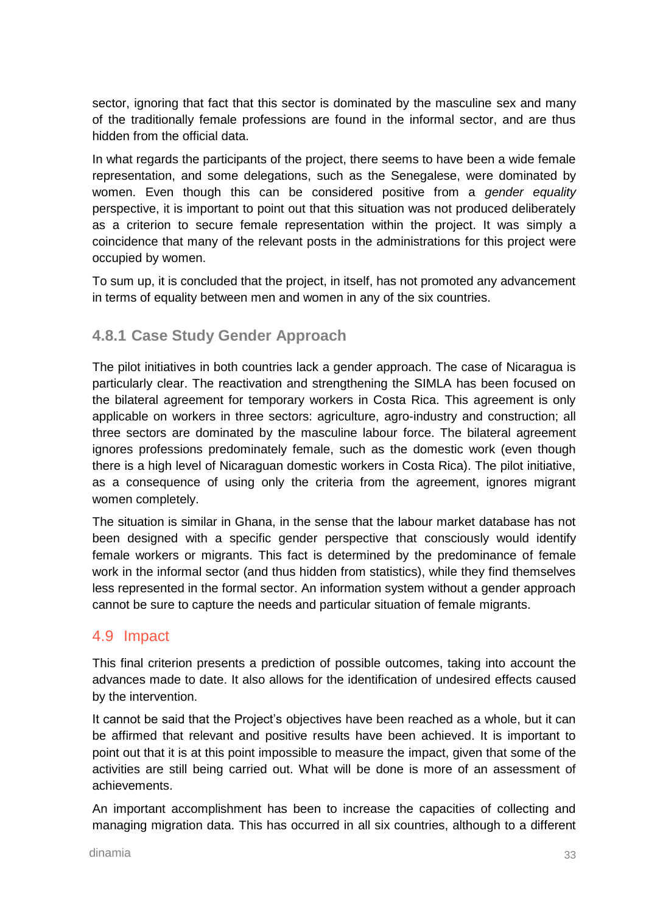sector, ignoring that fact that this sector is dominated by the masculine sex and many of the traditionally female professions are found in the informal sector, and are thus hidden from the official data.

In what regards the participants of the project, there seems to have been a wide female representation, and some delegations, such as the Senegalese, were dominated by women. Even though this can be considered positive from a *gender equality* perspective, it is important to point out that this situation was not produced deliberately as a criterion to secure female representation within the project. It was simply a coincidence that many of the relevant posts in the administrations for this project were occupied by women.

To sum up, it is concluded that the project, in itself, has not promoted any advancement in terms of equality between men and women in any of the six countries.

### 4.8.1 Case Study Gender Approach

The pilot initiatives in both countries lack a gender approach. The case of Nicaragua is particularly clear. The reactivation and strengthening the SIMLA has been focused on the bilateral agreement for temporary workers in Costa Rica. This agreement is only applicable on workers in three sectors: agriculture, agro-industry and construction; all three sectors are dominated by the masculine labour force. The bilateral agreement ignores professions predominately female, such as the domestic work (even though there is a high level of Nicaraguan domestic workers in Costa Rica). The pilot initiative, as a consequence of using only the criteria from the agreement, ignores migrant women completely.

The situation is similar in Ghana, in the sense that the labour market database has not been designed with a specific gender perspective that consciously would identify female workers or migrants. This fact is determined by the predominance of female work in the informal sector (and thus hidden from statistics), while they find themselves less represented in the formal sector. An information system without a gender approach cannot be sure to capture the needs and particular situation of female migrants.

## 4.9 Impact

This final criterion presents a prediction of possible outcomes, taking into account the advances made to date. It also allows for the identification of undesired effects caused by the intervention.

It cannot be said that the Project's objectives have been reached as a whole, but it can be affirmed that relevant and positive results have been achieved. It is important to point out that it is at this point impossible to measure the impact, given that some of the activities are still being carried out. What will be done is more of an assessment of achievements.

An important accomplishment has been to increase the capacities of collecting and managing migration data. This has occurred in all six countries, although to a different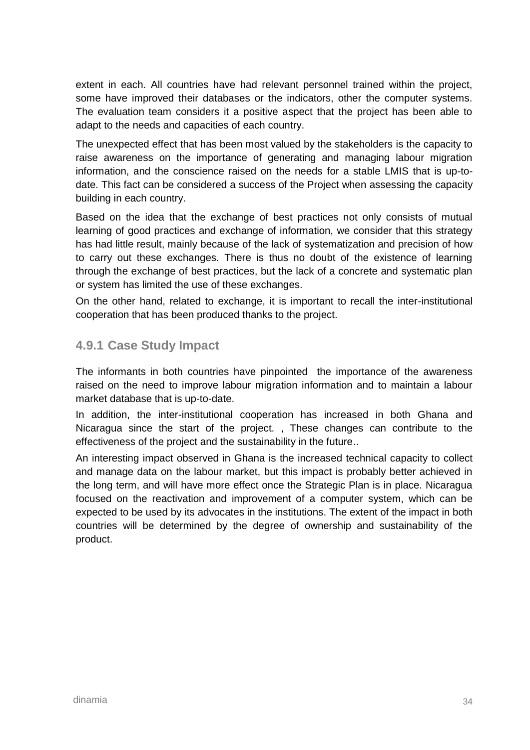extent in each. All countries have had relevant personnel trained within the project, some have improved their databases or the indicators, other the computer systems. The evaluation team considers it a positive aspect that the project has been able to adapt to the needs and capacities of each country.

The unexpected effect that has been most valued by the stakeholders is the capacity to raise awareness on the importance of generating and managing labour migration information, and the conscience raised on the needs for a stable LMIS that is up-to-date. This fact can be considered a success of the Project when assessing the capacity building in each country.

Based on the idea that the exchange of best practices not only consists of mutual learning of good practices and exchange of information, we consider that this strategy has had little result, mainly because of the lack of systematization and precision of how to carry out these exchanges. There is thus no doubt of the existence of learning through the exchange of best practices, but the lack of a concrete and systematic plan or system has limited the use of these exchanges.

On the other hand, related to exchange, it is important to recall the inter-institutional cooperation that has been produced thanks to the project.

### 4.9.1 Case Study Impact

The informants in both countries have pinpointed the importance of the awareness raised on the need to improve labour migration information and to maintain a labour market database that is up-to-date.

In addition, the inter-institutional cooperation has increased in both Ghana and Nicaragua since the start of the project. , These changes can contribute to the effectiveness of the project and the sustainability in the future..

An interesting impact observed in Ghana is the increased technical capacity to collect and manage data on the labour market, but this impact is probably better achieved in the long term, and will have more effect once the Strategic Plan is in place. Nicaragua focused on the reactivation and improvement of a computer system, which can be expected to be used by its advocates in the institutions. The extent of the impact in both countries will be determined by the degree of ownership and sustainability of the product.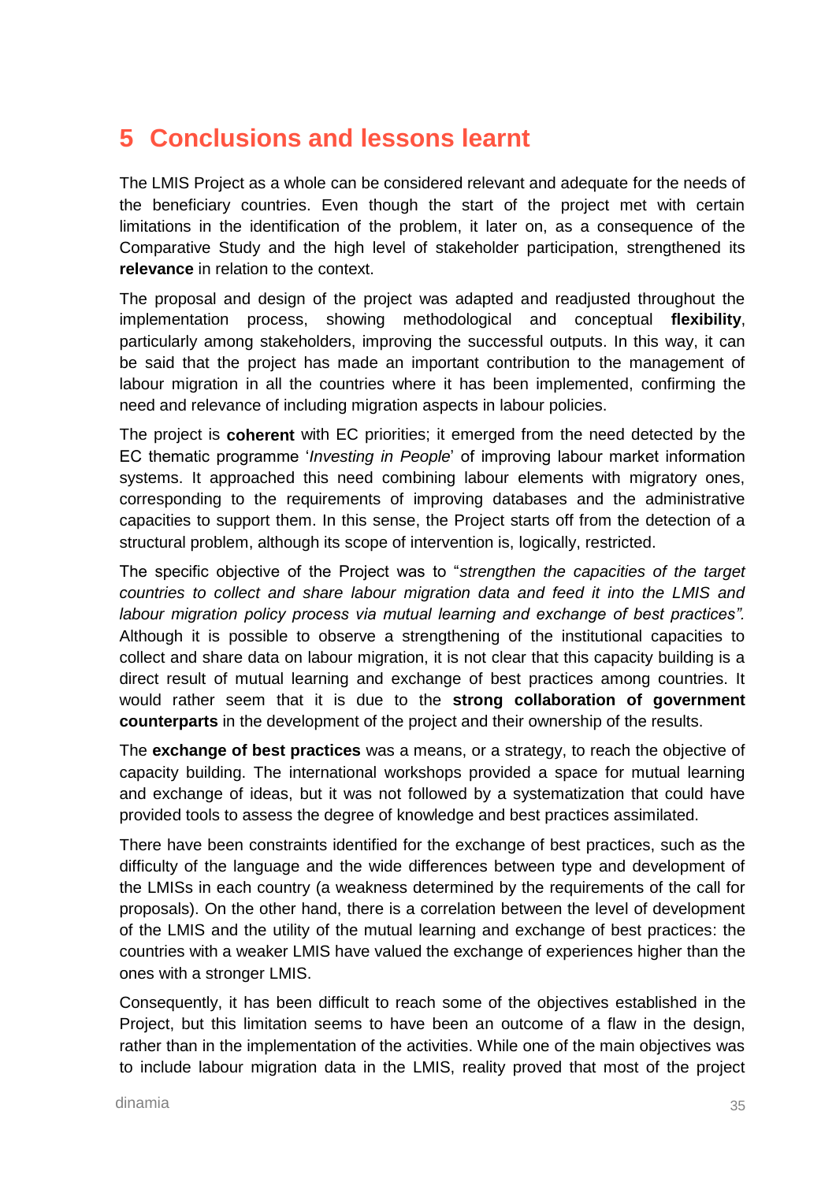# 5 Conclusions and lessons learnt

The LMIS Project as a whole can be considered relevant and adequate for the needs of the beneficiary countries. Even though the start of the project met with certain limitations in the identification of the problem, it later on, as a consequence of the Comparative Study and the high level of stakeholder participation, strengthened its **relevance** in relation to the context.

The proposal and design of the project was adapted and readjusted throughout the implementation process, showing methodological and conceptual **flexibility**, particularly among stakeholders, improving the successful outputs. In this way, it can be said that the project has made an important contribution to the management of labour migration in all the countries where it has been implemented, confirming the need and relevance of including migration aspects in labour policies.

The project is **coherent** with EC priorities; it emerged from the need detected by the EC thematic programme '*Investing in People*' of improving labour market information systems. It approached this need combining labour elements with migratory ones, corresponding to the requirements of improving databases and the administrative capacities to support them. In this sense, the Project starts off from the detection of a structural problem, although its scope of intervention is, logically, restricted.

The specific objective of the Project was to "*strengthen the capacities of the target countries to collect and share labour migration data and feed it into the LMIS and labour migration policy process via mutual learning and exchange of best practices".* Although it is possible to observe a strengthening of the institutional capacities to collect and share data on labour migration, it is not clear that this capacity building is a direct result of mutual learning and exchange of best practices among countries. It would rather seem that it is due to the **strong collaboration of government counterparts** in the development of the project and their ownership of the results.

The **exchange of best practices** was a means, or a strategy, to reach the objective of capacity building. The international workshops provided a space for mutual learning and exchange of ideas, but it was not followed by a systematization that could have provided tools to assess the degree of knowledge and best practices assimilated.

There have been constraints identified for the exchange of best practices, such as the difficulty of the language and the wide differences between type and development of the LMISs in each country (a weakness determined by the requirements of the call for proposals). On the other hand, there is a correlation between the level of development of the LMIS and the utility of the mutual learning and exchange of best practices: the countries with a weaker LMIS have valued the exchange of experiences higher than the ones with a stronger LMIS.

Consequently, it has been difficult to reach some of the objectives established in the Project, but this limitation seems to have been an outcome of a flaw in the design, rather than in the implementation of the activities. While one of the main objectives was to include labour migration data in the LMIS, reality proved that most of the project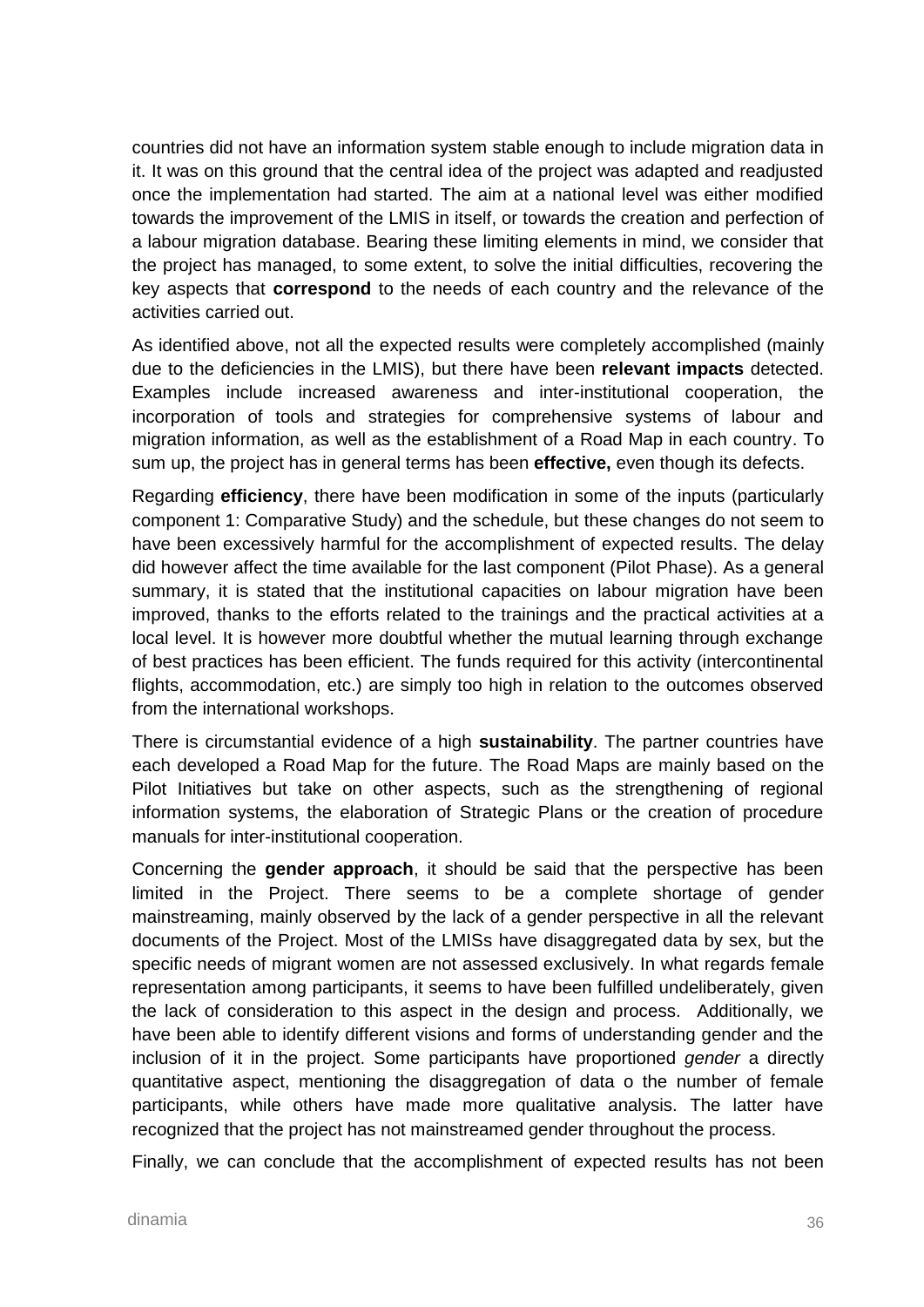countries did not have an information system stable enough to include migration data in it. It was on this ground that the central idea of the project was adapted and readjusted once the implementation had started. The aim at a national level was either modified towards the improvement of the LMIS in itself, or towards the creation and perfection of a labour migration database. Bearing these limiting elements in mind, we consider that the project has managed, to some extent, to solve the initial difficulties, recovering the key aspects that **correspond** to the needs of each country and the relevance of the activities carried out.

As identified above, not all the expected results were completely accomplished (mainly due to the deficiencies in the LMIS), but there have been **relevant impacts** detected. Examples include increased awareness and inter-institutional cooperation, the incorporation of tools and strategies for comprehensive systems of labour and migration information, as well as the establishment of a Road Map in each country. To sum up, the project has in general terms has been **effective,** even though its defects.

Regarding **efficiency**, there have been modification in some of the inputs (particularly component 1: Comparative Study) and the schedule, but these changes do not seem to have been excessively harmful for the accomplishment of expected results. The delay did however affect the time available for the last component (Pilot Phase). As a general summary, it is stated that the institutional capacities on labour migration have been improved, thanks to the efforts related to the trainings and the practical activities at a local level. It is however more doubtful whether the mutual learning through exchange of best practices has been efficient. The funds required for this activity (intercontinental flights, accommodation, etc.) are simply too high in relation to the outcomes observed from the international workshops.

There is circumstantial evidence of a high **sustainability**. The partner countries have each developed a Road Map for the future. The Road Maps are mainly based on the Pilot Initiatives but take on other aspects, such as the strengthening of regional information systems, the elaboration of Strategic Plans or the creation of procedure manuals for inter-institutional cooperation.

Concerning the **gender approach**, it should be said that the perspective has been limited in the Project. There seems to be a complete shortage of gender mainstreaming, mainly observed by the lack of a gender perspective in all the relevant documents of the Project. Most of the LMISs have disaggregated data by sex, but the specific needs of migrant women are not assessed exclusively. In what regards female representation among participants, it seems to have been fulfilled undeliberately, given the lack of consideration to this aspect in the design and process. Additionally, we have been able to identify different visions and forms of understanding gender and the inclusion of it in the project. Some participants have proportioned *gender* a directly quantitative aspect, mentioning the disaggregation of data o the number of female participants, while others have made more qualitative analysis. The latter have recognized that the project has not mainstreamed gender throughout the process.

Finally, we can conclude that the accomplishment of expected results has not been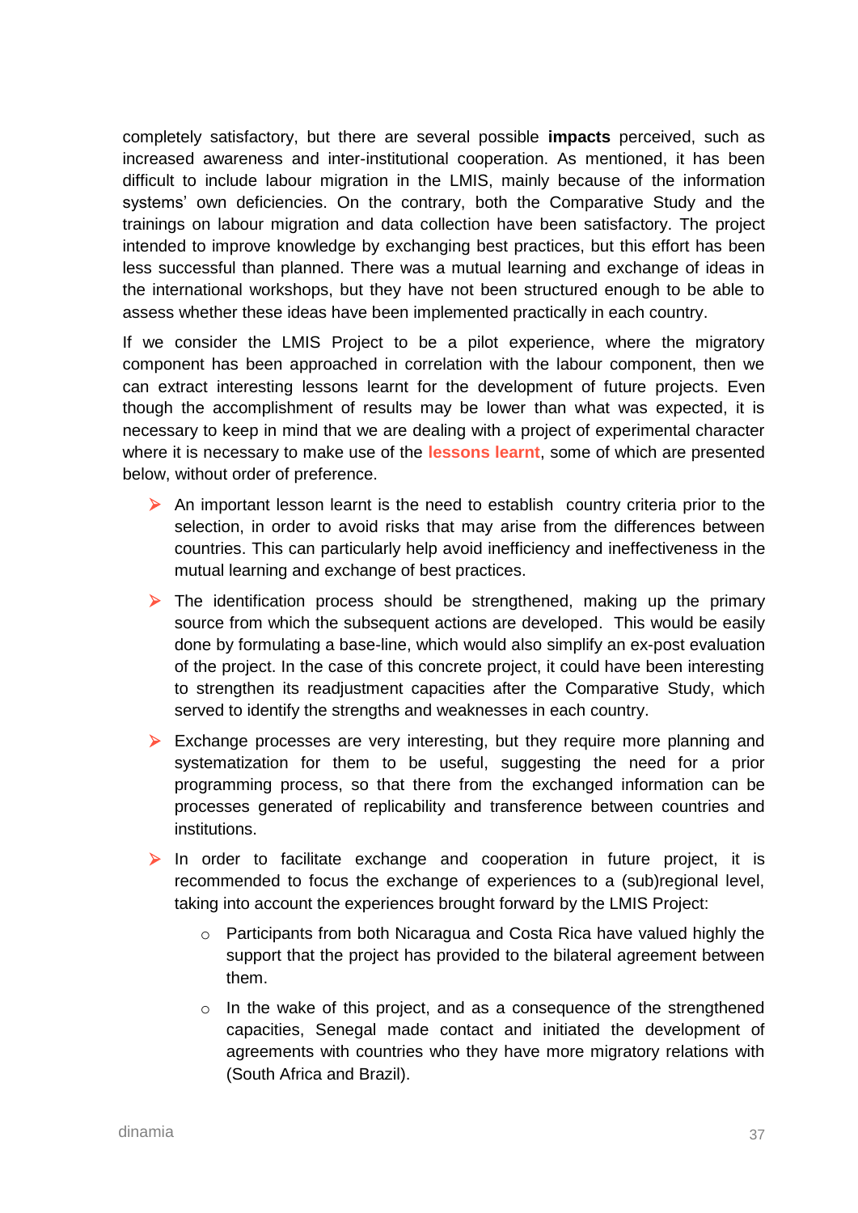completely satisfactory, but there are several possible **impacts** perceived, such as increased awareness and inter-institutional cooperation. As mentioned, it has been difficult to include labour migration in the LMIS, mainly because of the information systems' own deficiencies. On the contrary, both the Comparative Study and the trainings on labour migration and data collection have been satisfactory. The project intended to improve knowledge by exchanging best practices, but this effort has been less successful than planned. There was a mutual learning and exchange of ideas in the international workshops, but they have not been structured enough to be able to assess whether these ideas have been implemented practically in each country.

If we consider the LMIS Project to be a pilot experience, where the migratory component has been approached in correlation with the labour component, then we can extract interesting lessons learnt for the development of future projects. Even though the accomplishment of results may be lower than what was expected, it is necessary to keep in mind that we are dealing with a project of experimental character where it is necessary to make use of the **lessons learnt**, some of which are presented below, without order of preference.

- An important lesson learnt is the need to establish country criteria prior to the selection, in order to avoid risks that may arise from the differences between countries. This can particularly help avoid inefficiency and ineffectiveness in the mutual learning and exchange of best practices.
- The identification process should be strengthened, making up the primary source from which the subsequent actions are developed. This would be easily done by formulating a base-line, which would also simplify an ex-post evaluation of the project. In the case of this concrete project, it could have been interesting to strengthen its readjustment capacities after the Comparative Study, which served to identify the strengths and weaknesses in each country.
- Exchange processes are very interesting, but they require more planning and systematization for them to be useful, suggesting the need for a prior programming process, so that there from the exchanged information can be processes generated of replicability and transference between countries and institutions.
- In order to facilitate exchange and cooperation in future project, it is recommended to focus the exchange of experiences to a (sub)regional level, taking into account the experiences brought forward by the LMIS Project:
    - Participants from both Nicaragua and Costa Rica have valued highly the support that the project has provided to the bilateral agreement between them.
    - In the wake of this project, and as a consequence of the strengthened capacities, Senegal made contact and initiated the development of agreements with countries who they have more migratory relations with (South Africa and Brazil).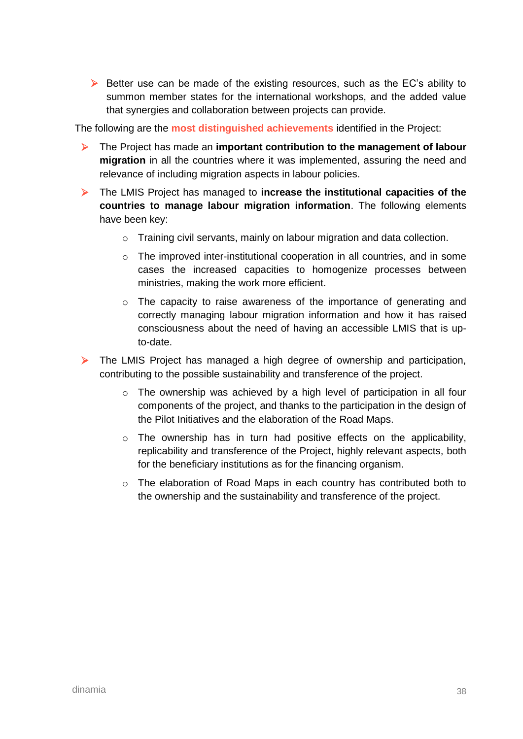- Better use can be made of the existing resources, such as the EC's ability to summon member states for the international workshops, and the added value that synergies and collaboration between projects can provide.

The following are the **most distinguished achievements** identified in the Project:

- The Project has made an **important contribution to the management of labour migration** in all the countries where it was implemented, assuring the need and relevance of including migration aspects in labour policies.
- The LMIS Project has managed to **increase the institutional capacities of the countries to manage labour migration information**. The following elements have been key:
  - Training civil servants, mainly on labour migration and data collection.
  - The improved inter-institutional cooperation in all countries, and in some cases the increased capacities to homogenize processes between ministries, making the work more efficient.
  - The capacity to raise awareness of the importance of generating and correctly managing labour migration information and how it has raised consciousness about the need of having an accessible LMIS that is up-to-date.
- The LMIS Project has managed a high degree of ownership and participation, contributing to the possible sustainability and transference of the project.
  - The ownership was achieved by a high level of participation in all four components of the project, and thanks to the participation in the design of the Pilot Initiatives and the elaboration of the Road Maps.
  - The ownership has in turn had positive effects on the applicability, replicability and transference of the Project, highly relevant aspects, both for the beneficiary institutions as for the financing organism.
  - The elaboration of Road Maps in each country has contributed both to the ownership and the sustainability and transference of the project.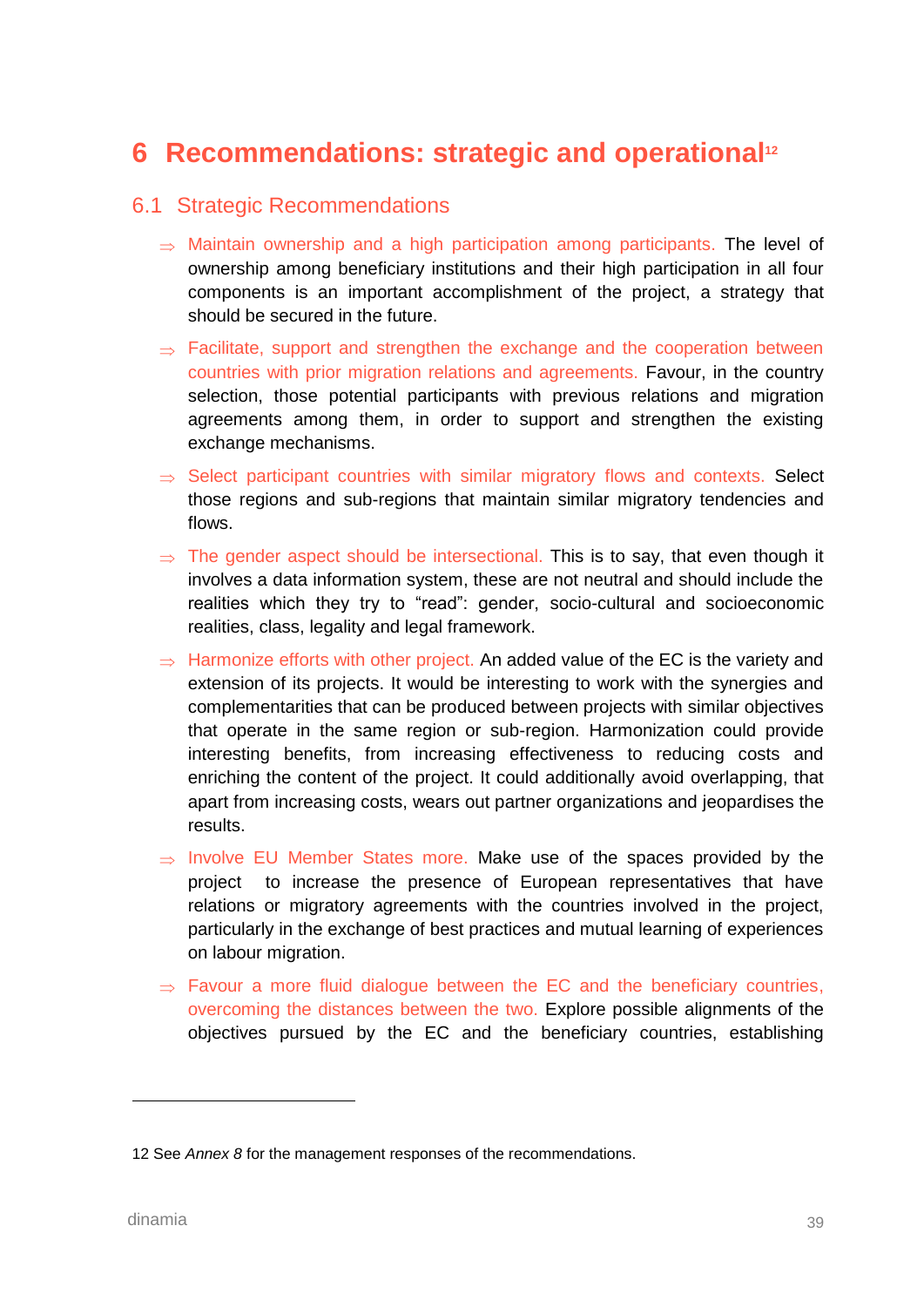# 6 Recommendations: strategic and operational[12]

## 6.1 Strategic Recommendations

- ⇒ Maintain ownership and a high participation among participants. The level of ownership among beneficiary institutions and their high participation in all four components is an important accomplishment of the project, a strategy that should be secured in the future.
- ⇒ Facilitate, support and strengthen the exchange and the cooperation between countries with prior migration relations and agreements. Favour, in the country selection, those potential participants with previous relations and migration agreements among them, in order to support and strengthen the existing exchange mechanisms.
- ⇒ Select participant countries with similar migratory flows and contexts. Select those regions and sub-regions that maintain similar migratory tendencies and flows.
- ⇒ The gender aspect should be intersectional. This is to say, that even though it involves a data information system, these are not neutral and should include the realities which they try to "read": gender, socio-cultural and socioeconomic realities, class, legality and legal framework.
- ⇒ Harmonize efforts with other project. An added value of the EC is the variety and extension of its projects. It would be interesting to work with the synergies and complementarities that can be produced between projects with similar objectives that operate in the same region or sub-region. Harmonization could provide interesting benefits, from increasing effectiveness to reducing costs and enriching the content of the project. It could additionally avoid overlapping, that apart from increasing costs, wears out partner organizations and jeopardises the results.
- ⇒ Involve EU Member States more. Make use of the spaces provided by the project to increase the presence of European representatives that have relations or migratory agreements with the countries involved in the project, particularly in the exchange of best practices and mutual learning of experiences on labour migration.
- ⇒ Favour a more fluid dialogue between the EC and the beneficiary countries, overcoming the distances between the two. Explore possible alignments of the objectives pursued by the EC and the beneficiary countries, establishing

12 See *Annex 8* for the management responses of the recommendations.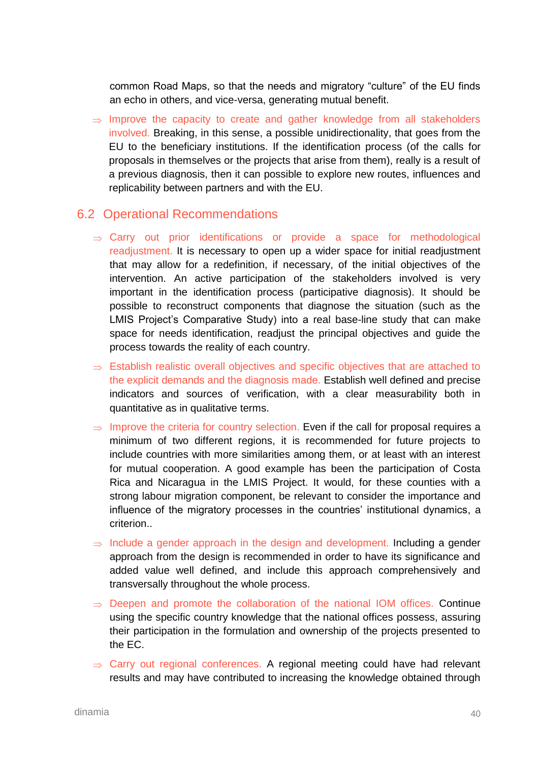common Road Maps, so that the needs and migratory “culture” of the EU finds an echo in others, and vice-versa, generating mutual benefit.

⇒ Improve the capacity to create and gather knowledge from all stakeholders involved. Breaking, in this sense, a possible unidirectionality, that goes from the EU to the beneficiary institutions. If the identification process (of the calls for proposals in themselves or the projects that arise from them), really is a result of a previous diagnosis, then it can possible to explore new routes, influences and replicability between partners and with the EU.

## 6.2 Operational Recommendations

⇒ Carry out prior identifications or provide a space for methodological readjustment. It is necessary to open up a wider space for initial readjustment that may allow for a redefinition, if necessary, of the initial objectives of the intervention. An active participation of the stakeholders involved is very important in the identification process (participative diagnosis). It should be possible to reconstruct components that diagnose the situation (such as the LMIS Project’s Comparative Study) into a real base-line study that can make space for needs identification, readjust the principal objectives and guide the process towards the reality of each country.

⇒ Establish realistic overall objectives and specific objectives that are attached to the explicit demands and the diagnosis made. Establish well defined and precise indicators and sources of verification, with a clear measurability both in quantitative as in qualitative terms.

⇒ Improve the criteria for country selection. Even if the call for proposal requires a minimum of two different regions, it is recommended for future projects to include countries with more similarities among them, or at least with an interest for mutual cooperation. A good example has been the participation of Costa Rica and Nicaragua in the LMIS Project. It would, for these counties with a strong labour migration component, be relevant to consider the importance and influence of the migratory processes in the countries’ institutional dynamics, a criterion..

⇒ Include a gender approach in the design and development. Including a gender approach from the design is recommended in order to have its significance and added value well defined, and include this approach comprehensively and transversally throughout the whole process.

⇒ Deepen and promote the collaboration of the national IOM offices. Continue using the specific country knowledge that the national offices possess, assuring their participation in the formulation and ownership of the projects presented to the EC.

⇒ Carry out regional conferences. A regional meeting could have had relevant results and may have contributed to increasing the knowledge obtained through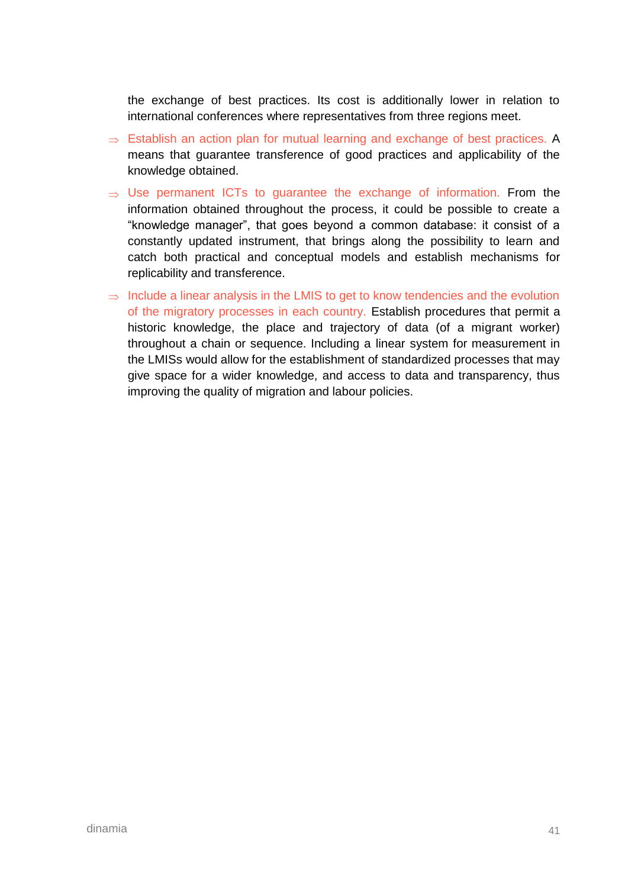the exchange of best practices. Its cost is additionally lower in relation to international conferences where representatives from three regions meet.

- ⇒ Establish an action plan for mutual learning and exchange of best practices. A means that guarantee transference of good practices and applicability of the knowledge obtained.
- ⇒ Use permanent ICTs to guarantee the exchange of information. From the information obtained throughout the process, it could be possible to create a “knowledge manager”, that goes beyond a common database: it consist of a constantly updated instrument, that brings along the possibility to learn and catch both practical and conceptual models and establish mechanisms for replicability and transference.
- ⇒ Include a linear analysis in the LMIS to get to know tendencies and the evolution of the migratory processes in each country. Establish procedures that permit a historic knowledge, the place and trajectory of data (of a migrant worker) throughout a chain or sequence. Including a linear system for measurement in the LMISs would allow for the establishment of standardized processes that may give space for a wider knowledge, and access to data and transparency, thus improving the quality of migration and labour policies.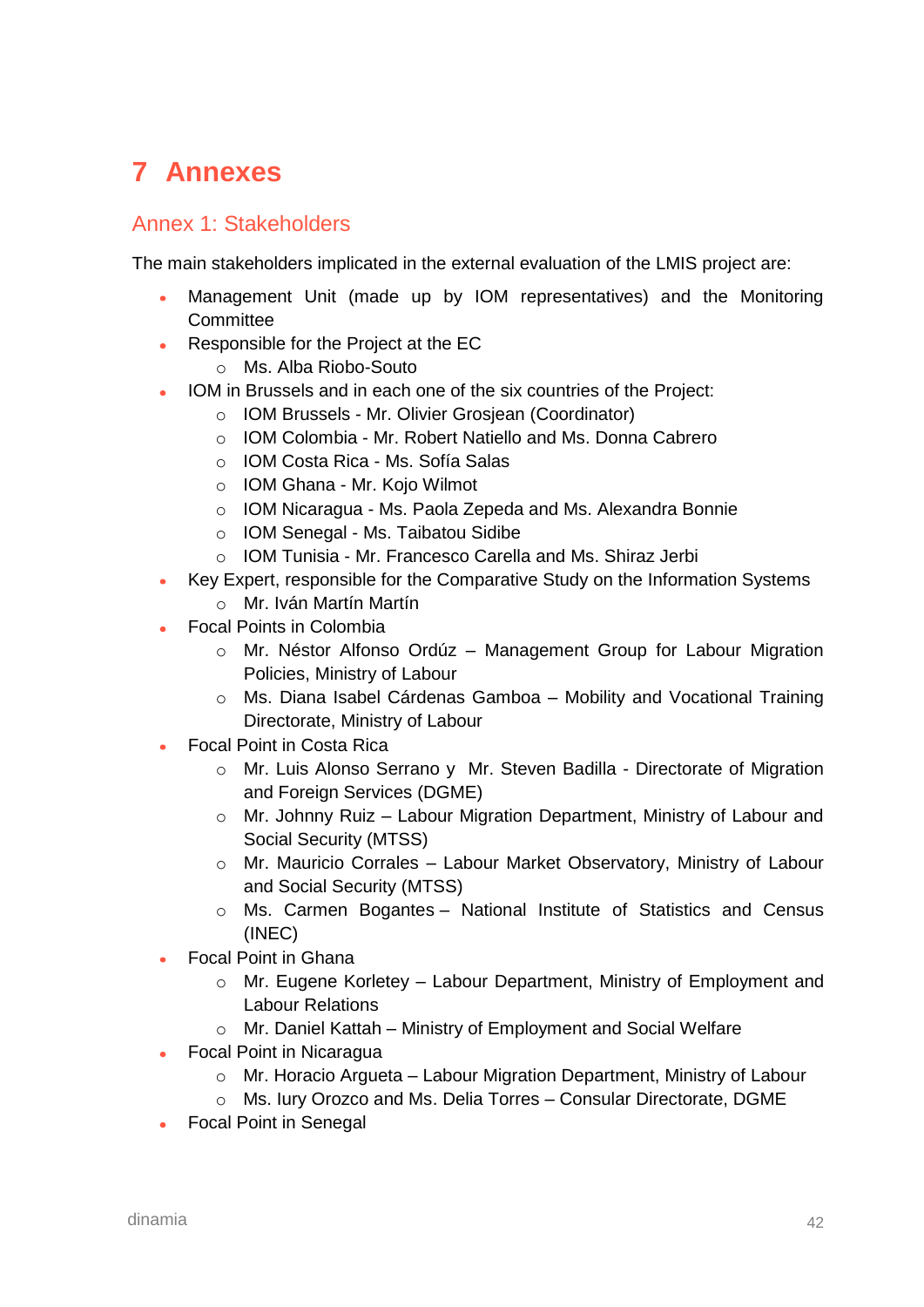# 7 Annexes

## Annex 1: Stakeholders

The main stakeholders implicated in the external evaluation of the LMIS project are:

- Management Unit (made up by IOM representatives) and the Monitoring Committee
- Responsible for the Project at the EC
  - Ms. Alba Riobo-Souto
- IOM in Brussels and in each one of the six countries of the Project:
  - IOM Brussels - Mr. Olivier Grosjean (Coordinator)
  - IOM Colombia - Mr. Robert Natiello and Ms. Donna Cabrero
  - IOM Costa Rica - Ms. Sofía Salas
  - IOM Ghana - Mr. Kojo Wilmot
  - IOM Nicaragua - Ms. Paola Zepeda and Ms. Alexandra Bonnie
  - IOM Senegal - Ms. Taibatou Sidibe
  - IOM Tunisia - Mr. Francesco Carella and Ms. Shiraz Jerbi
- Key Expert, responsible for the Comparative Study on the Information Systems
  - Mr. Iván Martín Martín
- Focal Points in Colombia
  - Mr. Néstor Alfonso Ordúz – Management Group for Labour Migration Policies, Ministry of Labour
  - Ms. Diana Isabel Cárdenas Gamboa – Mobility and Vocational Training Directorate, Ministry of Labour
- Focal Point in Costa Rica
  - Mr. Luis Alonso Serrano y Mr. Steven Badilla - Directorate of Migration and Foreign Services (DGME)
  - Mr. Johnny Ruiz – Labour Migration Department, Ministry of Labour and Social Security (MTSS)
  - Mr. Mauricio Corrales – Labour Market Observatory, Ministry of Labour and Social Security (MTSS)
  - Ms. Carmen Bogantes – National Institute of Statistics and Census (INEC)
- Focal Point in Ghana
  - Mr. Eugene Korletey – Labour Department, Ministry of Employment and Labour Relations
  - Mr. Daniel Kattah – Ministry of Employment and Social Welfare
- Focal Point in Nicaragua
  - Mr. Horacio Argueta – Labour Migration Department, Ministry of Labour
  - Ms. Iury Orozco and Ms. Delia Torres – Consular Directorate, DGME
- Focal Point in Senegal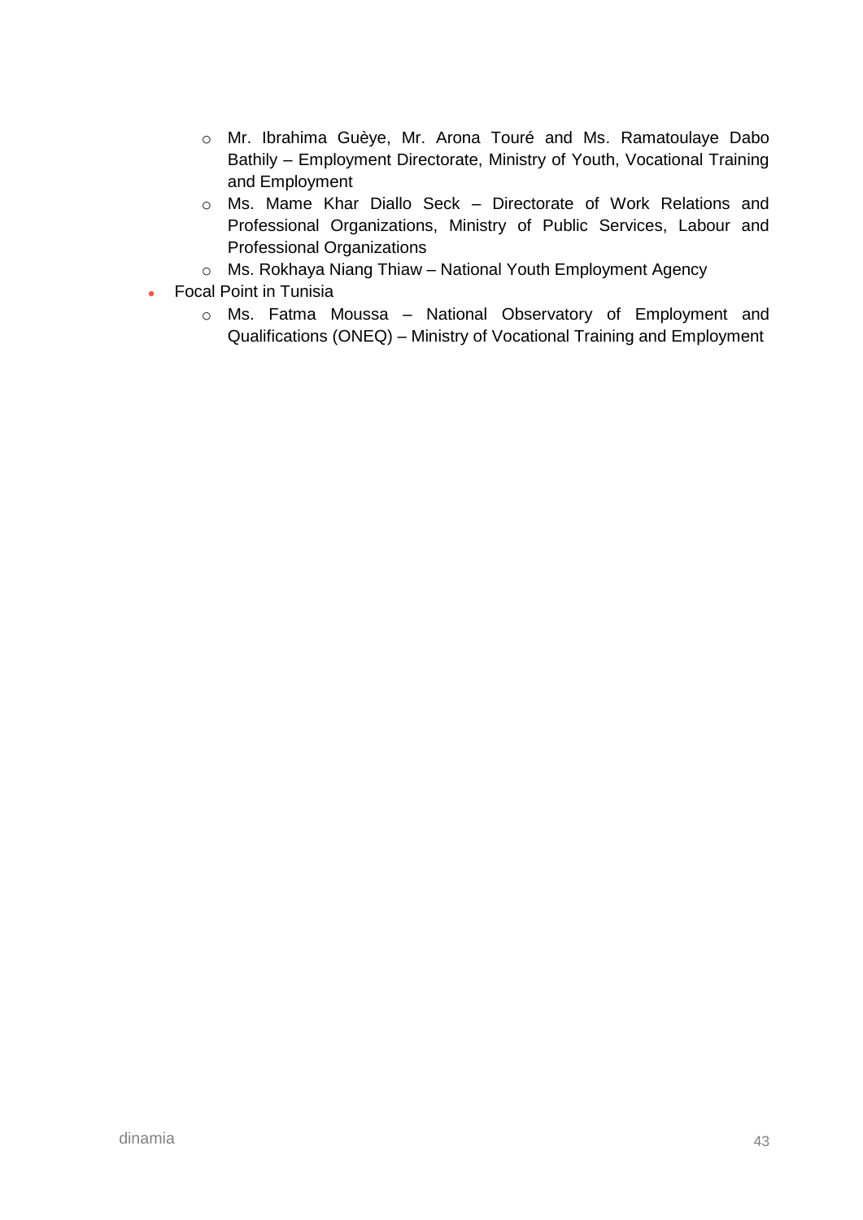- Mr. Ibrahima Guèye, Mr. Arona Touré and Ms. Ramatoulaye Dabo Bathily – Employment Directorate, Ministry of Youth, Vocational Training and Employment
    - Ms. Mame Khar Diallo Seck – Directorate of Work Relations and Professional Organizations, Ministry of Public Services, Labour and Professional Organizations
    - Ms. Rokhaya Niang Thiaw – National Youth Employment Agency
- Focal Point in Tunisia
    - Ms. Fatma Moussa – National Observatory of Employment and Qualifications (ONEQ) – Ministry of Vocational Training and Employment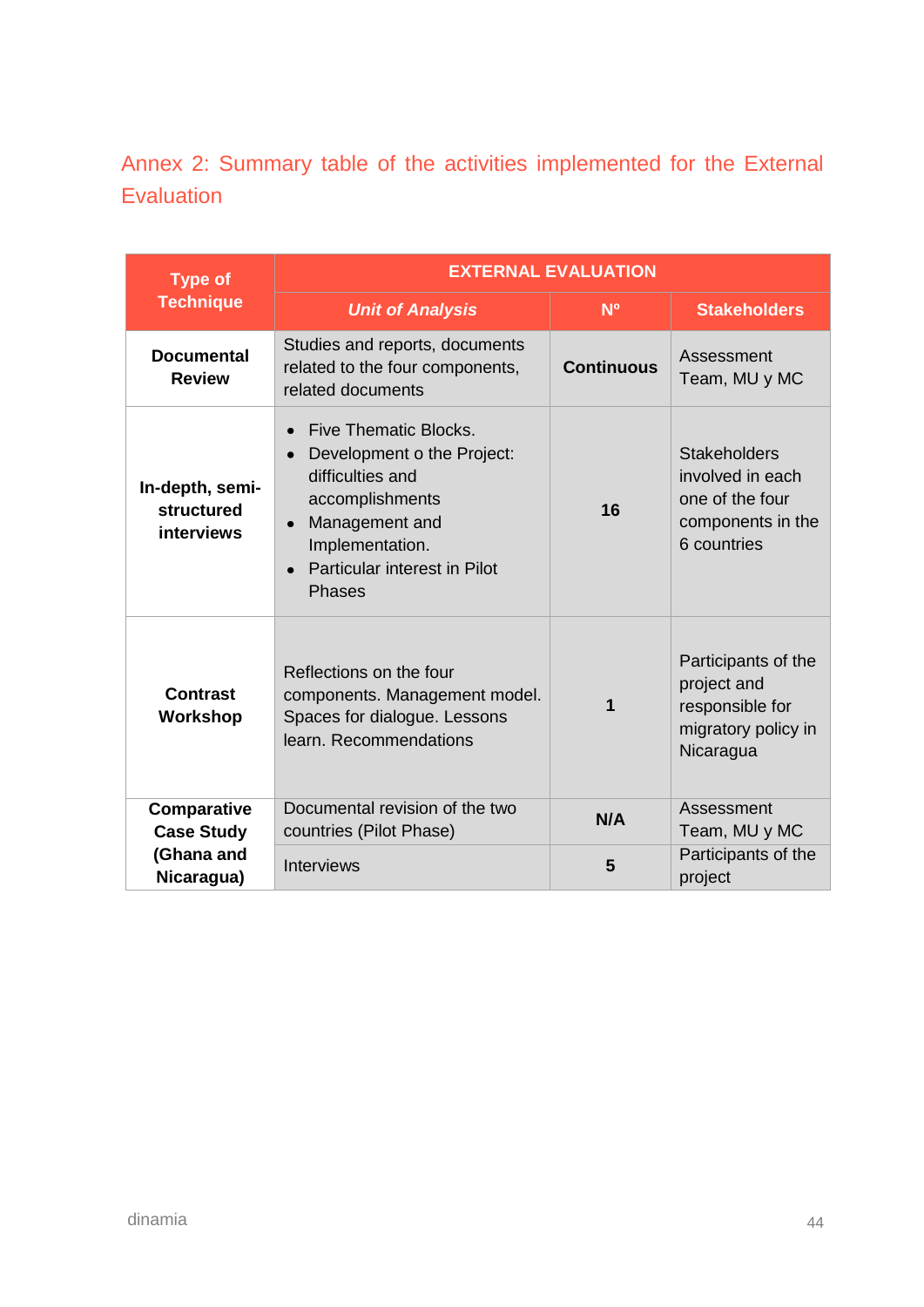## Annex 2: Summary table of the activities implemented for the External Evaluation

| Type of Technique | EXTERNAL EVALUATION | | |
|---|---|---|---|
| | *Unit of Analysis* | Nº | Stakeholders |
| **Documental Review** | Studies and reports, documents related to the four components, related documents | **Continuous** | Assessment Team, MU y MC |
| **In-depth, semi-structured interviews** | • Five Thematic Blocks.<br>• Development o the Project: difficulties and accomplishments<br>• Management and Implementation.<br>• Particular interest in Pilot Phases | **16** | Stakeholders involved in each one of the four components in the 6 countries |
| **Contrast Workshop** | Reflections on the four components. Management model. Spaces for dialogue. Lessons learn. Recommendations | **1** | Participants of the project and responsible for migratory policy in Nicaragua |
| **Comparative Case Study (Ghana and Nicaragua)** | Documental revision of the two countries (Pilot Phase) | **N/A** | Assessment Team, MU y MC |
| | Interviews | **5** | Participants of the project |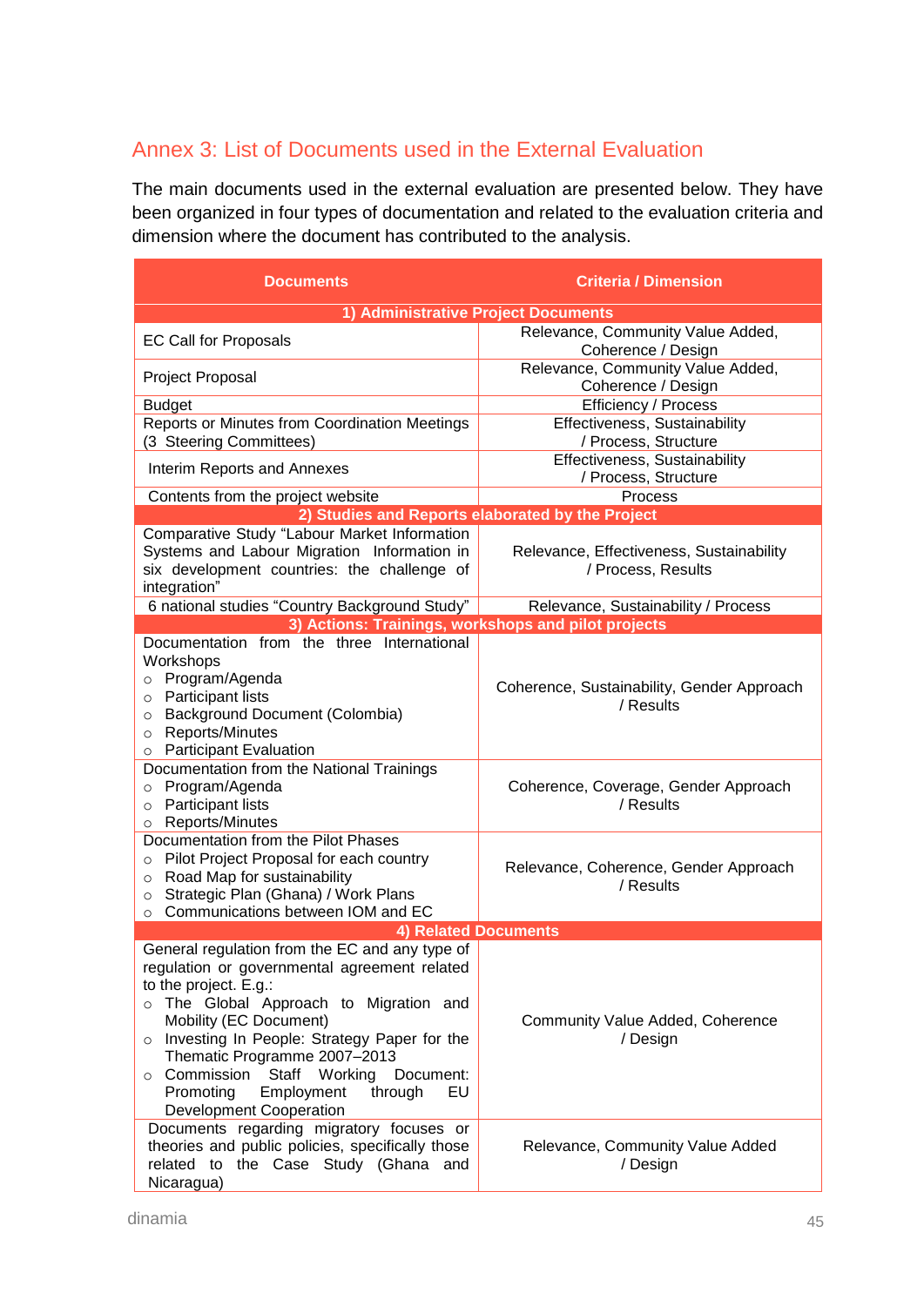## Annex 3: List of Documents used in the External Evaluation

The main documents used in the external evaluation are presented below. They have been organized in four types of documentation and related to the evaluation criteria and dimension where the document has contributed to the analysis.

| Documents | Criteria / Dimension |
|---|---|
| **1) Administrative Project Documents** | |
| EC Call for Proposals | Relevance, Community Value Added, Coherence / Design |
| Project Proposal | Relevance, Community Value Added, Coherence / Design |
| Budget | Efficiency / Process |
| Reports or Minutes from Coordination Meetings (3 Steering Committees) | Effectiveness, Sustainability / Process, Structure |
| Interim Reports and Annexes | Effectiveness, Sustainability / Process, Structure |
| Contents from the project website | Process |
| **2) Studies and Reports elaborated by the Project** | |
| Comparative Study "Labour Market Information Systems and Labour Migration Information in six development countries: the challenge of integration" | Relevance, Effectiveness, Sustainability / Process, Results |
| 6 national studies "Country Background Study" | Relevance, Sustainability / Process |
| **3) Actions: Trainings, workshops and pilot projects** | |
| Documentation from the three International Workshops<br>○ Program/Agenda<br>○ Participant lists<br>○ Background Document (Colombia)<br>○ Reports/Minutes<br>○ Participant Evaluation | Coherence, Sustainability, Gender Approach / Results |
| Documentation from the National Trainings<br>○ Program/Agenda<br>○ Participant lists<br>○ Reports/Minutes | Coherence, Coverage, Gender Approach / Results |
| Documentation from the Pilot Phases<br>○ Pilot Project Proposal for each country<br>○ Road Map for sustainability<br>○ Strategic Plan (Ghana) / Work Plans<br>○ Communications between IOM and EC | Relevance, Coherence, Gender Approach / Results |
| **4) Related Documents** | |
| General regulation from the EC and any type of regulation or governmental agreement related to the project. E.g.:<br>○ The Global Approach to Migration and Mobility (EC Document)<br>○ Investing In People: Strategy Paper for the Thematic Programme 2007–2013<br>○ Commission Staff Working Document: Promoting Employment through EU Development Cooperation | Community Value Added, Coherence / Design |
| Documents regarding migratory focuses or theories and public policies, specifically those related to the Case Study (Ghana and Nicaragua) | Relevance, Community Value Added / Design |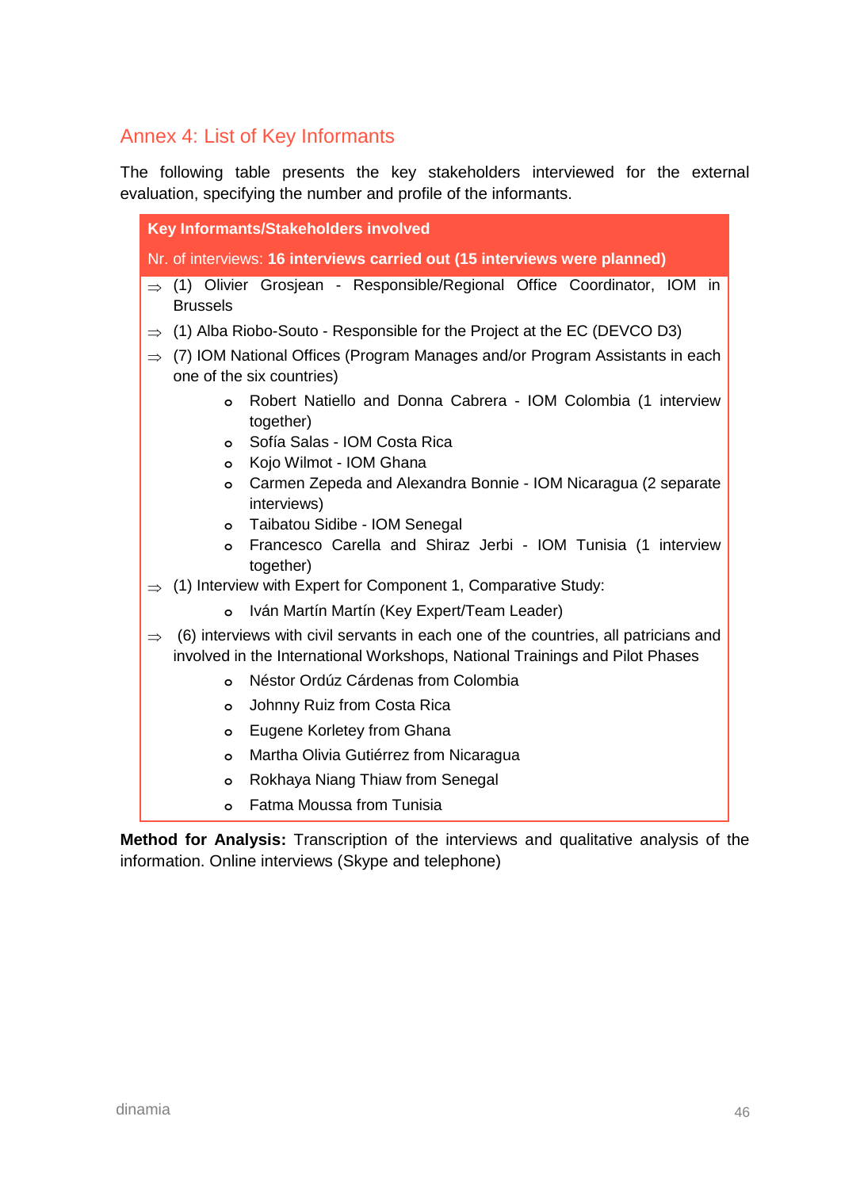## Annex 4: List of Key Informants

The following table presents the key stakeholders interviewed for the external evaluation, specifying the number and profile of the informants.

| **Key Informants/Stakeholders involved** |
|---|
| Nr. of interviews: **16 interviews carried out (15 interviews were planned)** |

- ⇒ (1) Olivier Grosjean - Responsible/Regional Office Coordinator, IOM in Brussels
- ⇒ (1) Alba Riobo-Souto - Responsible for the Project at the EC (DEVCO D3)
- ⇒ (7) IOM National Offices (Program Manages and/or Program Assistants in each one of the six countries)
  - Robert Natiello and Donna Cabrera - IOM Colombia (1 interview together)
  - Sofía Salas - IOM Costa Rica
  - Kojo Wilmot - IOM Ghana
  - Carmen Zepeda and Alexandra Bonnie - IOM Nicaragua (2 separate interviews)
  - Taibatou Sidibe - IOM Senegal
  - Francesco Carella and Shiraz Jerbi - IOM Tunisia (1 interview together)
- ⇒ (1) Interview with Expert for Component 1, Comparative Study:
  - Iván Martín Martín (Key Expert/Team Leader)
- ⇒ (6) interviews with civil servants in each one of the countries, all patricians and involved in the International Workshops, National Trainings and Pilot Phases
  - Néstor Ordúz Cárdenas from Colombia
  - Johnny Ruiz from Costa Rica
  - Eugene Korletey from Ghana
  - Martha Olivia Gutiérrez from Nicaragua
  - Rokhaya Niang Thiaw from Senegal
  - Fatma Moussa from Tunisia

**Method for Analysis:** Transcription of the interviews and qualitative analysis of the information. Online interviews (Skype and telephone)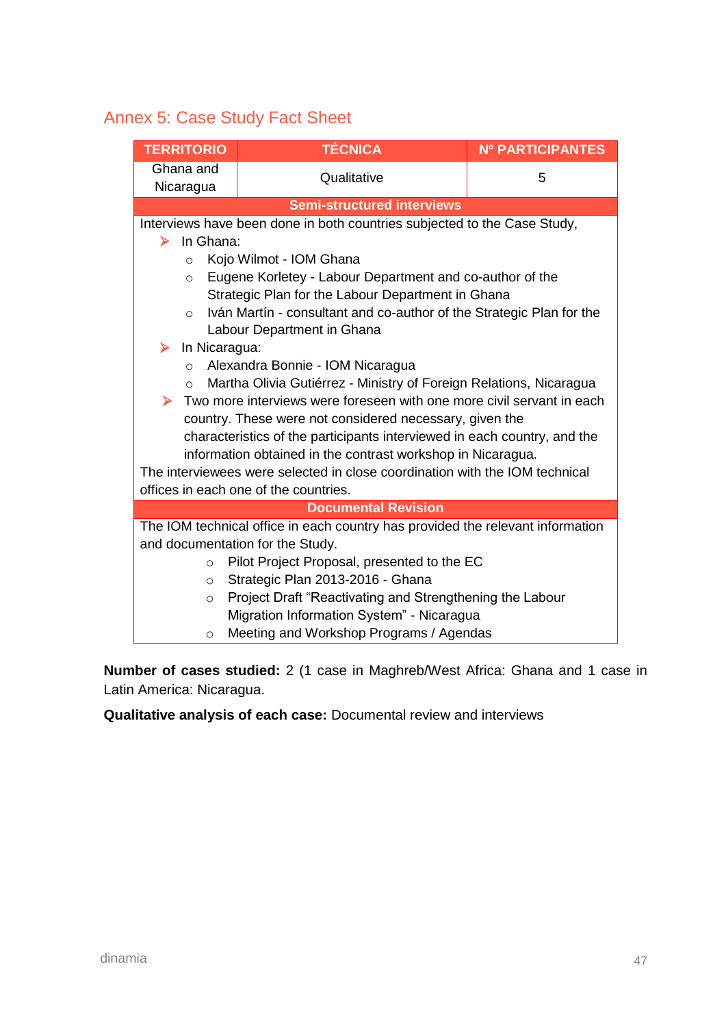## Annex 5: Case Study Fact Sheet

| TERRITORIO | TÉCNICA | Nº PARTICIPANTES |
|---|---|---|
| Ghana and Nicaragua | Qualitative | 5 |

**Semi-structured interviews**

Interviews have been done in both countries subjected to the Case Study,

- In Ghana:
  - Kojo Wilmot - IOM Ghana
  - Eugene Korletey - Labour Department and co-author of the Strategic Plan for the Labour Department in Ghana
  - Iván Martín - consultant and co-author of the Strategic Plan for the Labour Department in Ghana
- In Nicaragua:
  - Alexandra Bonnie - IOM Nicaragua
  - Martha Olivia Gutiérrez - Ministry of Foreign Relations, Nicaragua
- Two more interviews were foreseen with one more civil servant in each country. These were not considered necessary, given the characteristics of the participants interviewed in each country, and the information obtained in the contrast workshop in Nicaragua.

The interviewees were selected in close coordination with the IOM technical offices in each one of the countries.

**Documental Revision**

The IOM technical office in each country has provided the relevant information and documentation for the Study.

- Pilot Project Proposal, presented to the EC
- Strategic Plan 2013-2016 - Ghana
- Project Draft “Reactivating and Strengthening the Labour Migration Information System” - Nicaragua
- Meeting and Workshop Programs / Agendas

**Number of cases studied:** 2 (1 case in Maghreb/West Africa: Ghana and 1 case in Latin America: Nicaragua.

**Qualitative analysis of each case:** Documental review and interviews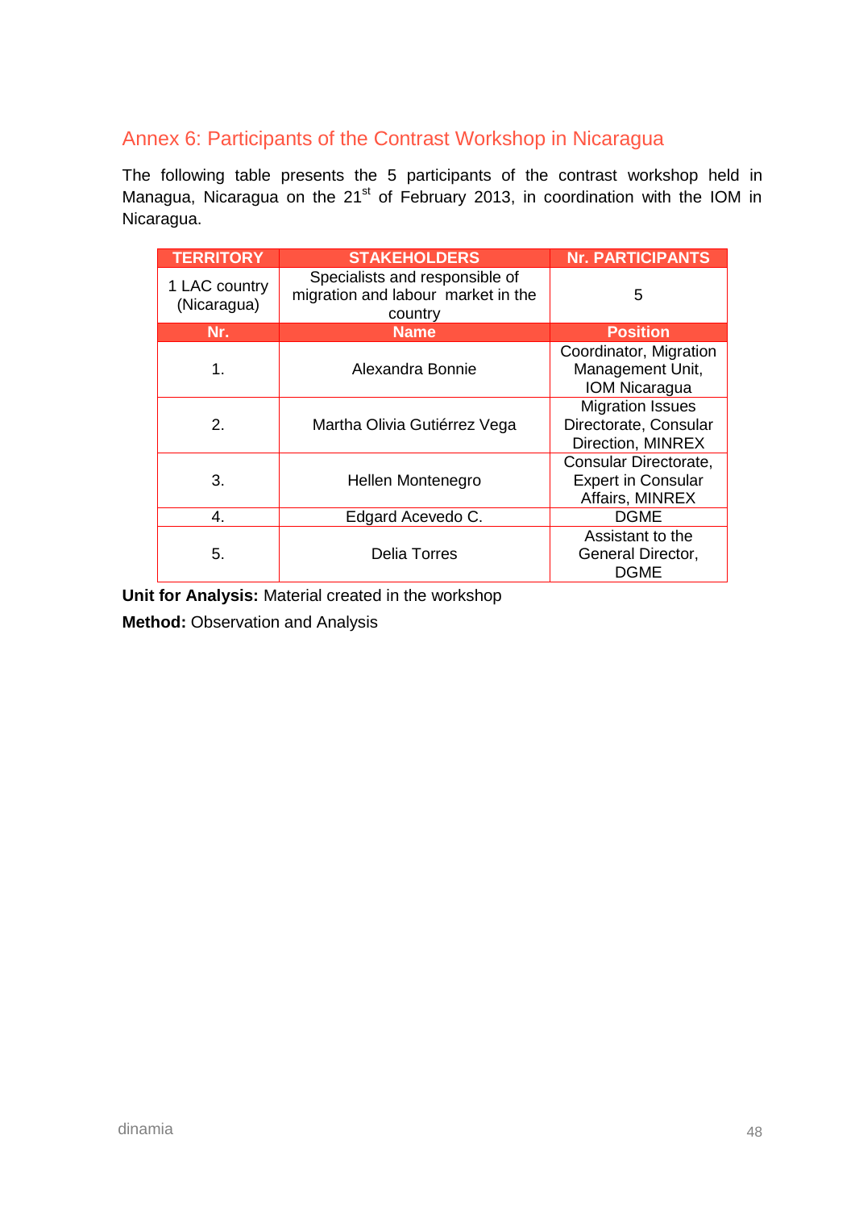## Annex 6: Participants of the Contrast Workshop in Nicaragua

The following table presents the 5 participants of the contrast workshop held in Managua, Nicaragua on the 21st of February 2013, in coordination with the IOM in Nicaragua.

| TERRITORY | STAKEHOLDERS | Nr. PARTICIPANTS |
|---|---|---|
| 1 LAC country (Nicaragua) | Specialists and responsible of migration and labour market in the country | 5 |
| **Nr.** | **Name** | **Position** |
| 1. | Alexandra Bonnie | Coordinator, Migration Management Unit, IOM Nicaragua |
| 2. | Martha Olivia Gutiérrez Vega | Migration Issues Directorate, Consular Direction, MINREX |
| 3. | Hellen Montenegro | Consular Directorate, Expert in Consular Affairs, MINREX |
| 4. | Edgard Acevedo C. | DGME |
| 5. | Delia Torres | Assistant to the General Director, DGME |

**Unit for Analysis:** Material created in the workshop

**Method:** Observation and Analysis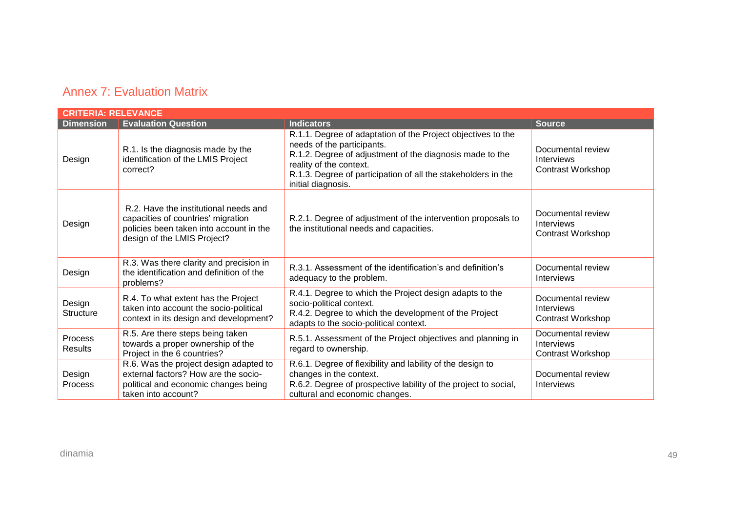## Annex 7: Evaluation Matrix

| CRITERIA: RELEVANCE | | | |
|---|---|---|---|
| **Dimension** | **Evaluation Question** | **Indicators** | **Source** |
| Design | R.1. Is the diagnosis made by the identification of the LMIS Project correct? | R.1.1. Degree of adaptation of the Project objectives to the needs of the participants.<br>R.1.2. Degree of adjustment of the diagnosis made to the reality of the context.<br>R.1.3. Degree of participation of all the stakeholders in the initial diagnosis. | Documental review<br>Interviews<br>Contrast Workshop |
| Design | R.2. Have the institutional needs and capacities of countries' migration policies been taken into account in the design of the LMIS Project? | R.2.1. Degree of adjustment of the intervention proposals to the institutional needs and capacities. | Documental review<br>Interviews<br>Contrast Workshop |
| Design | R.3. Was there clarity and precision in the identification and definition of the problems? | R.3.1. Assessment of the identification's and definition's adequacy to the problem. | Documental review<br>Interviews |
| Design<br>Structure | R.4. To what extent has the Project taken into account the socio-political context in its design and development? | R.4.1. Degree to which the Project design adapts to the socio-political context.<br>R.4.2. Degree to which the development of the Project adapts to the socio-political context. | Documental review<br>Interviews<br>Contrast Workshop |
| Process<br>Results | R.5. Are there steps being taken towards a proper ownership of the Project in the 6 countries? | R.5.1. Assessment of the Project objectives and planning in regard to ownership. | Documental review<br>Interviews<br>Contrast Workshop |
| Design<br>Process | R.6. Was the project design adapted to external factors? How are the socio-political and economic changes being taken into account? | R.6.1. Degree of flexibility and lability of the design to changes in the context.<br>R.6.2. Degree of prospective lability of the project to social, cultural and economic changes. | Documental review<br>Interviews |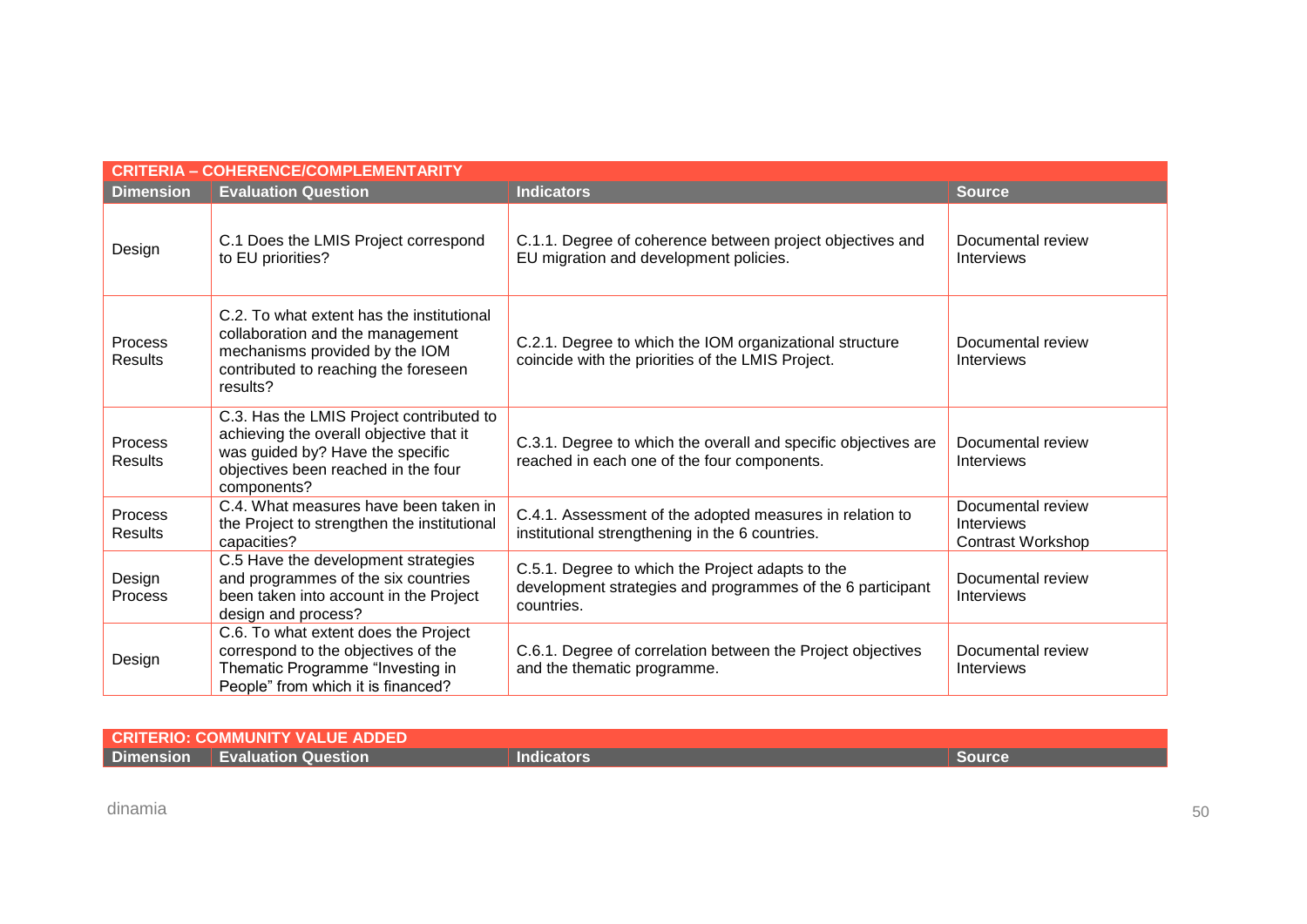| CRITERIA – COHERENCE/COMPLEMENTARITY | | | |
|---|---|---|---|
| **Dimension** | **Evaluation Question** | **Indicators** | **Source** |
| Design | C.1 Does the LMIS Project correspond to EU priorities? | C.1.1. Degree of coherence between project objectives and EU migration and development policies. | Documental review<br>Interviews |
| Process<br>Results | C.2. To what extent has the institutional collaboration and the management mechanisms provided by the IOM contributed to reaching the foreseen results? | C.2.1. Degree to which the IOM organizational structure coincide with the priorities of the LMIS Project. | Documental review<br>Interviews |
| Process<br>Results | C.3. Has the LMIS Project contributed to achieving the overall objective that it was guided by? Have the specific objectives been reached in the four components? | C.3.1. Degree to which the overall and specific objectives are reached in each one of the four components. | Documental review<br>Interviews |
| Process<br>Results | C.4. What measures have been taken in the Project to strengthen the institutional capacities? | C.4.1. Assessment of the adopted measures in relation to institutional strengthening in the 6 countries. | Documental review<br>Interviews<br>Contrast Workshop |
| Design<br>Process | C.5 Have the development strategies and programmes of the six countries been taken into account in the Project design and process? | C.5.1. Degree to which the Project adapts to the development strategies and programmes of the 6 participant countries. | Documental review<br>Interviews |
| Design | C.6. To what extent does the Project correspond to the objectives of the Thematic Programme "Investing in People" from which it is financed? | C.6.1. Degree of correlation between the Project objectives and the thematic programme. | Documental review<br>Interviews |

| CRITERIO: COMMUNITY VALUE ADDED | | | |
|---|---|---|---|
| **Dimension** | **Evaluation Question** | **Indicators** | **Source** |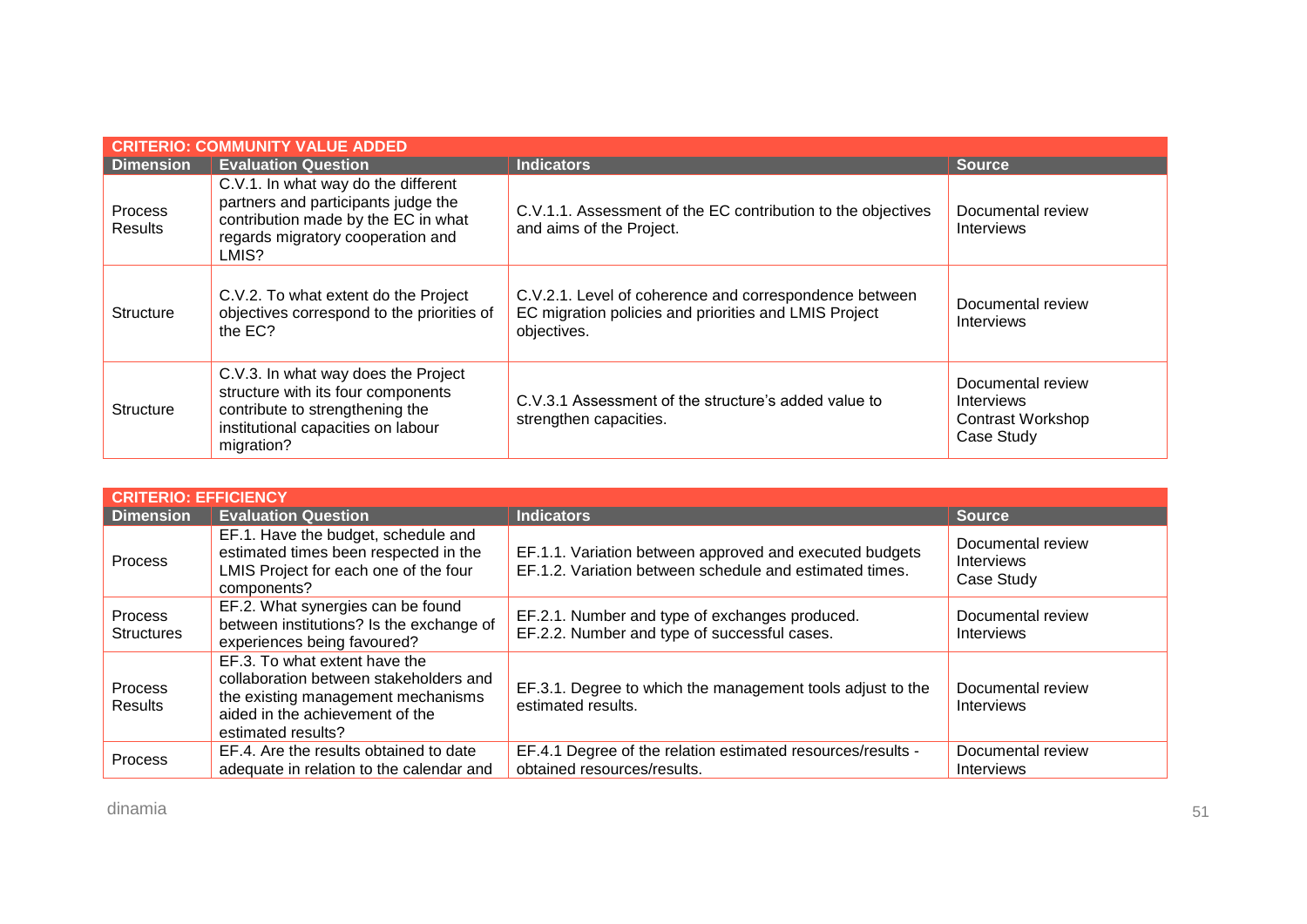| CRITERIO: COMMUNITY VALUE ADDED | | | |
|---|---|---|---|
| **Dimension** | **Evaluation Question** | **Indicators** | **Source** |
| Process<br>Results | C.V.1. In what way do the different partners and participants judge the contribution made by the EC in what regards migratory cooperation and LMIS? | C.V.1.1. Assessment of the EC contribution to the objectives and aims of the Project. | Documental review<br>Interviews |
| Structure | C.V.2. To what extent do the Project objectives correspond to the priorities of the EC? | C.V.2.1. Level of coherence and correspondence between EC migration policies and priorities and LMIS Project objectives. | Documental review<br>Interviews |
| Structure | C.V.3. In what way does the Project structure with its four components contribute to strengthening the institutional capacities on labour migration? | C.V.3.1 Assessment of the structure's added value to strengthen capacities. | Documental review<br>Interviews<br>Contrast Workshop<br>Case Study |

| CRITERIO: EFFICIENCY | | | |
|---|---|---|---|
| **Dimension** | **Evaluation Question** | **Indicators** | **Source** |
| Process | EF.1. Have the budget, schedule and estimated times been respected in the LMIS Project for each one of the four components? | EF.1.1. Variation between approved and executed budgets<br>EF.1.2. Variation between schedule and estimated times. | Documental review<br>Interviews<br>Case Study |
| Process<br>Structures | EF.2. What synergies can be found between institutions? Is the exchange of experiences being favoured? | EF.2.1. Number and type of exchanges produced.<br>EF.2.2. Number and type of successful cases. | Documental review<br>Interviews |
| Process<br>Results | EF.3. To what extent have the collaboration between stakeholders and the existing management mechanisms aided in the achievement of the estimated results? | EF.3.1. Degree to which the management tools adjust to the estimated results. | Documental review<br>Interviews |
| Process | EF.4. Are the results obtained to date adequate in relation to the calendar and | EF.4.1 Degree of the relation estimated resources/results - obtained resources/results. | Documental review<br>Interviews |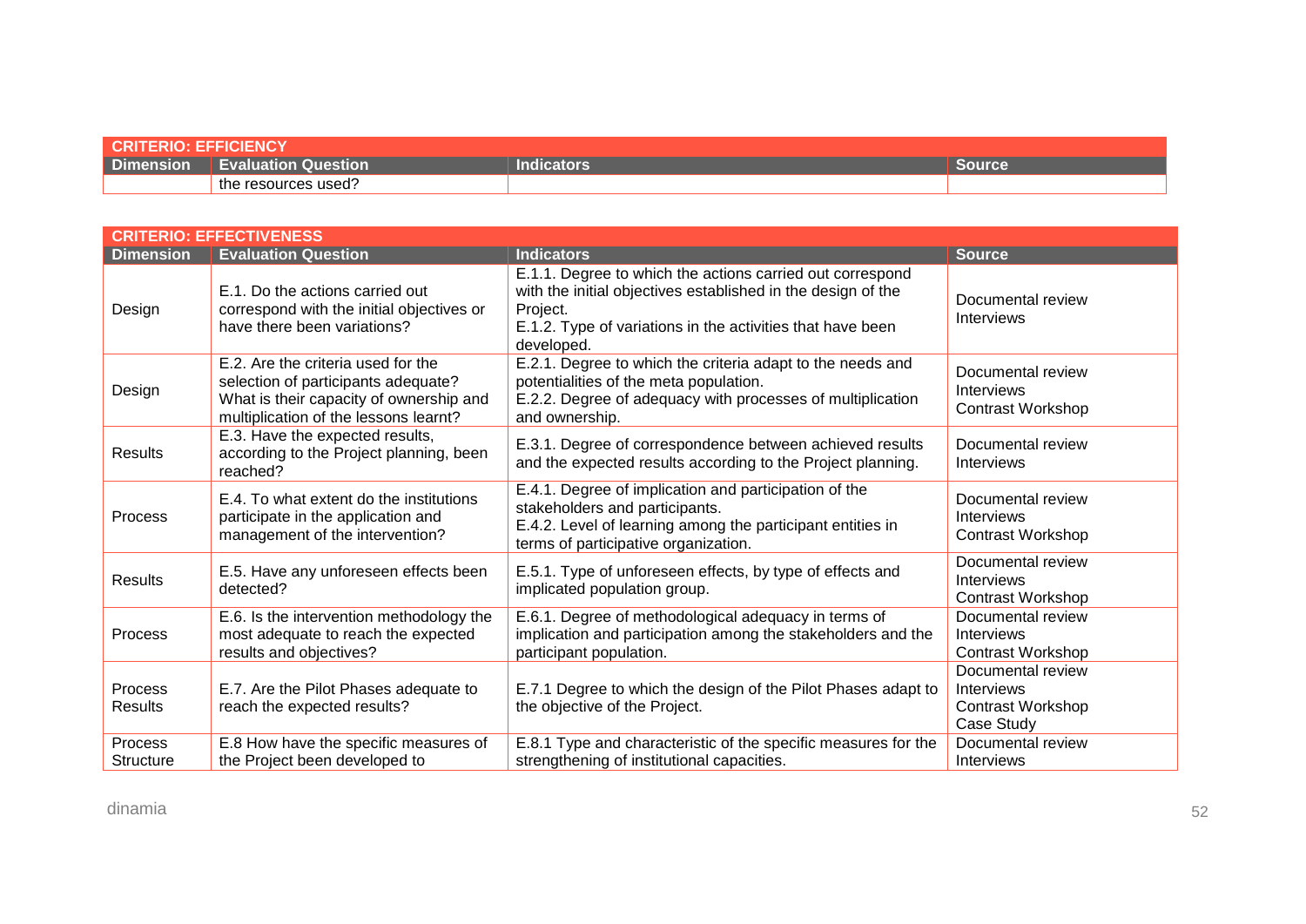| CRITERIO: EFFICIENCY | | | |
|---|---|---|---|
| **Dimension** | **Evaluation Question** | **Indicators** | **Source** |
| | the resources used? | | |

| CRITERIO: EFFECTIVENESS | | | |
|---|---|---|---|
| **Dimension** | **Evaluation Question** | **Indicators** | **Source** |
| Design | E.1. Do the actions carried out correspond with the initial objectives or have there been variations? | E.1.1. Degree to which the actions carried out correspond with the initial objectives established in the design of the Project.<br>E.1.2. Type of variations in the activities that have been developed. | Documental review<br>Interviews |
| Design | E.2. Are the criteria used for the selection of participants adequate? What is their capacity of ownership and multiplication of the lessons learnt? | E.2.1. Degree to which the criteria adapt to the needs and potentialities of the meta population.<br>E.2.2. Degree of adequacy with processes of multiplication and ownership. | Documental review<br>Interviews<br>Contrast Workshop |
| Results | E.3. Have the expected results, according to the Project planning, been reached? | E.3.1. Degree of correspondence between achieved results and the expected results according to the Project planning. | Documental review<br>Interviews |
| Process | E.4. To what extent do the institutions participate in the application and management of the intervention? | E.4.1. Degree of implication and participation of the stakeholders and participants.<br>E.4.2. Level of learning among the participant entities in terms of participative organization. | Documental review<br>Interviews<br>Contrast Workshop |
| Results | E.5. Have any unforeseen effects been detected? | E.5.1. Type of unforeseen effects, by type of effects and implicated population group. | Documental review<br>Interviews<br>Contrast Workshop |
| Process | E.6. Is the intervention methodology the most adequate to reach the expected results and objectives? | E.6.1. Degree of methodological adequacy in terms of implication and participation among the stakeholders and the participant population. | Documental review<br>Interviews<br>Contrast Workshop |
| Process<br>Results | E.7. Are the Pilot Phases adequate to reach the expected results? | E.7.1 Degree to which the design of the Pilot Phases adapt to the objective of the Project. | Documental review<br>Interviews<br>Contrast Workshop<br>Case Study |
| Process<br>Structure | E.8 How have the specific measures of the Project been developed to | E.8.1 Type and characteristic of the specific measures for the strengthening of institutional capacities. | Documental review<br>Interviews |

dinamia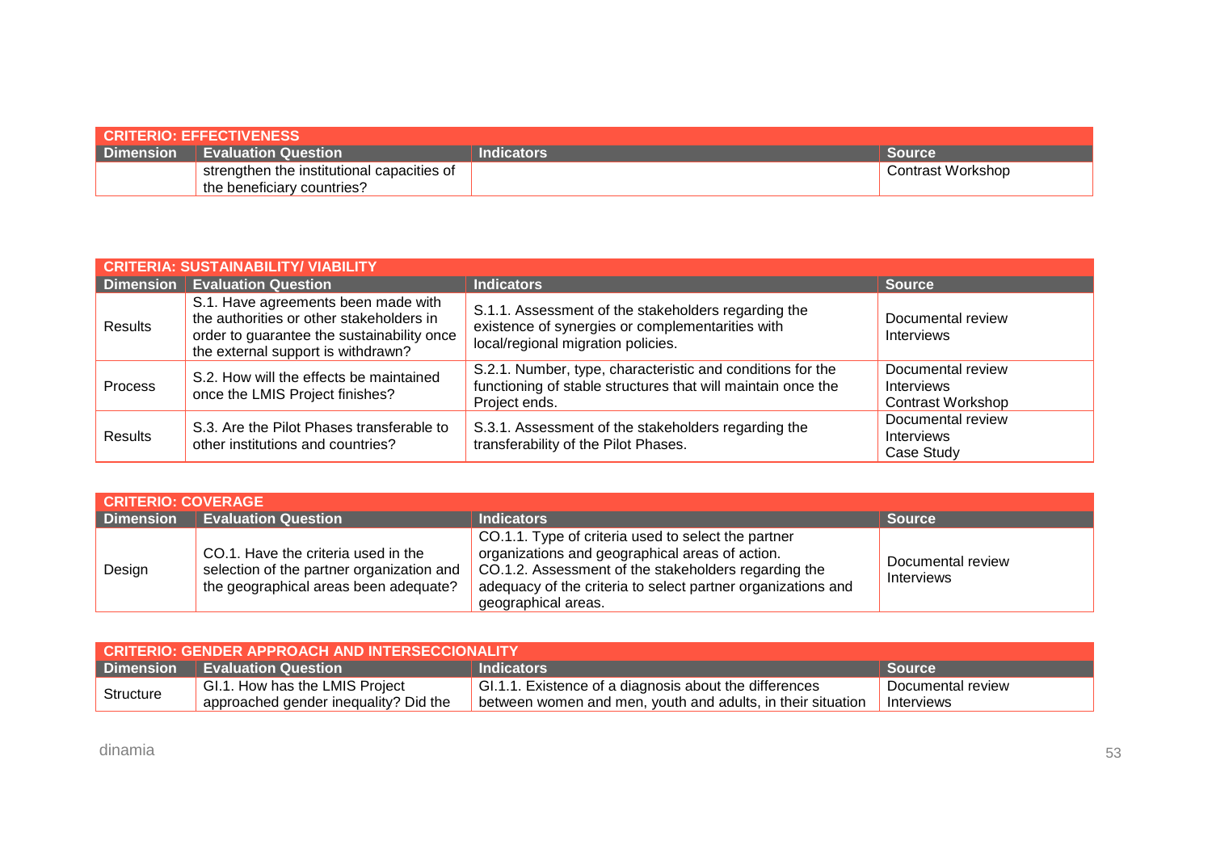| CRITERIO: EFFECTIVENESS | | | |
|---|---|---|---|
| **Dimension** | **Evaluation Question** | **Indicators** | **Source** |
| | strengthen the institutional capacities of the beneficiary countries? | | Contrast Workshop |

| CRITERIA: SUSTAINABILITY/ VIABILITY | | | |
|---|---|---|---|
| **Dimension** | **Evaluation Question** | **Indicators** | **Source** |
| Results | S.1. Have agreements been made with the authorities or other stakeholders in order to guarantee the sustainability once the external support is withdrawn? | S.1.1. Assessment of the stakeholders regarding the existence of synergies or complementarities with local/regional migration policies. | Documental review<br>Interviews |
| Process | S.2. How will the effects be maintained once the LMIS Project finishes? | S.2.1. Number, type, characteristic and conditions for the functioning of stable structures that will maintain once the Project ends. | Documental review<br>Interviews<br>Contrast Workshop |
| Results | S.3. Are the Pilot Phases transferable to other institutions and countries? | S.3.1. Assessment of the stakeholders regarding the transferability of the Pilot Phases. | Documental review<br>Interviews<br>Case Study |

| CRITERIO: COVERAGE | | | |
|---|---|---|---|
| **Dimension** | **Evaluation Question** | **Indicators** | **Source** |
| Design | CO.1. Have the criteria used in the selection of the partner organization and the geographical areas been adequate? | CO.1.1. Type of criteria used to select the partner organizations and geographical areas of action.<br>CO.1.2. Assessment of the stakeholders regarding the adequacy of the criteria to select partner organizations and geographical areas. | Documental review<br>Interviews |

| CRITERIO: GENDER APPROACH AND INTERSECCIONALITY | | | |
|---|---|---|---|
| **Dimension** | **Evaluation Question** | **Indicators** | **Source** |
| Structure | GI.1. How has the LMIS Project approached gender inequality? Did the | GI.1.1. Existence of a diagnosis about the differences between women and men, youth and adults, in their situation | Documental review<br>Interviews |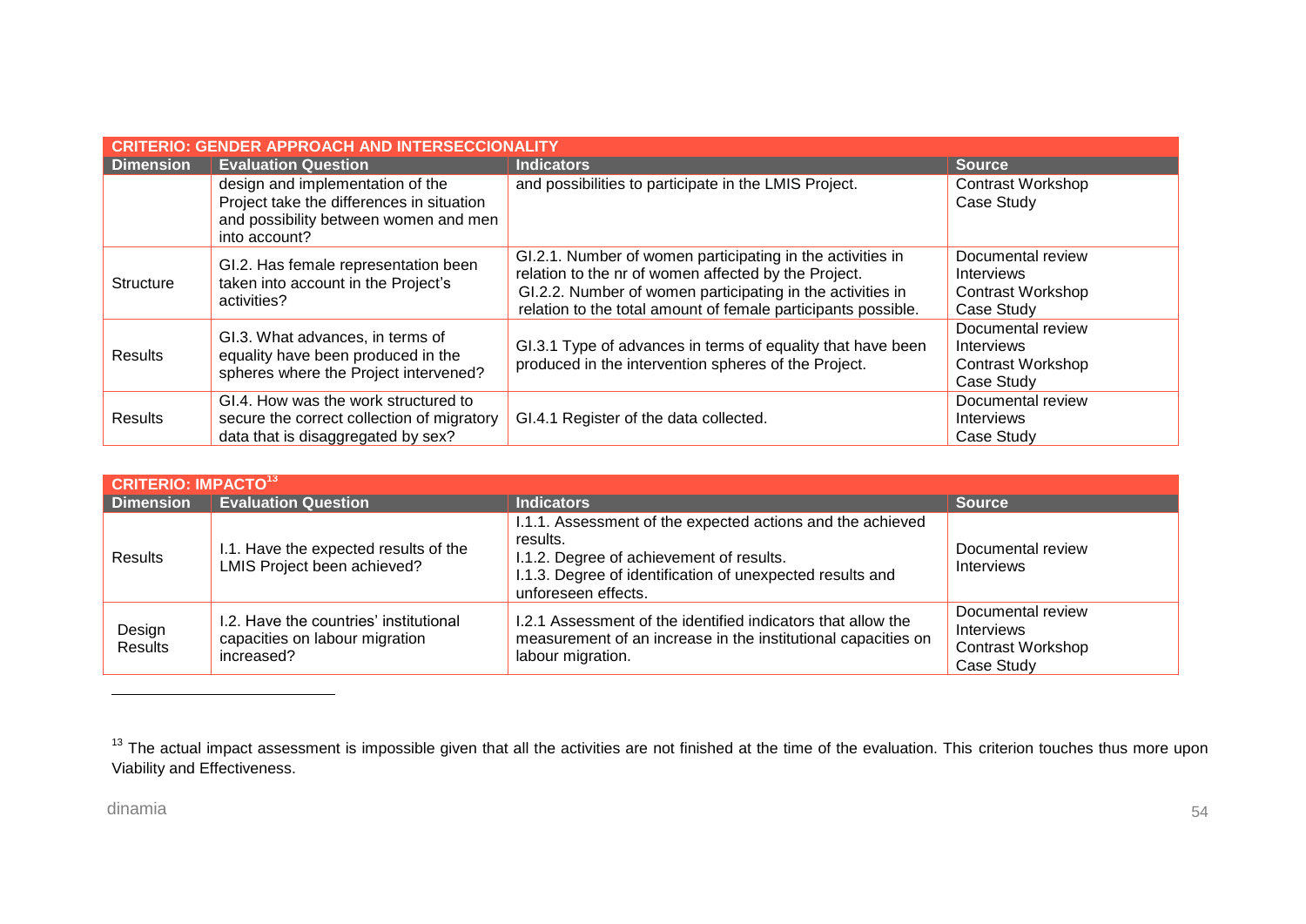| CRITERIO: GENDER APPROACH AND INTERSECCIONALITY | | | |
|---|---|---|---|
| **Dimension** | **Evaluation Question** | **Indicators** | **Source** |
| | design and implementation of the Project take the differences in situation and possibility between women and men into account? | and possibilities to participate in the LMIS Project. | Contrast Workshop<br>Case Study |
| Structure | GI.2. Has female representation been taken into account in the Project's activities? | GI.2.1. Number of women participating in the activities in relation to the nr of women affected by the Project.<br>GI.2.2. Number of women participating in the activities in relation to the total amount of female participants possible. | Documental review<br>Interviews<br>Contrast Workshop<br>Case Study |
| Results | GI.3. What advances, in terms of equality have been produced in the spheres where the Project intervened? | GI.3.1 Type of advances in terms of equality that have been produced in the intervention spheres of the Project. | Documental review<br>Interviews<br>Contrast Workshop<br>Case Study |
| Results | GI.4. How was the work structured to secure the correct collection of migratory data that is disaggregated by sex? | GI.4.1 Register of the data collected. | Documental review<br>Interviews<br>Case Study |

| CRITERIO: IMPACTO[13] | | | |
|---|---|---|---|
| **Dimension** | **Evaluation Question** | **Indicators** | **Source** |
| Results | I.1. Have the expected results of the LMIS Project been achieved? | I.1.1. Assessment of the expected actions and the achieved results.<br>I.1.2. Degree of achievement of results.<br>I.1.3. Degree of identification of unexpected results and unforeseen effects. | Documental review<br>Interviews |
| Design<br>Results | I.2. Have the countries' institutional capacities on labour migration increased? | I.2.1 Assessment of the identified indicators that allow the measurement of an increase in the institutional capacities on labour migration. | Documental review<br>Interviews<br>Contrast Workshop<br>Case Study |

[13] The actual impact assessment is impossible given that all the activities are not finished at the time of the evaluation. This criterion touches thus more upon Viability and Effectiveness.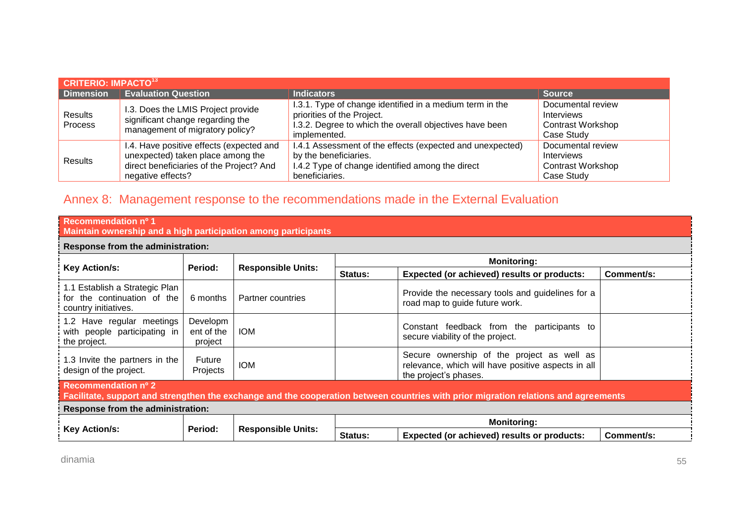| CRITERIO: IMPACTO[13] | | | |
|---|---|---|---|
| **Dimension** | **Evaluation Question** | **Indicators** | **Source** |
| Results Process | I.3. Does the LMIS Project provide significant change regarding the management of migratory policy? | I.3.1. Type of change identified in a medium term in the priorities of the Project.<br>I.3.2. Degree to which the overall objectives have been implemented. | Documental review<br>Interviews<br>Contrast Workshop<br>Case Study |
| Results | I.4. Have positive effects (expected and unexpected) taken place among the direct beneficiaries of the Project? And negative effects? | I.4.1 Assessment of the effects (expected and unexpected) by the beneficiaries.<br>I.4.2 Type of change identified among the direct beneficiaries. | Documental review<br>Interviews<br>Contrast Workshop<br>Case Study |

## Annex 8: Management response to the recommendations made in the External Evaluation

**Recommendation nº 1**
**Maintain ownership and a high participation among participants**

**Response from the administration:**

| Key Action/s: | Period: | Responsible Units: | Monitoring: | | |
|---|---|---|---|---|---|
| | | | **Status:** | **Expected (or achieved) results or products:** | **Comment/s:** |
| 1.1 Establish a Strategic Plan for the continuation of the country initiatives. | 6 months | Partner countries | | Provide the necessary tools and guidelines for a road map to guide future work. | |
| 1.2 Have regular meetings with people participating in the project. | Development of the project | IOM | | Constant feedback from the participants to secure viability of the project. | |
| 1.3 Invite the partners in the design of the project. | Future Projects | IOM | | Secure ownership of the project as well as relevance, which will have positive aspects in all the project's phases. | |

**Recommendation nº 2**
**Facilitate, support and strengthen the exchange and the cooperation between countries with prior migration relations and agreements**

**Response from the administration:**

| Key Action/s: | Period: | Responsible Units: | Monitoring: | | |
|---|---|---|---|---|---|
| | | | **Status:** | **Expected (or achieved) results or products:** | **Comment/s:** |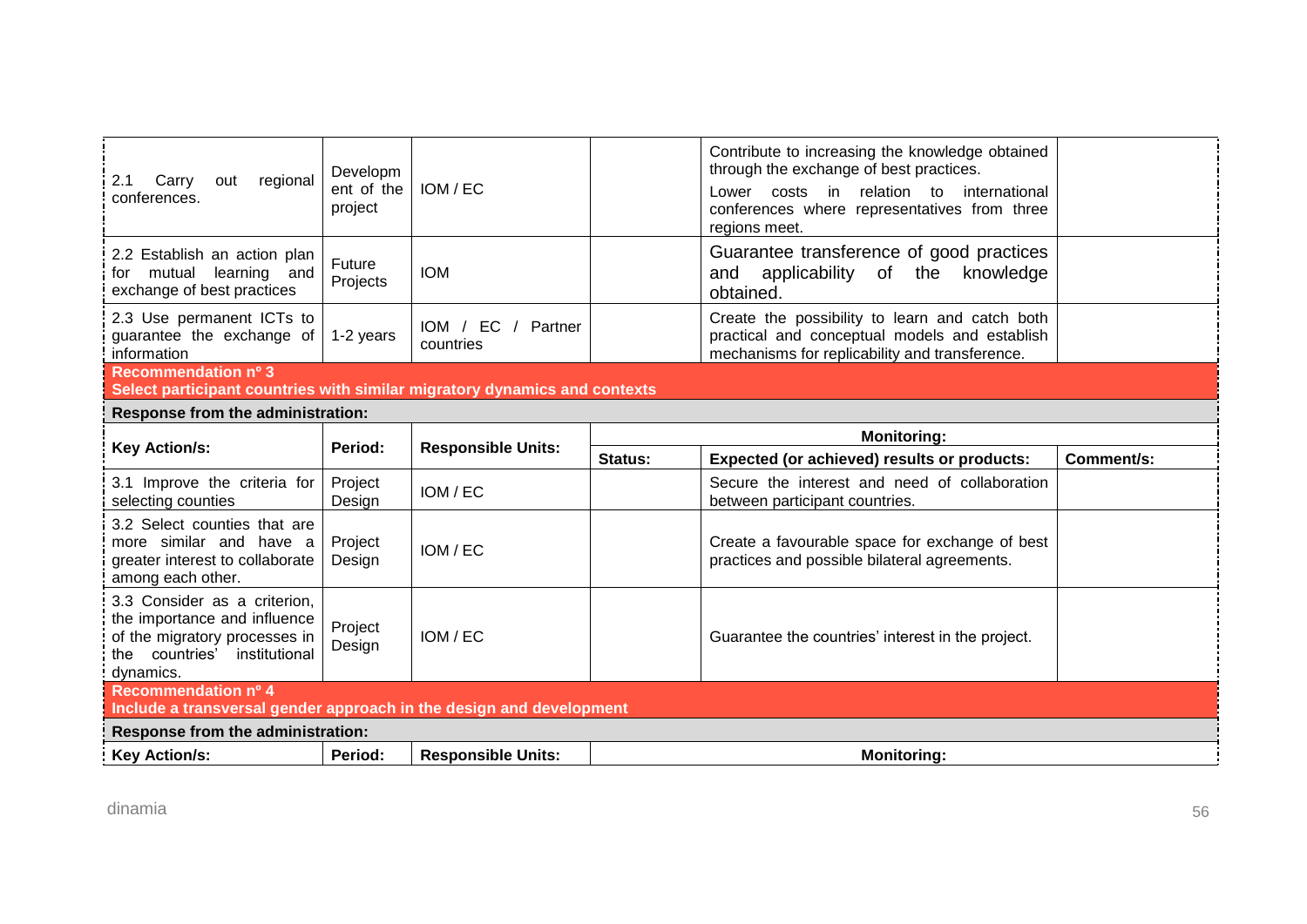| Key Action/s: | Period: | Responsible Units: | Status: | Expected (or achieved) results or products: | Comment/s: |
|---|---|---|---|---|---|
| 2.1 Carry out regional conferences. | Development of the project | IOM / EC | | Contribute to increasing the knowledge obtained through the exchange of best practices. Lower costs in relation to international conferences where representatives from three regions meet. | |
| 2.2 Establish an action plan for mutual learning and exchange of best practices | Future Projects | IOM | | Guarantee transference of good practices and applicability of the knowledge obtained. | |
| 2.3 Use permanent ICTs to guarantee the exchange of information | 1-2 years | IOM / EC / Partner countries | | Create the possibility to learn and catch both practical and conceptual models and establish mechanisms for replicability and transference. | |

**Recommendation nº 3**
**Select participant countries with similar migratory dynamics and contexts**

**Response from the administration:**

| Key Action/s: | Period: | Responsible Units: | Monitoring: | | |
|---|---|---|---|---|---|
| | | | **Status:** | **Expected (or achieved) results or products:** | **Comment/s:** |
| 3.1 Improve the criteria for selecting counties | Project Design | IOM / EC | | Secure the interest and need of collaboration between participant countries. | |
| 3.2 Select counties that are more similar and have a greater interest to collaborate among each other. | Project Design | IOM / EC | | Create a favourable space for exchange of best practices and possible bilateral agreements. | |
| 3.3 Consider as a criterion, the importance and influence of the migratory processes in the countries' institutional dynamics. | Project Design | IOM / EC | | Guarantee the countries' interest in the project. | |

**Recommendation nº 4**
**Include a transversal gender approach in the design and development**

**Response from the administration:**

| Key Action/s: | Period: | Responsible Units: | Monitoring: |
|---|---|---|---|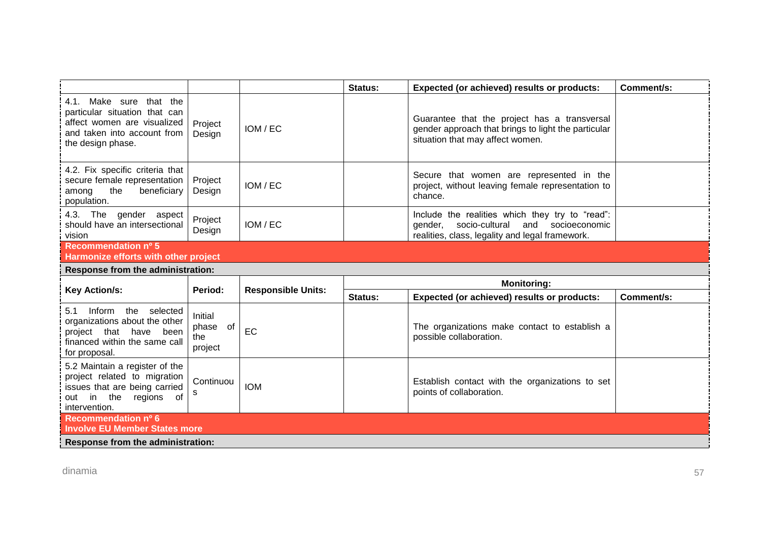| | | | Status: | Expected (or achieved) results or products: | Comment/s: |
|---|---|---|---|---|---|
| 4.1. Make sure that the particular situation that can affect women are visualized and taken into account from the design phase. | Project Design | IOM / EC | | Guarantee that the project has a transversal gender approach that brings to light the particular situation that may affect women. | |
| 4.2. Fix specific criteria that secure female representation among the beneficiary population. | Project Design | IOM / EC | | Secure that women are represented in the project, without leaving female representation to chance. | |
| 4.3. The gender aspect should have an intersectional vision | Project Design | IOM / EC | | Include the realities which they try to "read": gender, socio-cultural and socioeconomic realities, class, legality and legal framework. | |

**Recommendation nº 5**
**Harmonize efforts with other project**

**Response from the administration:**

| Key Action/s: | Period: | Responsible Units: | Monitoring: | | |
|---|---|---|---|---|---|
| | | | Status: | Expected (or achieved) results or products: | Comment/s: |
| 5.1 Inform the selected organizations about the other project that have been financed within the same call for proposal. | Initial phase of the project | EC | | The organizations make contact to establish a possible collaboration. | |
| 5.2 Maintain a register of the project related to migration issues that are being carried out in the regions of intervention. | Continuous | IOM | | Establish contact with the organizations to set points of collaboration. | |

**Recommendation nº 6**
**Involve EU Member States more**

**Response from the administration:**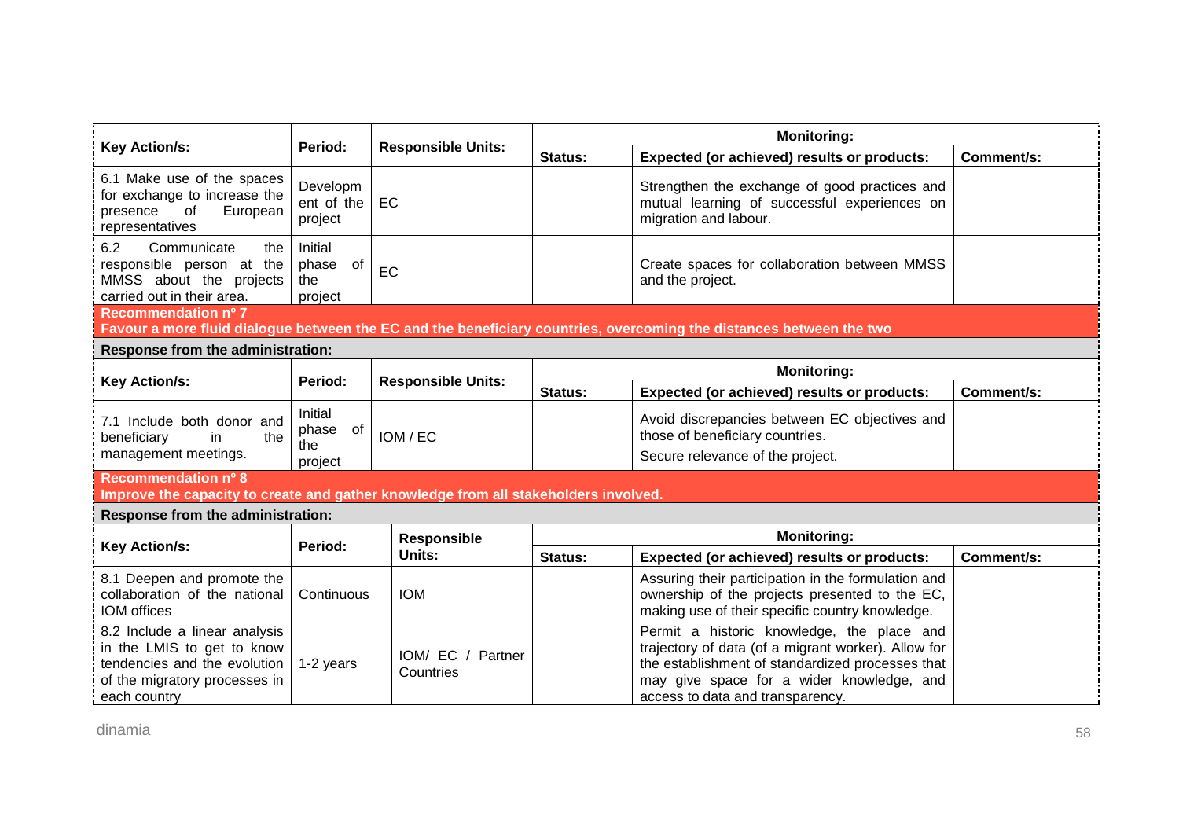| Key Action/s: | Period: | Responsible Units: | Monitoring: | | |
|---|---|---|---|---|---|
| | | | Status: | Expected (or achieved) results or products: | Comment/s: |
| 6.1 Make use of the spaces for exchange to increase the presence of European representatives | Development of the project | EC | | Strengthen the exchange of good practices and mutual learning of successful experiences on migration and labour. | |
| 6.2 Communicate the responsible person at the MMSS about the projects carried out in their area. | Initial phase of the project | EC | | Create spaces for collaboration between MMSS and the project. | |

**Recommendation nº 7**
**Favour a more fluid dialogue between the EC and the beneficiary countries, overcoming the distances between the two**

**Response from the administration:**

| Key Action/s: | Period: | Responsible Units: | Monitoring: | | |
|---|---|---|---|---|---|
| | | | Status: | Expected (or achieved) results or products: | Comment/s: |
| 7.1 Include both donor and beneficiary in the management meetings. | Initial phase of the project | IOM / EC | | Avoid discrepancies between EC objectives and those of beneficiary countries.<br>Secure relevance of the project. | |

**Recommendation nº 8**
**Improve the capacity to create and gather knowledge from all stakeholders involved.**

**Response from the administration:**

| Key Action/s: | Period: | Responsible Units: | Monitoring: | | |
|---|---|---|---|---|---|
| | | | Status: | Expected (or achieved) results or products: | Comment/s: |
| 8.1 Deepen and promote the collaboration of the national IOM offices | Continuous | IOM | | Assuring their participation in the formulation and ownership of the projects presented to the EC, making use of their specific country knowledge. | |
| 8.2 Include a linear analysis in the LMIS to get to know tendencies and the evolution of the migratory processes in each country | 1-2 years | IOM/ EC / Partner Countries | | Permit a historic knowledge, the place and trajectory of data (of a migrant worker). Allow for the establishment of standardized processes that may give space for a wider knowledge, and access to data and transparency. | |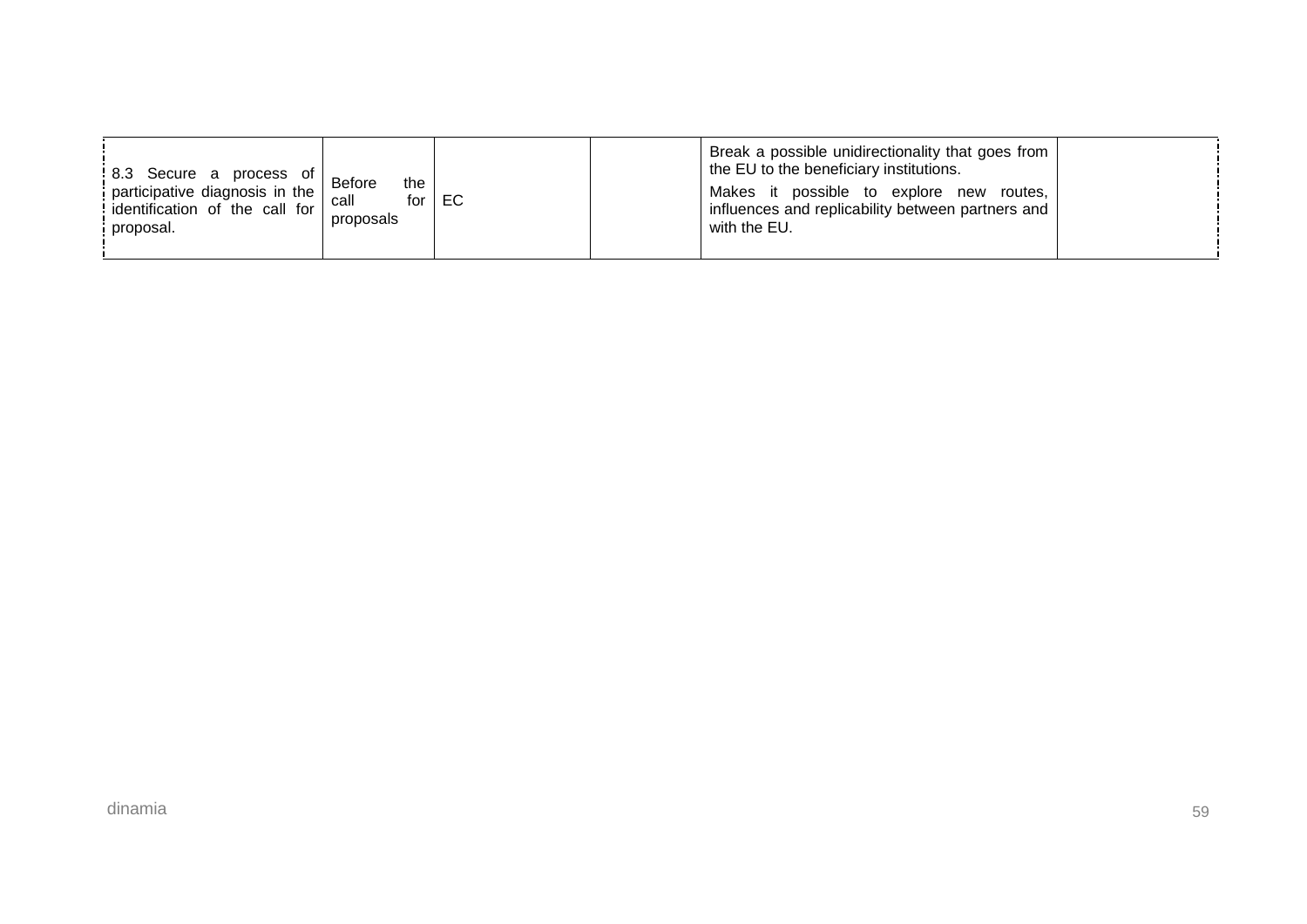| | | | | | |
|---|---|---|---|---|---|
| 8.3 Secure a process of participative diagnosis in the identification of the call for proposal. | Before the call for proposals | EC | | Break a possible unidirectionality that goes from the EU to the beneficiary institutions.<br>Makes it possible to explore new routes, influences and replicability between partners and with the EU. | |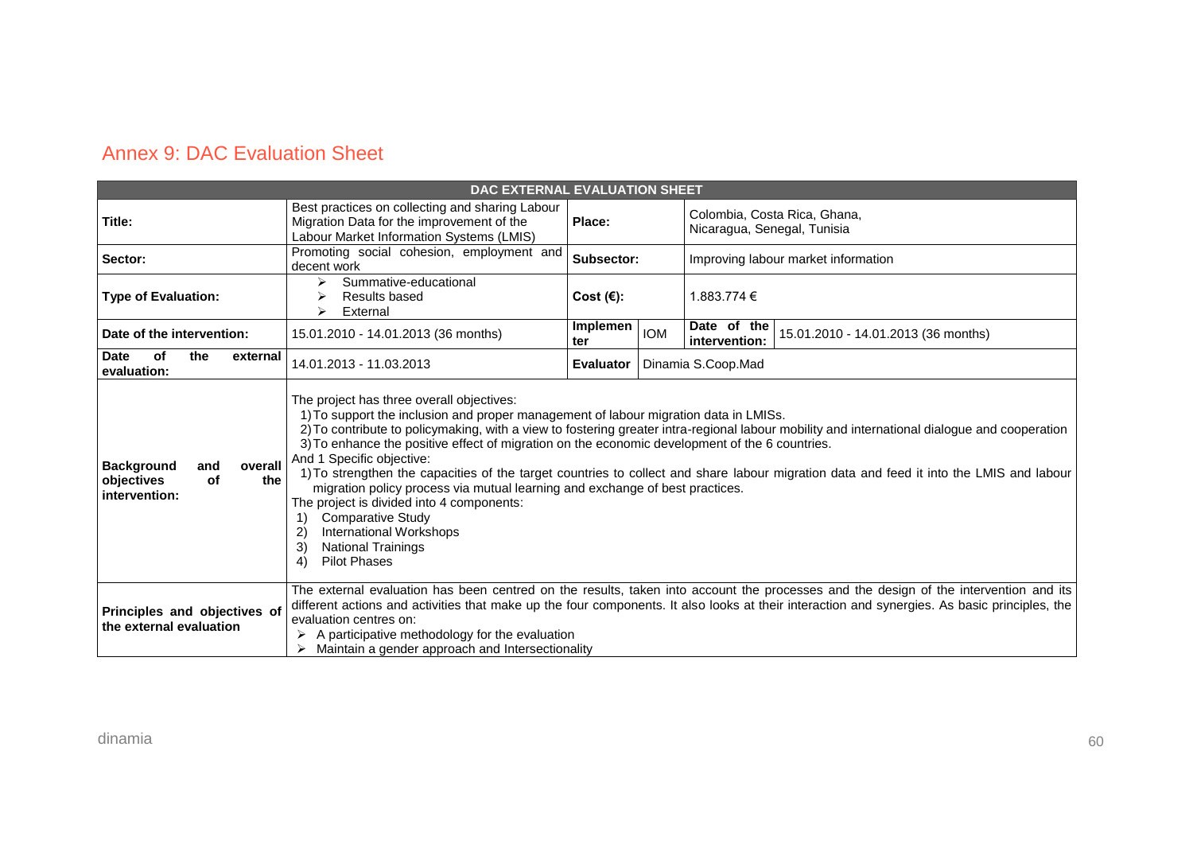## Annex 9: DAC Evaluation Sheet

| DAC EXTERNAL EVALUATION SHEET | | | | | |
|---|---|---|---|---|---|
| **Title:** | Best practices on collecting and sharing Labour Migration Data for the improvement of the Labour Market Information Systems (LMIS) | **Place:** | | Colombia, Costa Rica, Ghana, Nicaragua, Senegal, Tunisia | |
| **Sector:** | Promoting social cohesion, employment and decent work | **Subsector:** | | Improving labour market information | |
| **Type of Evaluation:** | ➢ Summative-educational<br>➢ Results based<br>➢ External | **Cost (€):** | | 1.883.774 € | |
| **Date of the intervention:** | 15.01.2010 - 14.01.2013 (36 months) | **Implementer** | IOM | **Date of the intervention:** | 15.01.2010 - 14.01.2013 (36 months) |
| **Date of the external evaluation:** | 14.01.2013 - 11.03.2013 | **Evaluator** | Dinamia S.Coop.Mad | | |
| **Background and overall objectives of the intervention:** | The project has three overall objectives:<br>1) To support the inclusion and proper management of labour migration data in LMISs.<br>2) To contribute to policymaking, with a view to fostering greater intra-regional labour mobility and international dialogue and cooperation<br>3) To enhance the positive effect of migration on the economic development of the 6 countries.<br>And 1 Specific objective:<br>1) To strengthen the capacities of the target countries to collect and share labour migration data and feed it into the LMIS and labour migration policy process via mutual learning and exchange of best practices.<br>The project is divided into 4 components:<br>1) Comparative Study<br>2) International Workshops<br>3) National Trainings<br>4) Pilot Phases | | | | |
| **Principles and objectives of the external evaluation** | The external evaluation has been centred on the results, taken into account the processes and the design of the intervention and its different actions and activities that make up the four components. It also looks at their interaction and synergies. As basic principles, the evaluation centres on:<br>➢ A participative methodology for the evaluation<br>➢ Maintain a gender approach and Intersectionality | | | | |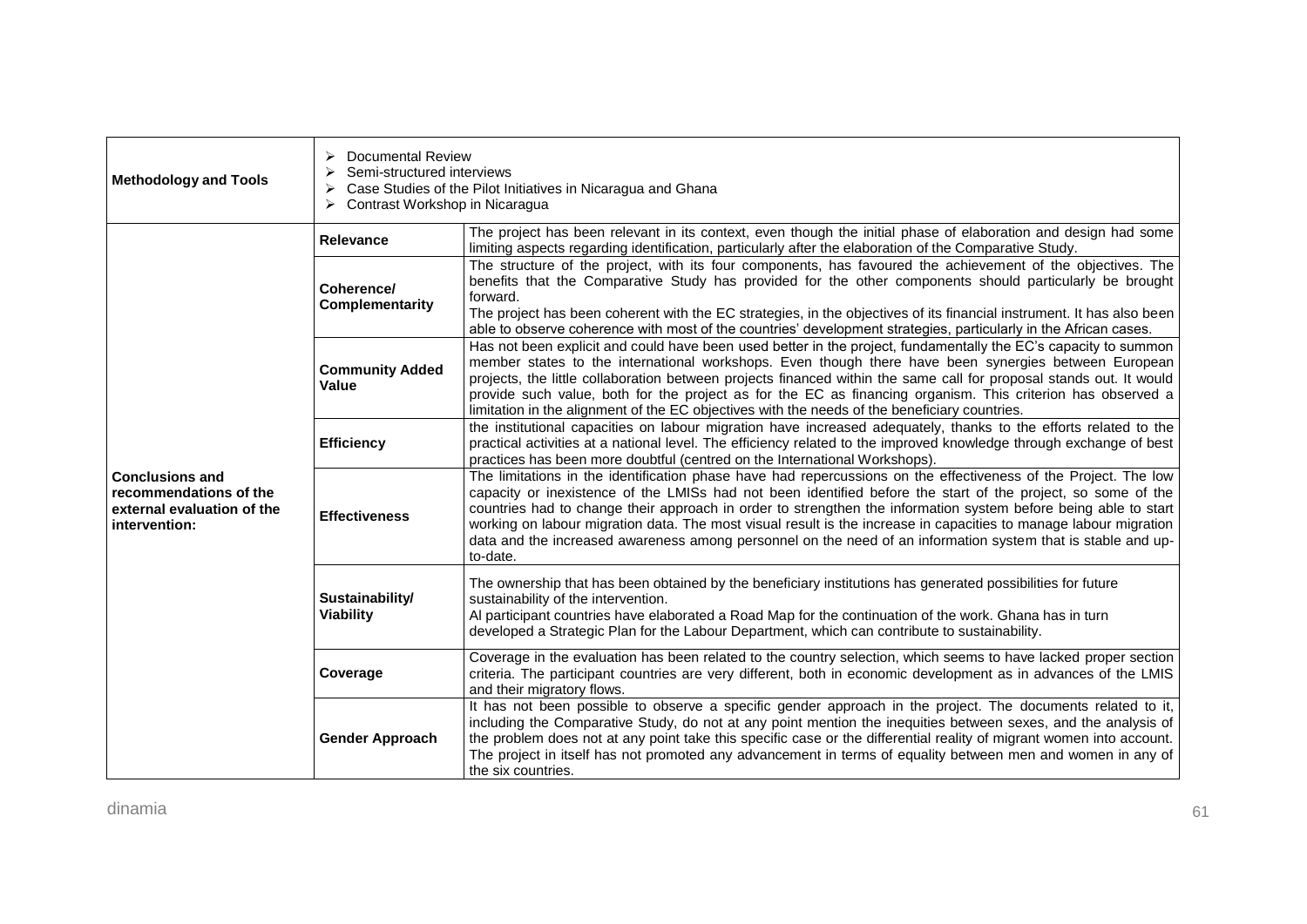| | | |
|---|---|---|
| **Methodology and Tools** | ➢ Documental Review<br>➢ Semi-structured interviews<br>➢ Case Studies of the Pilot Initiatives in Nicaragua and Ghana<br>➢ Contrast Workshop in Nicaragua | |
| **Conclusions and recommendations of the external evaluation of the intervention:** | **Relevance** | The project has been relevant in its context, even though the initial phase of elaboration and design had some limiting aspects regarding identification, particularly after the elaboration of the Comparative Study. |
| | **Coherence/ Complementarity** | The structure of the project, with its four components, has favoured the achievement of the objectives. The benefits that the Comparative Study has provided for the other components should particularly be brought forward.<br>The project has been coherent with the EC strategies, in the objectives of its financial instrument. It has also been able to observe coherence with most of the countries' development strategies, particularly in the African cases. |
| | **Community Added Value** | Has not been explicit and could have been used better in the project, fundamentally the EC's capacity to summon member states to the international workshops. Even though there have been synergies between European projects, the little collaboration between projects financed within the same call for proposal stands out. It would provide such value, both for the project as for the EC as financing organism. This criterion has observed a limitation in the alignment of the EC objectives with the needs of the beneficiary countries. |
| | **Efficiency** | the institutional capacities on labour migration have increased adequately, thanks to the efforts related to the practical activities at a national level. The efficiency related to the improved knowledge through exchange of best practices has been more doubtful (centred on the International Workshops). |
| | **Effectiveness** | The limitations in the identification phase have had repercussions on the effectiveness of the Project. The low capacity or inexistence of the LMISs had not been identified before the start of the project, so some of the countries had to change their approach in order to strengthen the information system before being able to start working on labour migration data. The most visual result is the increase in capacities to manage labour migration data and the increased awareness among personnel on the need of an information system that is stable and up-to-date. |
| | **Sustainability/ Viability** | The ownership that has been obtained by the beneficiary institutions has generated possibilities for future sustainability of the intervention.<br>Al participant countries have elaborated a Road Map for the continuation of the work. Ghana has in turn developed a Strategic Plan for the Labour Department, which can contribute to sustainability. |
| | **Coverage** | Coverage in the evaluation has been related to the country selection, which seems to have lacked proper section criteria. The participant countries are very different, both in economic development as in advances of the LMIS and their migratory flows. |
| | **Gender Approach** | It has not been possible to observe a specific gender approach in the project. The documents related to it, including the Comparative Study, do not at any point mention the inequities between sexes, and the analysis of the problem does not at any point take this specific case or the differential reality of migrant women into account. The project in itself has not promoted any advancement in terms of equality between men and women in any of the six countries. |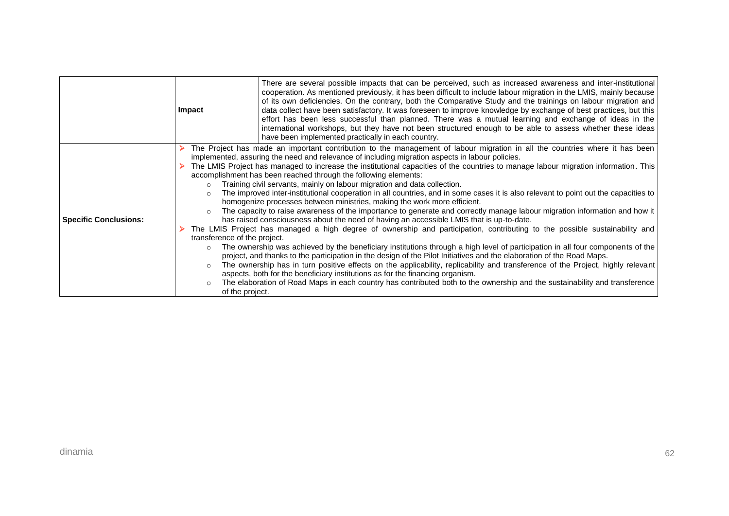| | | |
|---|---|---|
| | **Impact** | There are several possible impacts that can be perceived, such as increased awareness and inter-institutional cooperation. As mentioned previously, it has been difficult to include labour migration in the LMIS, mainly because of its own deficiencies. On the contrary, both the Comparative Study and the trainings on labour migration and data collect have been satisfactory. It was foreseen to improve knowledge by exchange of best practices, but this effort has been less successful than planned. There was a mutual learning and exchange of ideas in the international workshops, but they have not been structured enough to be able to assess whether these ideas have been implemented practically in each country. |
| **Specific Conclusions:** | ➢ The Project has made an important contribution to the management of labour migration in all the countries where it has been implemented, assuring the need and relevance of including migration aspects in labour policies.<br>➢ The LMIS Project has managed to increase the institutional capacities of the countries to manage labour migration information. This accomplishment has been reached through the following elements:<br>○ Training civil servants, mainly on labour migration and data collection.<br>○ The improved inter-institutional cooperation in all countries, and in some cases it is also relevant to point out the capacities to homogenize processes between ministries, making the work more efficient.<br>○ The capacity to raise awareness of the importance to generate and correctly manage labour migration information and how it has raised consciousness about the need of having an accessible LMIS that is up-to-date.<br>➢ The LMIS Project has managed a high degree of ownership and participation, contributing to the possible sustainability and transference of the project.<br>○ The ownership was achieved by the beneficiary institutions through a high level of participation in all four components of the project, and thanks to the participation in the design of the Pilot Initiatives and the elaboration of the Road Maps.<br>○ The ownership has in turn positive effects on the applicability, replicability and transference of the Project, highly relevant aspects, both for the beneficiary institutions as for the financing organism.<br>○ The elaboration of Road Maps in each country has contributed both to the ownership and the sustainability and transference of the project. | |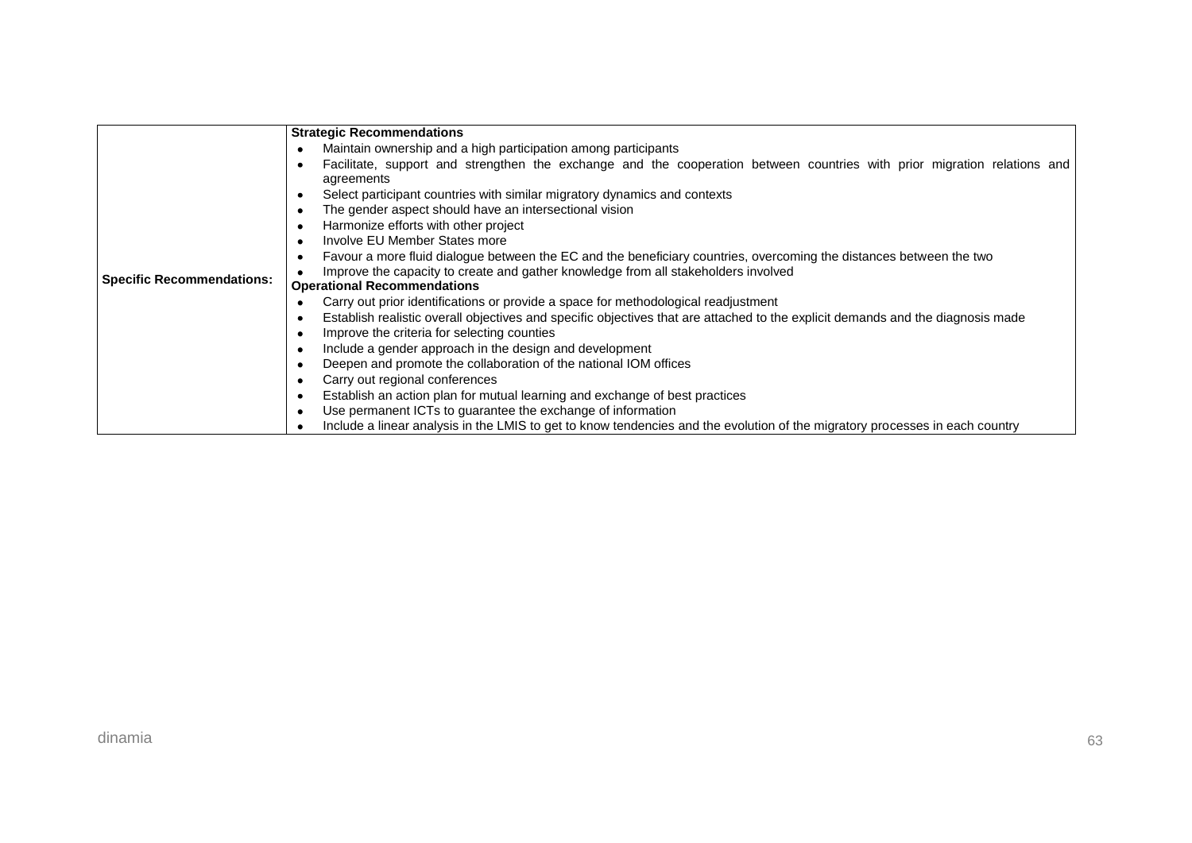| | |
|---|---|
| **Specific Recommendations:** | **Strategic Recommendations**<br>• Maintain ownership and a high participation among participants<br>• Facilitate, support and strengthen the exchange and the cooperation between countries with prior migration relations and agreements<br>• Select participant countries with similar migratory dynamics and contexts<br>• The gender aspect should have an intersectional vision<br>• Harmonize efforts with other project<br>• Involve EU Member States more<br>• Favour a more fluid dialogue between the EC and the beneficiary countries, overcoming the distances between the two<br>• Improve the capacity to create and gather knowledge from all stakeholders involved<br>**Operational Recommendations**<br>• Carry out prior identifications or provide a space for methodological readjustment<br>• Establish realistic overall objectives and specific objectives that are attached to the explicit demands and the diagnosis made<br>• Improve the criteria for selecting counties<br>• Include a gender approach in the design and development<br>• Deepen and promote the collaboration of the national IOM offices<br>• Carry out regional conferences<br>• Establish an action plan for mutual learning and exchange of best practices<br>• Use permanent ICTs to guarantee the exchange of information<br>• Include a linear analysis in the LMIS to get to know tendencies and the evolution of the migratory processes in each country |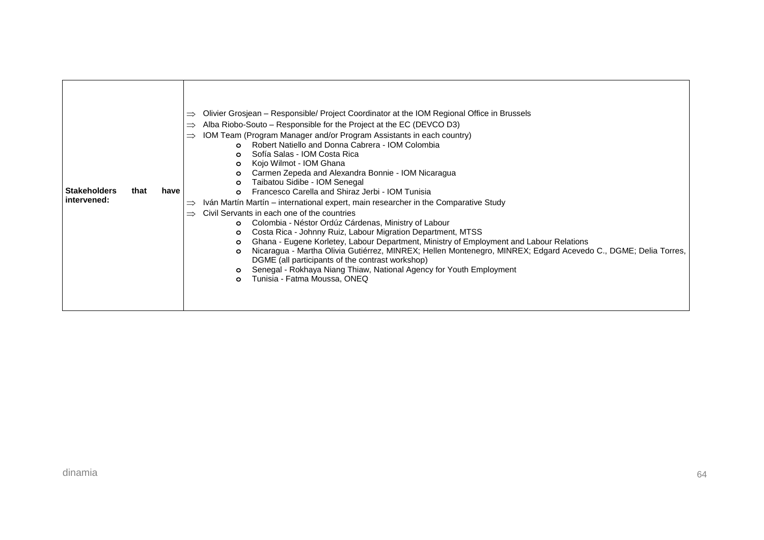| **Stakeholders that have intervened:** | ⇒ Olivier Grosjean – Responsible/ Project Coordinator at the IOM Regional Office in Brussels<br>⇒ Alba Riobo-Souto – Responsible for the Project at the EC (DEVCO D3)<br>⇒ IOM Team (Program Manager and/or Program Assistants in each country)<br>o Robert Natiello and Donna Cabrera - IOM Colombia<br>o Sofía Salas - IOM Costa Rica<br>o Kojo Wilmot - IOM Ghana<br>o Carmen Zepeda and Alexandra Bonnie - IOM Nicaragua<br>o Taibatou Sidibe - IOM Senegal<br>o Francesco Carella and Shiraz Jerbi - IOM Tunisia<br>⇒ Iván Martín Martín – international expert, main researcher in the Comparative Study<br>⇒ Civil Servants in each one of the countries<br>o Colombia - Néstor Ordúz Cárdenas, Ministry of Labour<br>o Costa Rica - Johnny Ruiz, Labour Migration Department, MTSS<br>o Ghana - Eugene Korletey, Labour Department, Ministry of Employment and Labour Relations<br>o Nicaragua - Martha Olivia Gutiérrez, MINREX; Hellen Montenegro, MINREX; Edgard Acevedo C., DGME; Delia Torres, DGME (all participants of the contrast workshop)<br>o Senegal - Rokhaya Niang Thiaw, National Agency for Youth Employment<br>o Tunisia - Fatma Moussa, ONEQ |
|---|---|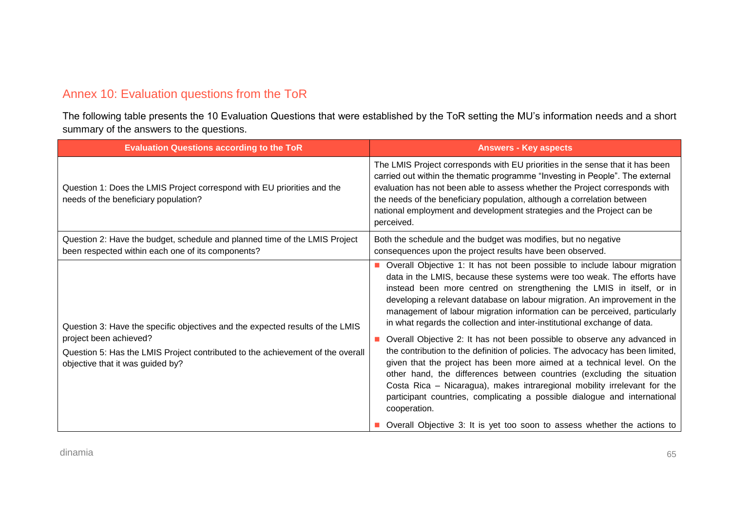## Annex 10: Evaluation questions from the ToR

The following table presents the 10 Evaluation Questions that were established by the ToR setting the MU's information needs and a short summary of the answers to the questions.

| Evaluation Questions according to the ToR | Answers - Key aspects |
|---|---|
| Question 1: Does the LMIS Project correspond with EU priorities and the needs of the beneficiary population? | The LMIS Project corresponds with EU priorities in the sense that it has been carried out within the thematic programme "Investing in People". The external evaluation has not been able to assess whether the Project corresponds with the needs of the beneficiary population, although a correlation between national employment and development strategies and the Project can be perceived. |
| Question 2: Have the budget, schedule and planned time of the LMIS Project been respected within each one of its components? | Both the schedule and the budget was modifies, but no negative consequences upon the project results have been observed. |
| Question 3: Have the specific objectives and the expected results of the LMIS project been achieved?<br><br>Question 5: Has the LMIS Project contributed to the achievement of the overall objective that it was guided by? | ■ Overall Objective 1: It has not been possible to include labour migration data in the LMIS, because these systems were too weak. The efforts have instead been more centred on strengthening the LMIS in itself, or in developing a relevant database on labour migration. An improvement in the management of labour migration information can be perceived, particularly in what regards the collection and inter-institutional exchange of data.<br><br>■ Overall Objective 2: It has not been possible to observe any advanced in the contribution to the definition of policies. The advocacy has been limited, given that the project has been more aimed at a technical level. On the other hand, the differences between countries (excluding the situation Costa Rica – Nicaragua), makes intraregional mobility irrelevant for the participant countries, complicating a possible dialogue and international cooperation.<br><br>■ Overall Objective 3: It is yet too soon to assess whether the actions to |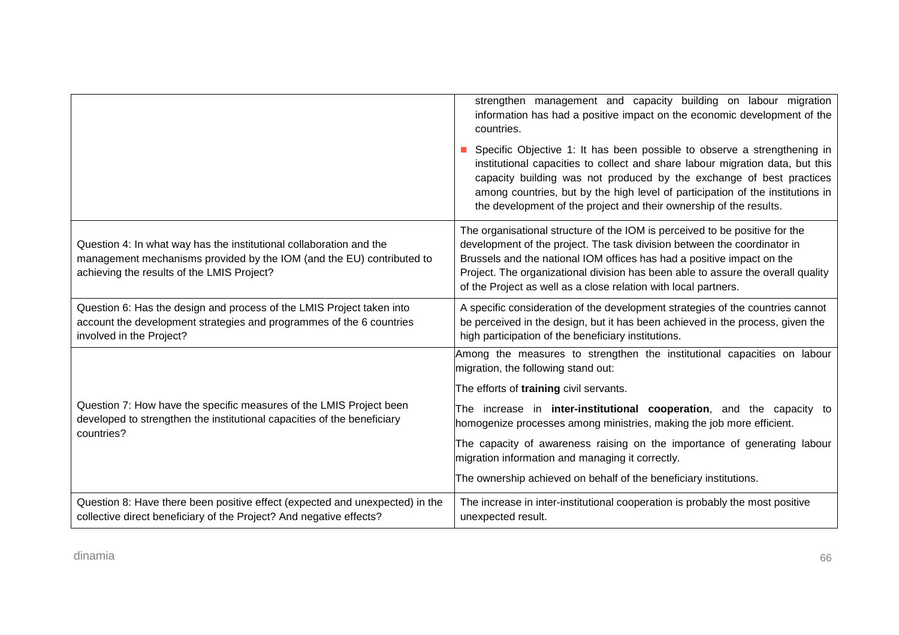| | |
|---|---|
| | strengthen management and capacity building on labour migration information has had a positive impact on the economic development of the countries.<br><br>- Specific Objective 1: It has been possible to observe a strengthening in institutional capacities to collect and share labour migration data, but this capacity building was not produced by the exchange of best practices among countries, but by the high level of participation of the institutions in the development of the project and their ownership of the results. |
| Question 4: In what way has the institutional collaboration and the management mechanisms provided by the IOM (and the EU) contributed to achieving the results of the LMIS Project? | The organisational structure of the IOM is perceived to be positive for the development of the project. The task division between the coordinator in Brussels and the national IOM offices has had a positive impact on the Project. The organizational division has been able to assure the overall quality of the Project as well as a close relation with local partners. |
| Question 6: Has the design and process of the LMIS Project taken into account the development strategies and programmes of the 6 countries involved in the Project? | A specific consideration of the development strategies of the countries cannot be perceived in the design, but it has been achieved in the process, given the high participation of the beneficiary institutions. |
| Question 7: How have the specific measures of the LMIS Project been developed to strengthen the institutional capacities of the beneficiary countries? | Among the measures to strengthen the institutional capacities on labour migration, the following stand out:<br><br>The efforts of **training** civil servants.<br><br>The increase in **inter-institutional cooperation**, and the capacity to homogenize processes among ministries, making the job more efficient.<br><br>The capacity of awareness raising on the importance of generating labour migration information and managing it correctly.<br><br>The ownership achieved on behalf of the beneficiary institutions. |
| Question 8: Have there been positive effect (expected and unexpected) in the collective direct beneficiary of the Project? And negative effects? | The increase in inter-institutional cooperation is probably the most positive unexpected result. |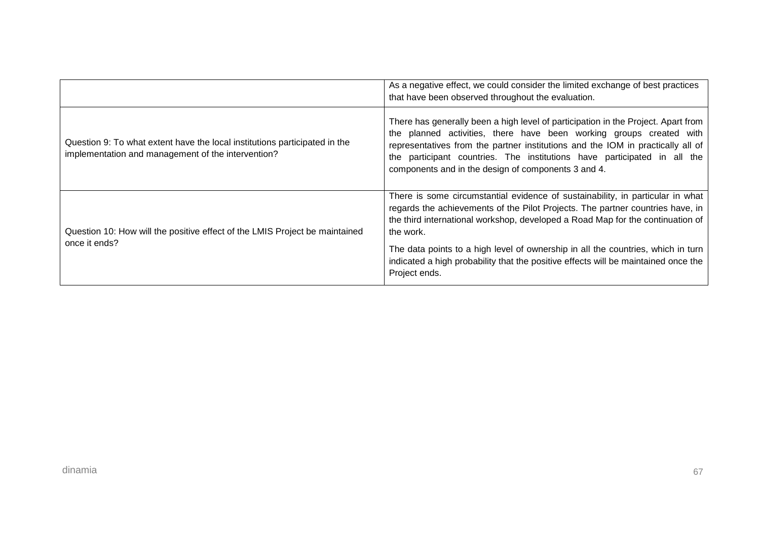| | |
|---|---|
| | As a negative effect, we could consider the limited exchange of best practices that have been observed throughout the evaluation. |
| Question 9: To what extent have the local institutions participated in the implementation and management of the intervention? | There has generally been a high level of participation in the Project. Apart from the planned activities, there have been working groups created with representatives from the partner institutions and the IOM in practically all of the participant countries. The institutions have participated in all the components and in the design of components 3 and 4. |
| Question 10: How will the positive effect of the LMIS Project be maintained once it ends? | There is some circumstantial evidence of sustainability, in particular in what regards the achievements of the Pilot Projects. The partner countries have, in the third international workshop, developed a Road Map for the continuation of the work.<br><br>The data points to a high level of ownership in all the countries, which in turn indicated a high probability that the positive effects will be maintained once the Project ends. |